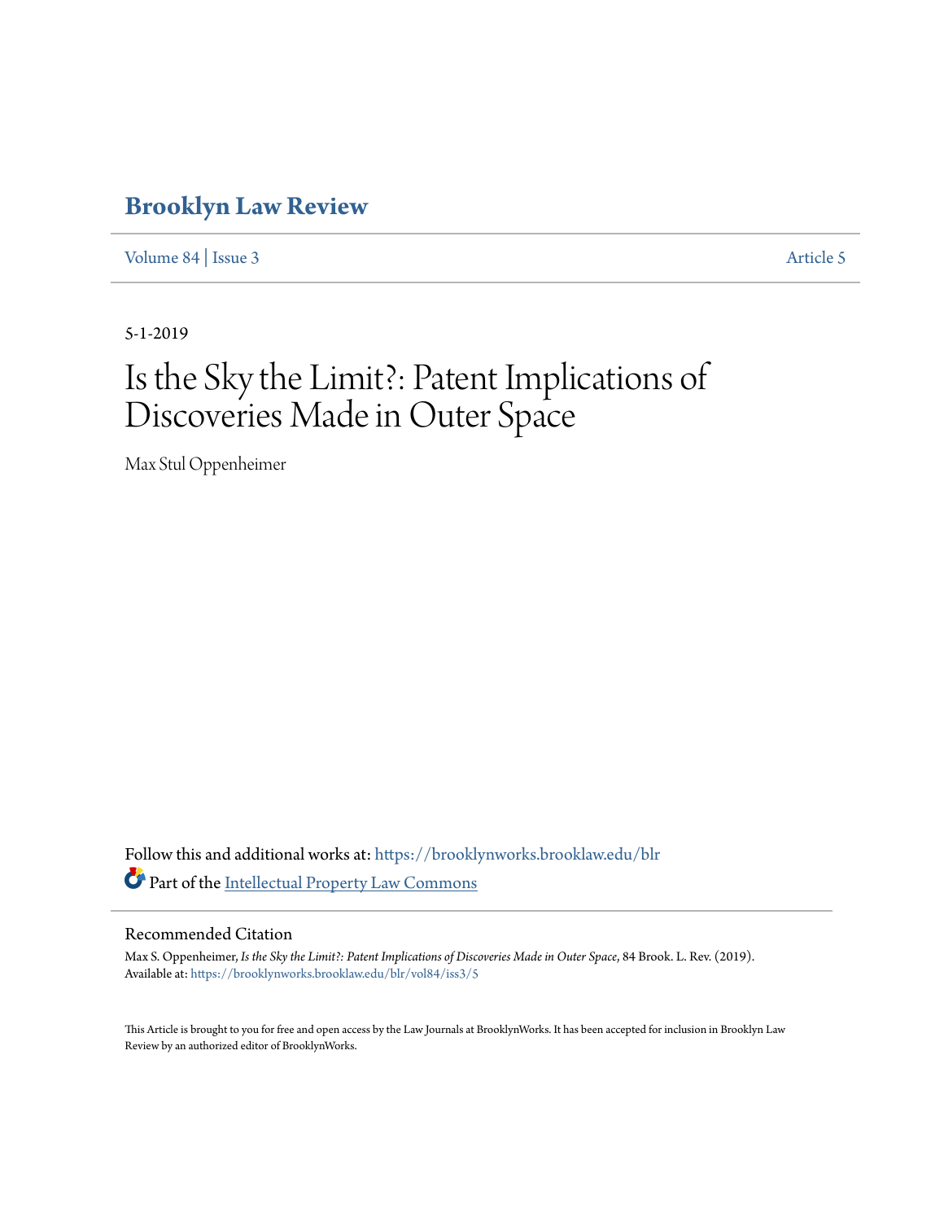# Brooklyn Law Review

Volume 84 | Issue 3 Article 5

5-1-2019

# Is the Sky the Limit?: Patent Implications of Discoveries Made in Outer Space

Max Stul Oppenheimer

Follow this and additional works at: https://brooklynworks.brooklaw.edu/blr

Part of the Intellectual Property Law Commons

## Recommended Citation

Max S. Oppenheimer, *Is the Sky the Limit?: Patent Implications of Discoveries Made in Outer Space*, 84 Brook. L. Rev. (2019).
Available at: https://brooklynworks.brooklaw.edu/blr/vol84/iss3/5

This Article is brought to you for free and open access by the Law Journals at BrooklynWorks. It has been accepted for inclusion in Brooklyn Law Review by an authorized editor of BrooklynWorks.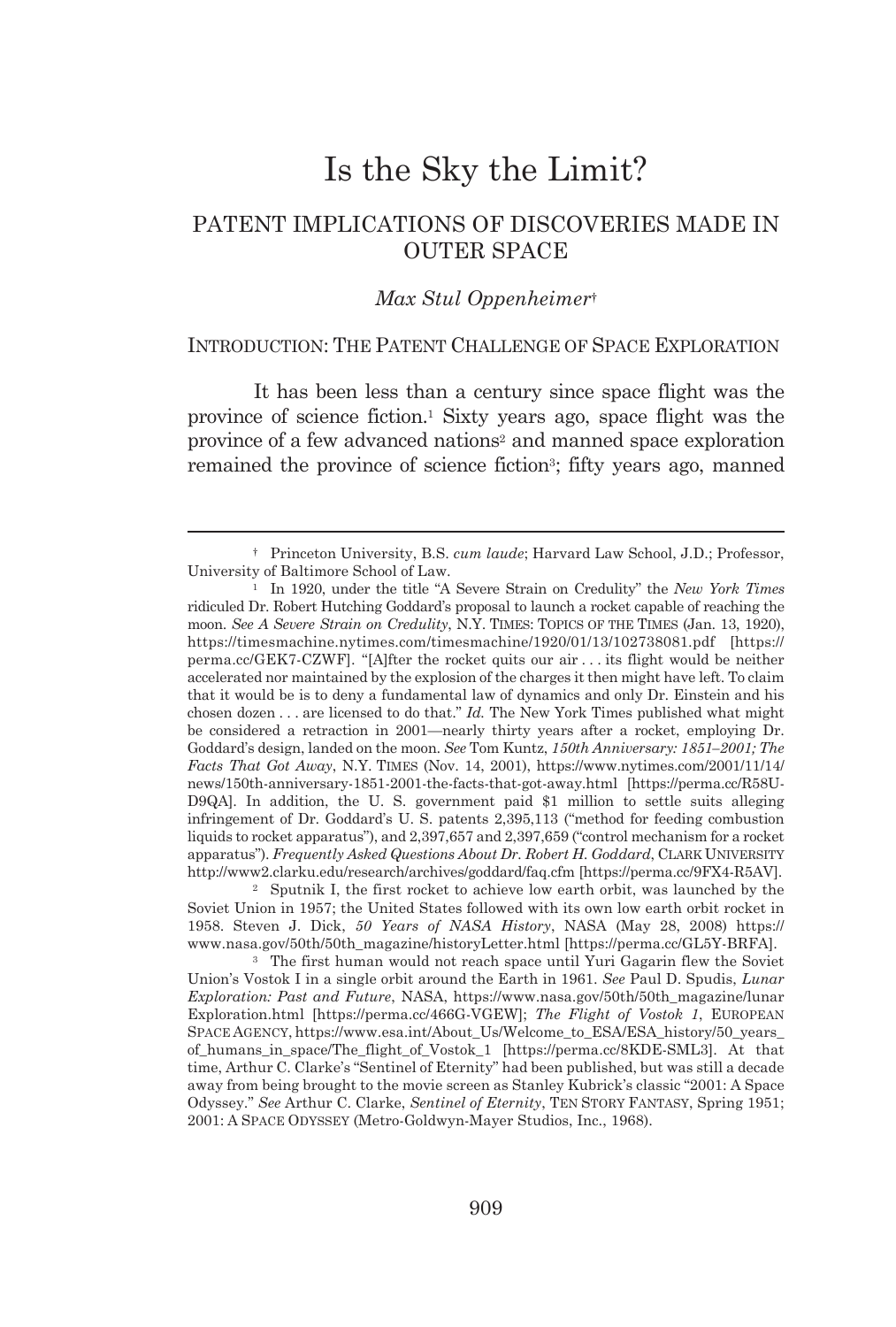# Is the Sky the Limit?

## PATENT IMPLICATIONS OF DISCOVERIES MADE IN OUTER SPACE

*Max Stul Oppenheimer*†

### INTRODUCTION: THE PATENT CHALLENGE OF SPACE EXPLORATION

It has been less than a century since space flight was the province of science fiction.[1] Sixty years ago, space flight was the province of a few advanced nations[2] and manned space exploration remained the province of science fiction[3]; fifty years ago, manned

---

† Princeton University, B.S. *cum laude*; Harvard Law School, J.D.; Professor, University of Baltimore School of Law.

[1] In 1920, under the title "A Severe Strain on Credulity" the *New York Times* ridiculed Dr. Robert Hutching Goddard's proposal to launch a rocket capable of reaching the moon. *See A Severe Strain on Credulity*, N.Y. TIMES: TOPICS OF THE TIMES (Jan. 13, 1920), https://timesmachine.nytimes.com/timesmachine/1920/01/13/102738081.pdf [https://perma.cc/GEK7-CZWF]. "[A]fter the rocket quits our air . . . its flight would be neither accelerated nor maintained by the explosion of the charges it then might have left. To claim that it would be is to deny a fundamental law of dynamics and only Dr. Einstein and his chosen dozen . . . are licensed to do that." *Id.* The New York Times published what might be considered a retraction in 2001—nearly thirty years after a rocket, employing Dr. Goddard's design, landed on the moon. *See* Tom Kuntz, *150th Anniversary: 1851–2001; The Facts That Got Away*, N.Y. TIMES (Nov. 14, 2001), https://www.nytimes.com/2001/11/14/news/150th-anniversary-1851-2001-the-facts-that-got-away.html [https://perma.cc/R58U-D9QA]. In addition, the U. S. government paid $1 million to settle suits alleging infringement of Dr. Goddard's U. S. patents 2,395,113 ("method for feeding combustion liquids to rocket apparatus"), and 2,397,657 and 2,397,659 ("control mechanism for a rocket apparatus"). *Frequently Asked Questions About Dr. Robert H. Goddard*, CLARK UNIVERSITY http://www2.clarku.edu/research/archives/goddard/faq.cfm [https://perma.cc/9FX4-R5AV].

[2] Sputnik I, the first rocket to achieve low earth orbit, was launched by the Soviet Union in 1957; the United States followed with its own low earth orbit rocket in 1958. Steven J. Dick, *50 Years of NASA History*, NASA (May 28, 2008) https://www.nasa.gov/50th/50th_magazine/historyLetter.html [https://perma.cc/GL5Y-BRFA].

[3] The first human would not reach space until Yuri Gagarin flew the Soviet Union's Vostok I in a single orbit around the Earth in 1961. *See* Paul D. Spudis, *Lunar Exploration: Past and Future*, NASA, https://www.nasa.gov/50th/50th_magazine/lunarExploration.html [https://perma.cc/466G-VGEW]; *The Flight of Vostok 1*, EUROPEAN SPACE AGENCY, https://www.esa.int/About_Us/Welcome_to_ESA/ESA_history/50_years_of_humans_in_space/The_flight_of_Vostok_1 [https://perma.cc/8KDE-SML3]. At that time, Arthur C. Clarke's "Sentinel of Eternity" had been published, but was still a decade away from being brought to the movie screen as Stanley Kubrick's classic "2001: A Space Odyssey." *See* Arthur C. Clarke, *Sentinel of Eternity*, TEN STORY FANTASY, Spring 1951; 2001: A SPACE ODYSSEY (Metro-Goldwyn-Mayer Studios, Inc., 1968).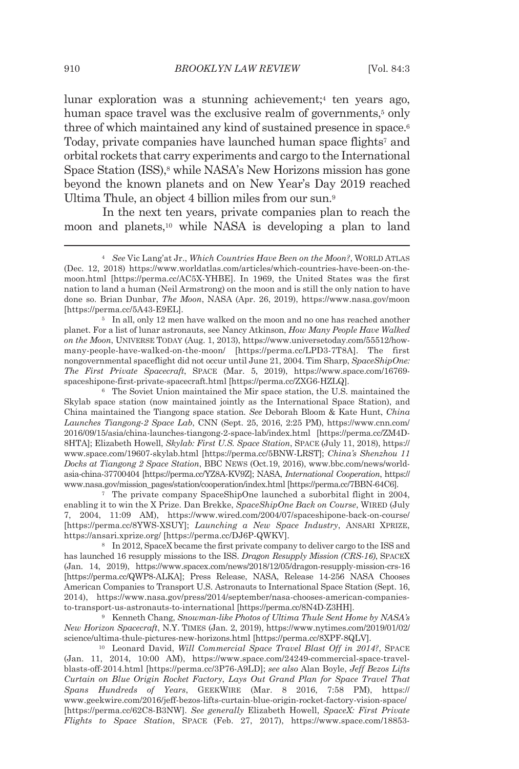lunar exploration was a stunning achievement;[4] ten years ago, human space travel was the exclusive realm of governments,[5] only three of which maintained any kind of sustained presence in space.[6] Today, private companies have launched human space flights[7] and orbital rockets that carry experiments and cargo to the International Space Station (ISS),[8] while NASA's New Horizons mission has gone beyond the known planets and on New Year's Day 2019 reached Ultima Thule, an object 4 billion miles from our sun.[9]

In the next ten years, private companies plan to reach the moon and planets,[10] while NASA is developing a plan to land

---

[4] *See* Vic Lang'at Jr., *Which Countries Have Been on the Moon?*, WORLD ATLAS (Dec. 12, 2018) https://www.worldatlas.com/articles/which-countries-have-been-on-the-moon.html [https://perma.cc/AC5X-YHBE]. In 1969, the United States was the first nation to land a human (Neil Armstrong) on the moon and is still the only nation to have done so. Brian Dunbar, *The Moon*, NASA (Apr. 26, 2019), https://www.nasa.gov/moon [https://perma.cc/5A43-E9EL].

[5] In all, only 12 men have walked on the moon and no one has reached another planet. For a list of lunar astronauts, see Nancy Atkinson, *How Many People Have Walked on the Moon*, UNIVERSE TODAY (Aug. 1, 2013), https://www.universetoday.com/55512/how-many-people-have-walked-on-the-moon/ [https://perma.cc/LPD3-7T8A]. The first nongovernmental spaceflight did not occur until June 21, 2004. Tim Sharp, *SpaceShipOne: The First Private Spacecraft*, SPACE (Mar. 5, 2019), https://www.space.com/16769-spaceshipone-first-private-spacecraft.html [https://perma.cc/ZXG6-HZLQ].

[6] The Soviet Union maintained the Mir space station, the U.S. maintained the Skylab space station (now maintained jointly as the International Space Station), and China maintained the Tiangong space station. *See* Deborah Bloom & Kate Hunt, *China Launches Tiangong-2 Space Lab*, CNN (Sept. 25, 2016, 2:25 PM), https://www.cnn.com/2016/09/15/asia/china-launches-tiangong-2-space-lab/index.html [https://perma.cc/ZM4D-8HTA]; Elizabeth Howell, *Skylab: First U.S. Space Station*, SPACE (July 11, 2018), https://www.space.com/19607-skylab.html [https://perma.cc/5BNW-LRST]; *China's Shenzhou 11 Docks at Tiangong 2 Space Station*, BBC NEWS (Oct.19, 2016), www.bbc.com/news/world-asia-china-37700404 [https://perma.cc/YZ8A-KV9Z]; NASA, *International Cooperation*, https://www.nasa.gov/mission_pages/station/cooperation/index.html [https://perma.cc/7BBN-64C6].

[7] The private company SpaceShipOne launched a suborbital flight in 2004, enabling it to win the X Prize. Dan Brekke, *SpaceShipOne Back on Course*, WIRED (July 7, 2004, 11:09 AM), https://www.wired.com/2004/07/spaceshipone-back-on-course/ [https://perma.cc/8YWS-XSUY]; *Launching a New Space Industry*, ANSARI XPRIZE, https://ansari.xprize.org/ [https://perma.cc/DJ6P-QWKV].

[8] In 2012, SpaceX became the first private company to deliver cargo to the ISS and has launched 16 resupply missions to the ISS. *Dragon Resupply Mission (CRS-16)*, SPACEX (Jan. 14, 2019), https://www.spacex.com/news/2018/12/05/dragon-resupply-mission-crs-16 [https://perma.cc/QWP8-ALKA]; Press Release, NASA, Release 14-256 NASA Chooses American Companies to Transport U.S. Astronauts to International Space Station (Sept. 16, 2014), https://www.nasa.gov/press/2014/september/nasa-chooses-american-companies-to-transport-us-astronauts-to-international [https://perma.cc/8N4D-Z3HH].

[9] Kenneth Chang, *Snowman-like Photos of Ultima Thule Sent Home by NASA's New Horizon Spacecraft*, N.Y. TIMES (Jan. 2, 2019), https://www.nytimes.com/2019/01/02/science/ultima-thule-pictures-new-horizons.html [https://perma.cc/8XPF-8QLV].

[10] Leonard David, *Will Commercial Space Travel Blast Off in 2014?*, SPACE (Jan. 11, 2014, 10:00 AM), https://www.space.com/24249-commercial-space-travel-blasts-off-2014.html [https://perma.cc/3P76-A9LD]; *see also* Alan Boyle, *Jeff Bezos Lifts Curtain on Blue Origin Rocket Factory, Lays Out Grand Plan for Space Travel That Spans Hundreds of Years*, GEEKWIRE (Mar. 8 2016, 7:58 PM), https://www.geekwire.com/2016/jeff-bezos-lifts-curtain-blue-origin-rocket-factory-vision-space/ [https://perma.cc/62C8-B3NW]. *See generally* Elizabeth Howell, *SpaceX: First Private Flights to Space Station*, SPACE (Feb. 27, 2017), https://www.space.com/18853-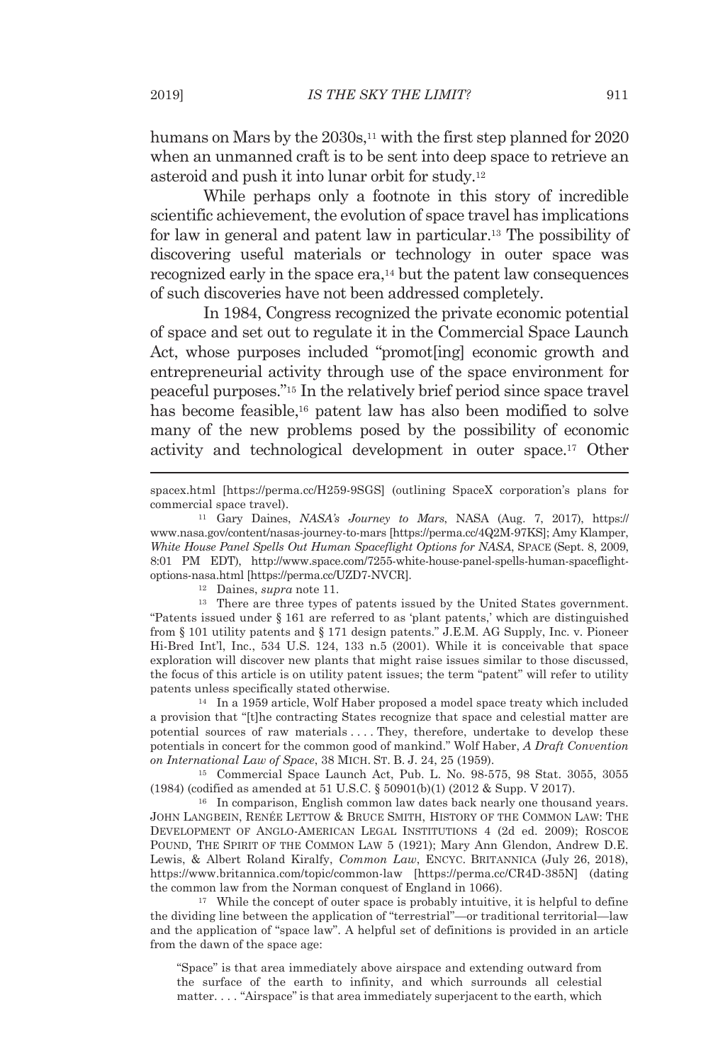humans on Mars by the 2030s,[11] with the first step planned for 2020 when an unmanned craft is to be sent into deep space to retrieve an asteroid and push it into lunar orbit for study.[12]

While perhaps only a footnote in this story of incredible scientific achievement, the evolution of space travel has implications for law in general and patent law in particular.[13] The possibility of discovering useful materials or technology in outer space was recognized early in the space era,[14] but the patent law consequences of such discoveries have not been addressed completely.

In 1984, Congress recognized the private economic potential of space and set out to regulate it in the Commercial Space Launch Act, whose purposes included "promot[ing] economic growth and entrepreneurial activity through use of the space environment for peaceful purposes."[15] In the relatively brief period since space travel has become feasible,[16] patent law has also been modified to solve many of the new problems posed by the possibility of economic activity and technological development in outer space.[17] Other

---

spacex.html [https://perma.cc/H259-9SGS] (outlining SpaceX corporation's plans for commercial space travel).

[11] Gary Daines, *NASA's Journey to Mars*, NASA (Aug. 7, 2017), https://www.nasa.gov/content/nasas-journey-to-mars [https://perma.cc/4Q2M-97KS]; Amy Klamper, *White House Panel Spells Out Human Spaceflight Options for NASA*, SPACE (Sept. 8, 2009, 8:01 PM EDT), http://www.space.com/7255-white-house-panel-spells-human-spaceflight-options-nasa.html [https://perma.cc/UZD7-NVCR].

[12] Daines, *supra* note 11.

[13] There are three types of patents issued by the United States government. "Patents issued under § 161 are referred to as 'plant patents,' which are distinguished from § 101 utility patents and § 171 design patents." J.E.M. AG Supply, Inc. v. Pioneer Hi-Bred Int'l, Inc., 534 U.S. 124, 133 n.5 (2001). While it is conceivable that space exploration will discover new plants that might raise issues similar to those discussed, the focus of this article is on utility patent issues; the term "patent" will refer to utility patents unless specifically stated otherwise.

[14] In a 1959 article, Wolf Haber proposed a model space treaty which included a provision that "[t]he contracting States recognize that space and celestial matter are potential sources of raw materials . . . . They, therefore, undertake to develop these potentials in concert for the common good of mankind." Wolf Haber, *A Draft Convention on International Law of Space*, 38 MICH. ST. B. J. 24, 25 (1959).

[15] Commercial Space Launch Act, Pub. L. No. 98-575, 98 Stat. 3055, 3055 (1984) (codified as amended at 51 U.S.C. § 50901(b)(1) (2012 & Supp. V 2017).

[16] In comparison, English common law dates back nearly one thousand years. JOHN LANGBEIN, RENÉE LETTOW & BRUCE SMITH, HISTORY OF THE COMMON LAW: THE DEVELOPMENT OF ANGLO-AMERICAN LEGAL INSTITUTIONS 4 (2d ed. 2009); ROSCOE POUND, THE SPIRIT OF THE COMMON LAW 5 (1921); Mary Ann Glendon, Andrew D.E. Lewis, & Albert Roland Kiralfy, *Common Law*, ENCYC. BRITANNICA (July 26, 2018), https://www.britannica.com/topic/common-law [https://perma.cc/CR4D-385N] (dating the common law from the Norman conquest of England in 1066).

[17] While the concept of outer space is probably intuitive, it is helpful to define the dividing line between the application of "terrestrial"—or traditional territorial—law and the application of "space law". A helpful set of definitions is provided in an article from the dawn of the space age:

> "Space" is that area immediately above airspace and extending outward from the surface of the earth to infinity, and which surrounds all celestial matter. . . . "Airspace" is that area immediately superjacent to the earth, which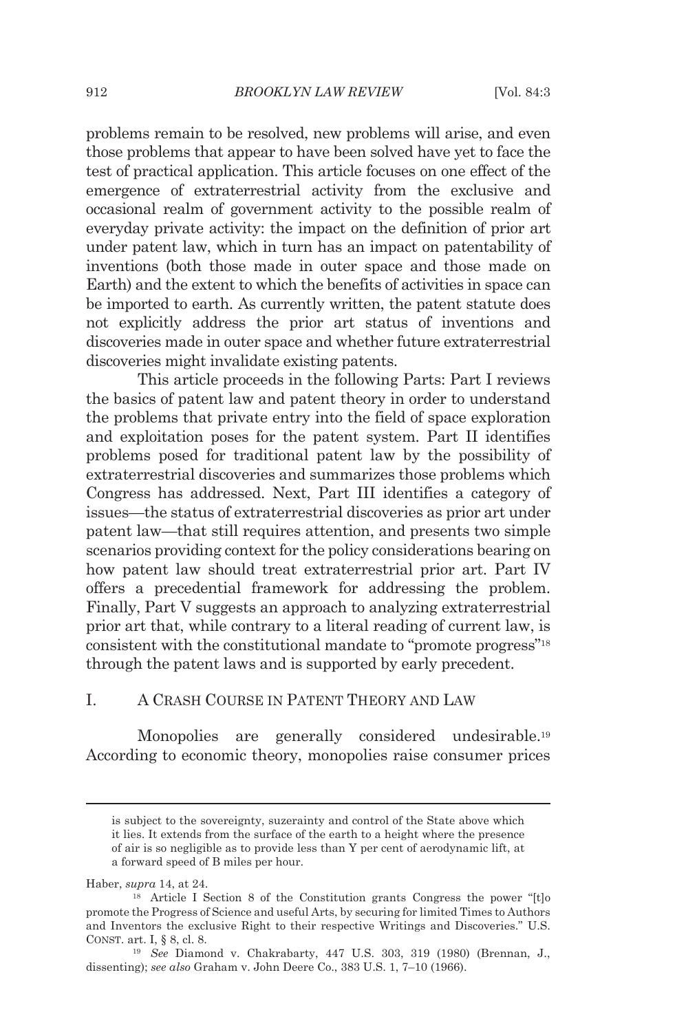problems remain to be resolved, new problems will arise, and even those problems that appear to have been solved have yet to face the test of practical application. This article focuses on one effect of the emergence of extraterrestrial activity from the exclusive and occasional realm of government activity to the possible realm of everyday private activity: the impact on the definition of prior art under patent law, which in turn has an impact on patentability of inventions (both those made in outer space and those made on Earth) and the extent to which the benefits of activities in space can be imported to earth. As currently written, the patent statute does not explicitly address the prior art status of inventions and discoveries made in outer space and whether future extraterrestrial discoveries might invalidate existing patents.

This article proceeds in the following Parts: Part I reviews the basics of patent law and patent theory in order to understand the problems that private entry into the field of space exploration and exploitation poses for the patent system. Part II identifies problems posed for traditional patent law by the possibility of extraterrestrial discoveries and summarizes those problems which Congress has addressed. Next, Part III identifies a category of issues—the status of extraterrestrial discoveries as prior art under patent law—that still requires attention, and presents two simple scenarios providing context for the policy considerations bearing on how patent law should treat extraterrestrial prior art. Part IV offers a precedential framework for addressing the problem. Finally, Part V suggests an approach to analyzing extraterrestrial prior art that, while contrary to a literal reading of current law, is consistent with the constitutional mandate to "promote progress"[18] through the patent laws and is supported by early precedent.

## I. A CRASH COURSE IN PATENT THEORY AND LAW

Monopolies are generally considered undesirable.[19] According to economic theory, monopolies raise consumer prices

---

is subject to the sovereignty, suzerainty and control of the State above which it lies. It extends from the surface of the earth to a height where the presence of air is so negligible as to provide less than Y per cent of aerodynamic lift, at a forward speed of B miles per hour.

Haber, *supra* 14, at 24.

[18] Article I Section 8 of the Constitution grants Congress the power "[t]o promote the Progress of Science and useful Arts, by securing for limited Times to Authors and Inventors the exclusive Right to their respective Writings and Discoveries." U.S. CONST. art. I, § 8, cl. 8.

[19] *See* Diamond v. Chakrabarty, 447 U.S. 303, 319 (1980) (Brennan, J., dissenting); *see also* Graham v. John Deere Co., 383 U.S. 1, 7–10 (1966).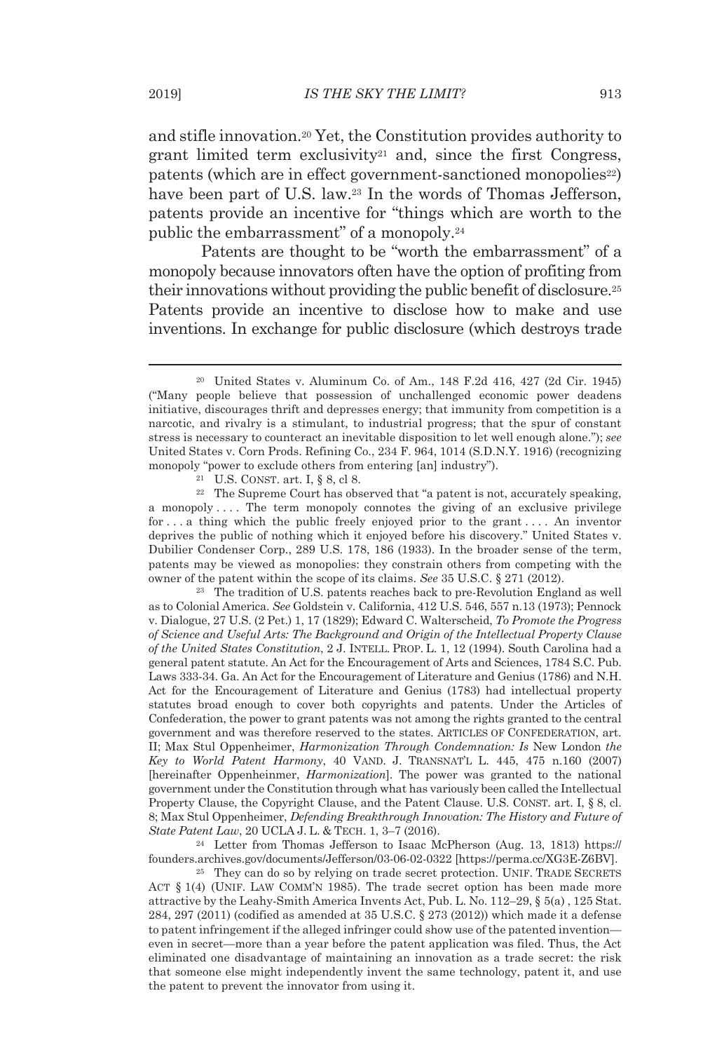and stifle innovation.[20] Yet, the Constitution provides authority to grant limited term exclusivity[21] and, since the first Congress, patents (which are in effect government-sanctioned monopolies[22]) have been part of U.S. law.[23] In the words of Thomas Jefferson, patents provide an incentive for "things which are worth to the public the embarrassment" of a monopoly.[24]

Patents are thought to be "worth the embarrassment" of a monopoly because innovators often have the option of profiting from their innovations without providing the public benefit of disclosure.[25] Patents provide an incentive to disclose how to make and use inventions. In exchange for public disclosure (which destroys trade

---

[20] United States v. Aluminum Co. of Am., 148 F.2d 416, 427 (2d Cir. 1945) ("Many people believe that possession of unchallenged economic power deadens initiative, discourages thrift and depresses energy; that immunity from competition is a narcotic, and rivalry is a stimulant, to industrial progress; that the spur of constant stress is necessary to counteract an inevitable disposition to let well enough alone."); *see* United States v. Corn Prods. Refining Co., 234 F. 964, 1014 (S.D.N.Y. 1916) (recognizing monopoly "power to exclude others from entering [an] industry").

[21] U.S. CONST. art. I, § 8, cl 8.

[22] The Supreme Court has observed that "a patent is not, accurately speaking, a monopoly . . . . The term monopoly connotes the giving of an exclusive privilege for . . . a thing which the public freely enjoyed prior to the grant . . . . An inventor deprives the public of nothing which it enjoyed before his discovery." United States v. Dubilier Condenser Corp., 289 U.S. 178, 186 (1933). In the broader sense of the term, patents may be viewed as monopolies: they constrain others from competing with the owner of the patent within the scope of its claims. *See* 35 U.S.C. § 271 (2012).

[23] The tradition of U.S. patents reaches back to pre-Revolution England as well as to Colonial America. *See* Goldstein v. California, 412 U.S. 546, 557 n.13 (1973); Pennock v. Dialogue, 27 U.S. (2 Pet.) 1, 17 (1829); Edward C. Walterscheid, *To Promote the Progress of Science and Useful Arts: The Background and Origin of the Intellectual Property Clause of the United States Constitution*, 2 J. INTELL. PROP. L. 1, 12 (1994). South Carolina had a general patent statute. An Act for the Encouragement of Arts and Sciences, 1784 S.C. Pub. Laws 333-34. Ga. An Act for the Encouragement of Literature and Genius (1786) and N.H. Act for the Encouragement of Literature and Genius (1783) had intellectual property statutes broad enough to cover both copyrights and patents. Under the Articles of Confederation, the power to grant patents was not among the rights granted to the central government and was therefore reserved to the states. ARTICLES OF CONFEDERATION, art. II; Max Stul Oppenheimer, *Harmonization Through Condemnation: Is* New London *the Key to World Patent Harmony*, 40 VAND. J. TRANSNAT'L L. 445, 475 n.160 (2007) [hereinafter Oppenheinmer, *Harmonization*]. The power was granted to the national government under the Constitution through what has variously been called the Intellectual Property Clause, the Copyright Clause, and the Patent Clause. U.S. CONST. art. I, § 8, cl. 8; Max Stul Oppenheimer, *Defending Breakthrough Innovation: The History and Future of State Patent Law*, 20 UCLA J. L. & TECH. 1, 3–7 (2016).

[24] Letter from Thomas Jefferson to Isaac McPherson (Aug. 13, 1813) https://founders.archives.gov/documents/Jefferson/03-06-02-0322 [https://perma.cc/XG3E-Z6BV].

[25] They can do so by relying on trade secret protection. UNIF. TRADE SECRETS ACT § 1(4) (UNIF. LAW COMM'N 1985). The trade secret option has been made more attractive by the Leahy-Smith America Invents Act, Pub. L. No. 112–29, § 5(a) , 125 Stat. 284, 297 (2011) (codified as amended at 35 U.S.C. § 273 (2012)) which made it a defense to patent infringement if the alleged infringer could show use of the patented invention—even in secret—more than a year before the patent application was filed. Thus, the Act eliminated one disadvantage of maintaining an innovation as a trade secret: the risk that someone else might independently invent the same technology, patent it, and use the patent to prevent the innovator from using it.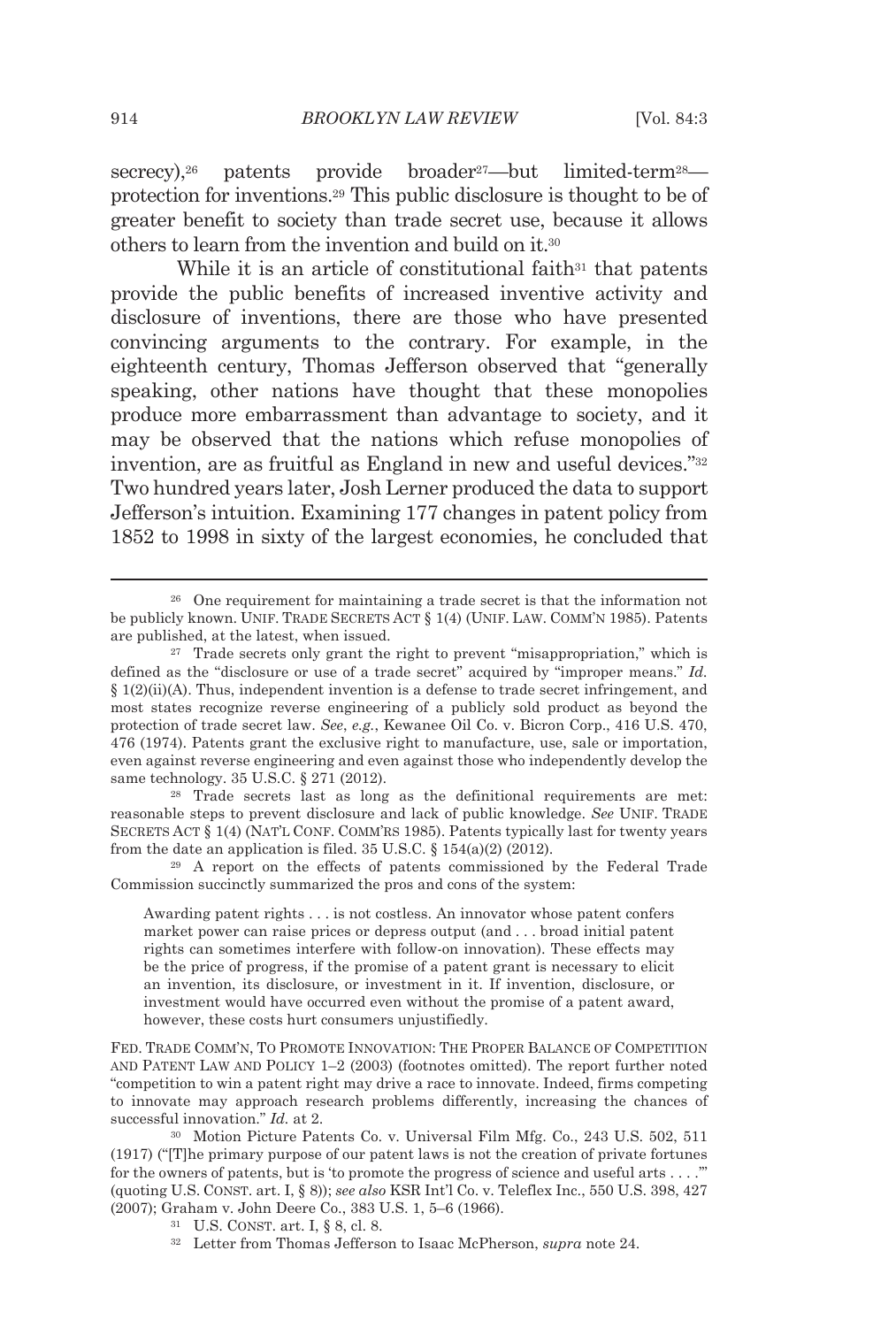secrecy),[26] patents provide broader[27]—but limited-term[28]—protection for inventions.[29] This public disclosure is thought to be of greater benefit to society than trade secret use, because it allows others to learn from the invention and build on it.[30]

While it is an article of constitutional faith[31] that patents provide the public benefits of increased inventive activity and disclosure of inventions, there are those who have presented convincing arguments to the contrary. For example, in the eighteenth century, Thomas Jefferson observed that "generally speaking, other nations have thought that these monopolies produce more embarrassment than advantage to society, and it may be observed that the nations which refuse monopolies of invention, are as fruitful as England in new and useful devices."[32] Two hundred years later, Josh Lerner produced the data to support Jefferson's intuition. Examining 177 changes in patent policy from 1852 to 1998 in sixty of the largest economies, he concluded that

---

[26] One requirement for maintaining a trade secret is that the information not be publicly known. UNIF. TRADE SECRETS ACT § 1(4) (UNIF. LAW. COMM'N 1985). Patents are published, at the latest, when issued.

[27] Trade secrets only grant the right to prevent "misappropriation," which is defined as the "disclosure or use of a trade secret" acquired by "improper means." *Id.* § 1(2)(ii)(A). Thus, independent invention is a defense to trade secret infringement, and most states recognize reverse engineering of a publicly sold product as beyond the protection of trade secret law. *See, e.g.*, Kewanee Oil Co. v. Bicron Corp., 416 U.S. 470, 476 (1974). Patents grant the exclusive right to manufacture, use, sale or importation, even against reverse engineering and even against those who independently develop the same technology. 35 U.S.C. § 271 (2012).

[28] Trade secrets last as long as the definitional requirements are met: reasonable steps to prevent disclosure and lack of public knowledge. *See* UNIF. TRADE SECRETS ACT § 1(4) (NAT'L CONF. COMM'RS 1985). Patents typically last for twenty years from the date an application is filed. 35 U.S.C. § 154(a)(2) (2012).

[29] A report on the effects of patents commissioned by the Federal Trade Commission succinctly summarized the pros and cons of the system:

> Awarding patent rights . . . is not costless. An innovator whose patent confers market power can raise prices or depress output (and . . . broad initial patent rights can sometimes interfere with follow-on innovation). These effects may be the price of progress, if the promise of a patent grant is necessary to elicit an invention, its disclosure, or investment in it. If invention, disclosure, or investment would have occurred even without the promise of a patent award, however, these costs hurt consumers unjustifiedly.

FED. TRADE COMM'N, TO PROMOTE INNOVATION: THE PROPER BALANCE OF COMPETITION AND PATENT LAW AND POLICY 1–2 (2003) (footnotes omitted). The report further noted "competition to win a patent right may drive a race to innovate. Indeed, firms competing to innovate may approach research problems differently, increasing the chances of successful innovation." *Id.* at 2.

[30] Motion Picture Patents Co. v. Universal Film Mfg. Co., 243 U.S. 502, 511 (1917) ("[T]he primary purpose of our patent laws is not the creation of private fortunes for the owners of patents, but is 'to promote the progress of science and useful arts . . . .'" (quoting U.S. CONST. art. I, § 8)); *see also* KSR Int'l Co. v. Teleflex Inc., 550 U.S. 398, 427 (2007); Graham v. John Deere Co., 383 U.S. 1, 5–6 (1966).

[31] U.S. CONST. art. I, § 8, cl. 8.

[32] Letter from Thomas Jefferson to Isaac McPherson, *supra* note 24.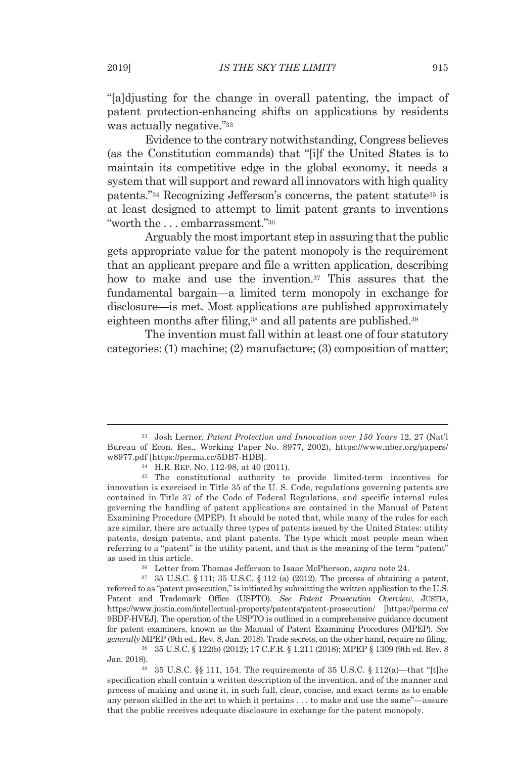"[a]djusting for the change in overall patenting, the impact of patent protection-enhancing shifts on applications by residents was actually negative."[33]

Evidence to the contrary notwithstanding, Congress believes (as the Constitution commands) that "[i]f the United States is to maintain its competitive edge in the global economy, it needs a system that will support and reward all innovators with high quality patents."[34] Recognizing Jefferson's concerns, the patent statute[35] is at least designed to attempt to limit patent grants to inventions "worth the . . . embarrassment."[36]

Arguably the most important step in assuring that the public gets appropriate value for the patent monopoly is the requirement that an applicant prepare and file a written application, describing how to make and use the invention.[37] This assures that the fundamental bargain—a limited term monopoly in exchange for disclosure—is met. Most applications are published approximately eighteen months after filing,[38] and all patents are published.[39]

The invention must fall within at least one of four statutory categories: (1) machine; (2) manufacture; (3) composition of matter;

---

[33] Josh Lerner, *Patent Protection and Innovation over 150 Years* 12, 27 (Nat'l Bureau of Econ. Res., Working Paper No. 8977, 2002), https://www.nber.org/papers/w8977.pdf [https://perma.cc/5DB7-HDB].

[34] H.R. REP. NO. 112-98, at 40 (2011).

[35] The constitutional authority to provide limited-term incentives for innovation is exercised in Title 35 of the U. S. Code, regulations governing patents are contained in Title 37 of the Code of Federal Regulations, and specific internal rules governing the handling of patent applications are contained in the Manual of Patent Examining Procedure (MPEP). It should be noted that, while many of the rules for each are similar, there are actually three types of patents issued by the United States: utility patents, design patents, and plant patents. The type which most people mean when referring to a "patent" is the utility patent, and that is the meaning of the term "patent" as used in this article.

[36] Letter from Thomas Jefferson to Isaac McPherson, *supra* note 24.

[37] 35 U.S.C. § 111; 35 U.S.C. § 112 (a) (2012). The process of obtaining a patent, referred to as "patent prosecution," is initiated by submitting the written application to the U.S. Patent and Trademark Office (USPTO). *See Patent Prosecution Overview*, JUSTIA, https://www.justia.com/intellectual-property/patents/patent-prosecution/ [https://perma.cc/9BDF-HVEJ]. The operation of the USPTO is outlined in a comprehensive guidance document for patent examiners, known as the Manual of Patent Examining Procedures (MPEP). *See generally* MPEP (9th ed., Rev. 8, Jan. 2018). Trade secrets, on the other hand, require no filing.

[38] 35 U.S.C. § 122(b) (2012); 17 C.F.R. § 1.211 (2018); MPEP § 1309 (9th ed. Rev. 8 Jan. 2018).

[39] 35 U.S.C. §§ 111, 154. The requirements of 35 U.S.C. § 112(a)—that "[t]he specification shall contain a written description of the invention, and of the manner and process of making and using it, in such full, clear, concise, and exact terms as to enable any person skilled in the art to which it pertains . . . to make and use the same"—assure that the public receives adequate disclosure in exchange for the patent monopoly.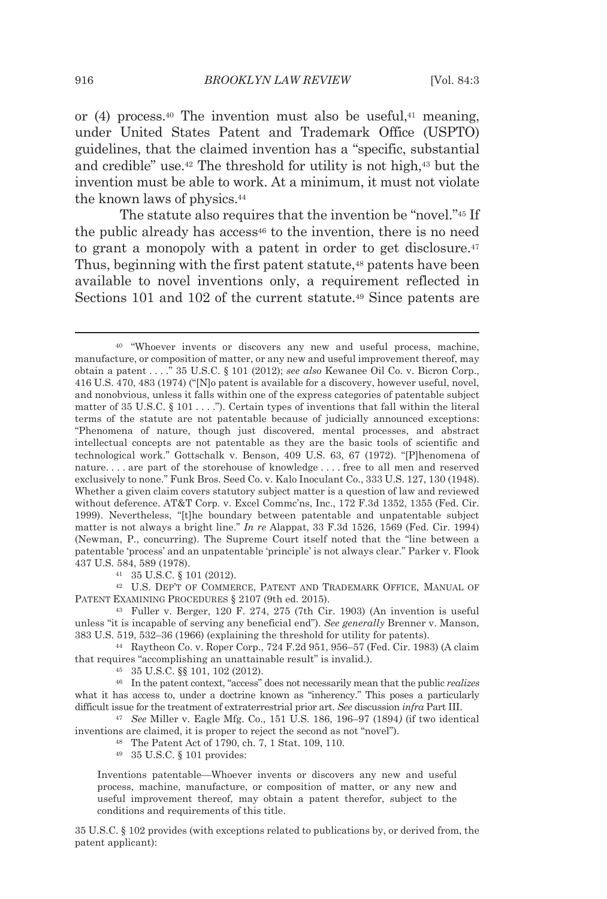or (4) process.[40] The invention must also be useful,[41] meaning, under United States Patent and Trademark Office (USPTO) guidelines, that the claimed invention has a "specific, substantial and credible" use.[42] The threshold for utility is not high,[43] but the invention must be able to work. At a minimum, it must not violate the known laws of physics.[44]

The statute also requires that the invention be "novel."[45] If the public already has access[46] to the invention, there is no need to grant a monopoly with a patent in order to get disclosure.[47] Thus, beginning with the first patent statute,[48] patents have been available to novel inventions only, a requirement reflected in Sections 101 and 102 of the current statute.[49] Since patents are

---

[40] "Whoever invents or discovers any new and useful process, machine, manufacture, or composition of matter, or any new and useful improvement thereof, may obtain a patent . . . ." 35 U.S.C. § 101 (2012); *see also* Kewanee Oil Co. v. Bicron Corp., 416 U.S. 470, 483 (1974) ("[N]o patent is available for a discovery, however useful, novel, and nonobvious, unless it falls within one of the express categories of patentable subject matter of 35 U.S.C. § 101 . . . ."). Certain types of inventions that fall within the literal terms of the statute are not patentable because of judicially announced exceptions: "Phenomena of nature, though just discovered, mental processes, and abstract intellectual concepts are not patentable as they are the basic tools of scientific and technological work." Gottschalk v. Benson, 409 U.S. 63, 67 (1972). "[P]henomena of nature. . . . are part of the storehouse of knowledge . . . . free to all men and reserved exclusively to none." Funk Bros. Seed Co. v. Kalo Inoculant Co., 333 U.S. 127, 130 (1948). Whether a given claim covers statutory subject matter is a question of law and reviewed without deference. AT&T Corp. v. Excel Commc'ns, Inc., 172 F.3d 1352, 1355 (Fed. Cir. 1999). Nevertheless, "[t]he boundary between patentable and unpatentable subject matter is not always a bright line." *In re* Alappat, 33 F.3d 1526, 1569 (Fed. Cir. 1994) (Newman, P., concurring). The Supreme Court itself noted that the "line between a patentable 'process' and an unpatentable 'principle' is not always clear." Parker v. Flook 437 U.S. 584, 589 (1978).

[41] 35 U.S.C. § 101 (2012).

[42] U.S. DEP'T OF COMMERCE, PATENT AND TRADEMARK OFFICE, MANUAL OF PATENT EXAMINING PROCEDURES § 2107 (9th ed. 2015).

[43] Fuller v. Berger, 120 F. 274, 275 (7th Cir. 1903) (An invention is useful unless "it is incapable of serving any beneficial end"). *See generally* Brenner v. Manson, 383 U.S. 519, 532–36 (1966) (explaining the threshold for utility for patents).

[44] Raytheon Co. v. Roper Corp., 724 F.2d 951, 956–57 (Fed. Cir. 1983) (A claim that requires "accomplishing an unattainable result" is invalid.).

[45] 35 U.S.C. §§ 101, 102 (2012).

[46] In the patent context, "access" does not necessarily mean that the public *realizes* what it has access to, under a doctrine known as "inherency." This poses a particularly difficult issue for the treatment of extraterrestrial prior art. *See* discussion *infra* Part III.

[47] *See* Miller v. Eagle Mfg. Co., 151 U.S. 186, 196–97 (1894) (if two identical inventions are claimed, it is proper to reject the second as not "novel").

[48] The Patent Act of 1790, ch. 7, 1 Stat. 109, 110.

[49] 35 U.S.C. § 101 provides:

> Inventions patentable—Whoever invents or discovers any new and useful process, machine, manufacture, or composition of matter, or any new and useful improvement thereof, may obtain a patent therefor, subject to the conditions and requirements of this title.

35 U.S.C. § 102 provides (with exceptions related to publications by, or derived from, the patent applicant):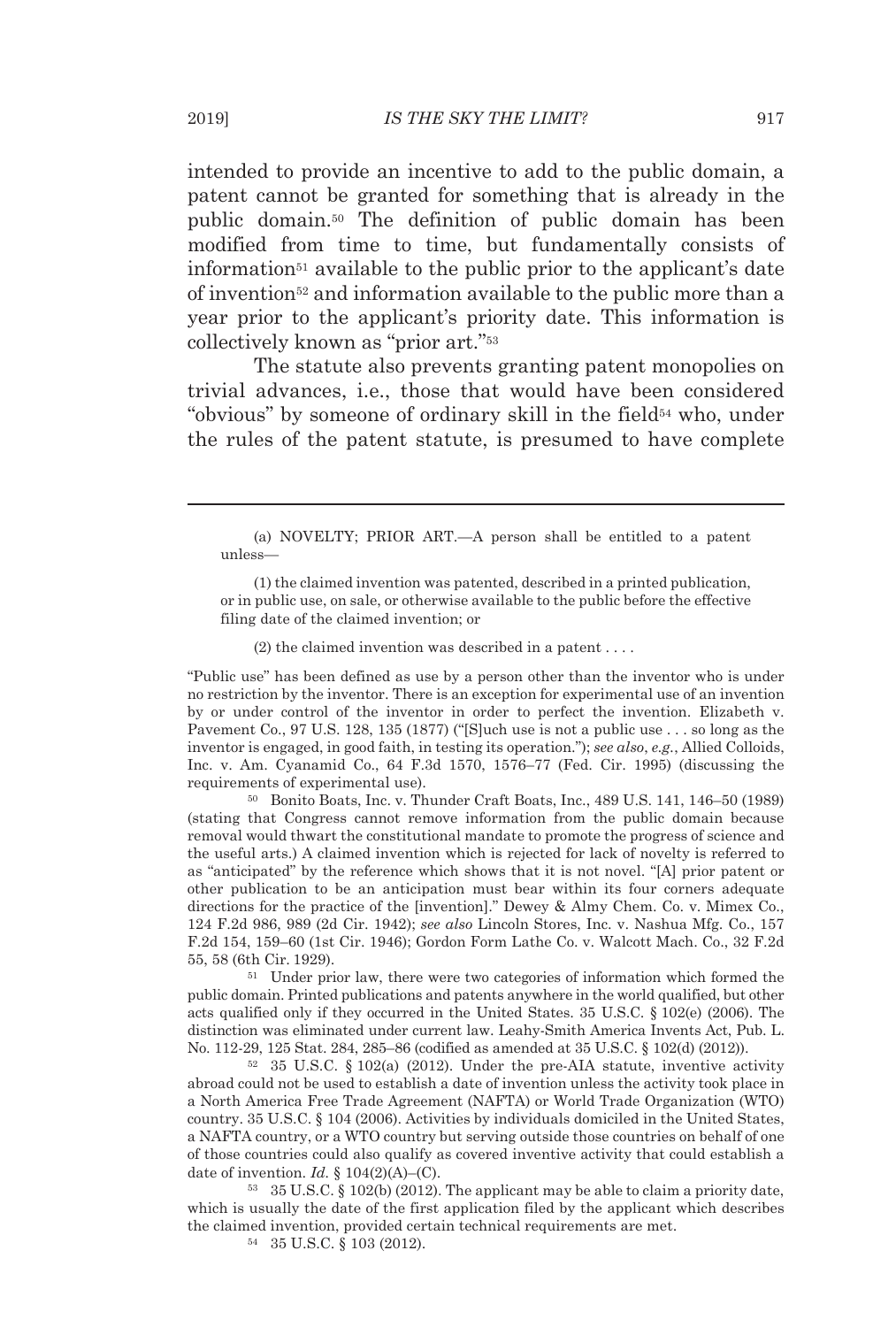intended to provide an incentive to add to the public domain, a patent cannot be granted for something that is already in the public domain.[50] The definition of public domain has been modified from time to time, but fundamentally consists of information[51] available to the public prior to the applicant's date of invention[52] and information available to the public more than a year prior to the applicant's priority date. This information is collectively known as "prior art."[53]

The statute also prevents granting patent monopolies on trivial advances, i.e., those that would have been considered "obvious" by someone of ordinary skill in the field[54] who, under the rules of the patent statute, is presumed to have complete

---

> (a) NOVELTY; PRIOR ART.—A person shall be entitled to a patent unless—
>
> (1) the claimed invention was patented, described in a printed publication, or in public use, on sale, or otherwise available to the public before the effective filing date of the claimed invention; or
>
> (2) the claimed invention was described in a patent . . . .

"Public use" has been defined as use by a person other than the inventor who is under no restriction by the inventor. There is an exception for experimental use of an invention by or under control of the inventor in order to perfect the invention. Elizabeth v. Pavement Co., 97 U.S. 128, 135 (1877) ("[S]uch use is not a public use . . . so long as the inventor is engaged, in good faith, in testing its operation."); *see also*, *e.g.*, Allied Colloids, Inc. v. Am. Cyanamid Co., 64 F.3d 1570, 1576–77 (Fed. Cir. 1995) (discussing the requirements of experimental use).

[50] Bonito Boats, Inc. v. Thunder Craft Boats, Inc., 489 U.S. 141, 146–50 (1989) (stating that Congress cannot remove information from the public domain because removal would thwart the constitutional mandate to promote the progress of science and the useful arts.) A claimed invention which is rejected for lack of novelty is referred to as "anticipated" by the reference which shows that it is not novel. "[A] prior patent or other publication to be an anticipation must bear within its four corners adequate directions for the practice of the [invention]." Dewey & Almy Chem. Co. v. Mimex Co., 124 F.2d 986, 989 (2d Cir. 1942); *see also* Lincoln Stores, Inc. v. Nashua Mfg. Co., 157 F.2d 154, 159–60 (1st Cir. 1946); Gordon Form Lathe Co. v. Walcott Mach. Co., 32 F.2d 55, 58 (6th Cir. 1929).

[51] Under prior law, there were two categories of information which formed the public domain. Printed publications and patents anywhere in the world qualified, but other acts qualified only if they occurred in the United States. 35 U.S.C. § 102(e) (2006). The distinction was eliminated under current law. Leahy-Smith America Invents Act, Pub. L. No. 112-29, 125 Stat. 284, 285–86 (codified as amended at 35 U.S.C. § 102(d) (2012)).

[52] 35 U.S.C. § 102(a) (2012). Under the pre-AIA statute, inventive activity abroad could not be used to establish a date of invention unless the activity took place in a North America Free Trade Agreement (NAFTA) or World Trade Organization (WTO) country. 35 U.S.C. § 104 (2006). Activities by individuals domiciled in the United States, a NAFTA country, or a WTO country but serving outside those countries on behalf of one of those countries could also qualify as covered inventive activity that could establish a date of invention. *Id.* § 104(2)(A)–(C).

[53] 35 U.S.C. § 102(b) (2012). The applicant may be able to claim a priority date, which is usually the date of the first application filed by the applicant which describes the claimed invention, provided certain technical requirements are met.

[54] 35 U.S.C. § 103 (2012).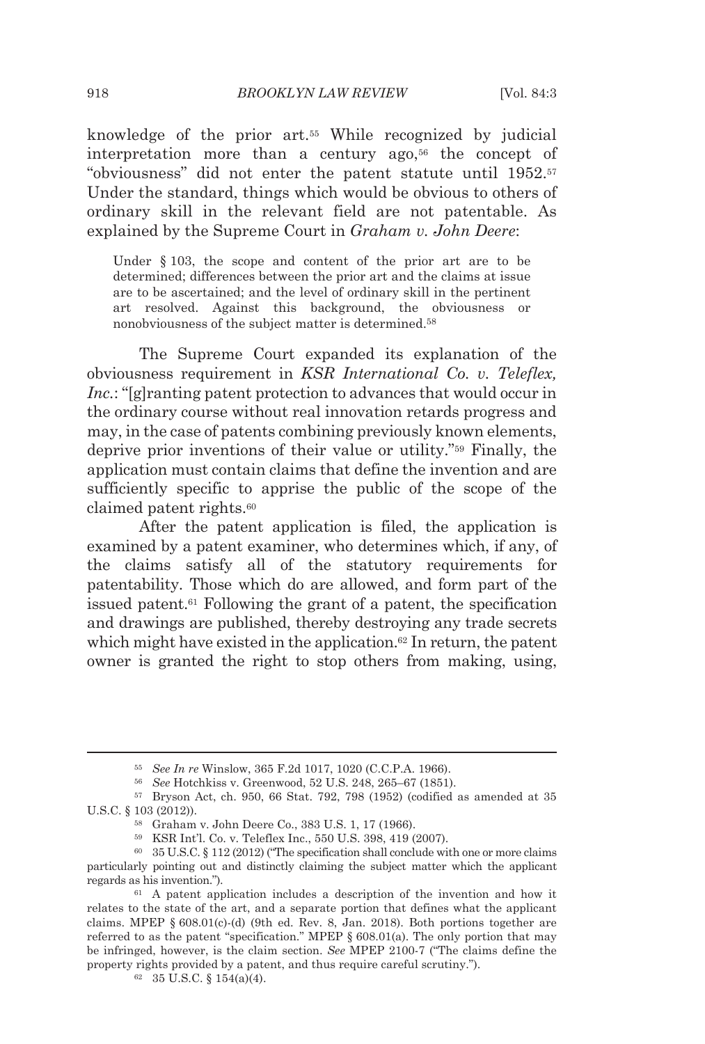knowledge of the prior art.[55] While recognized by judicial interpretation more than a century ago,[56] the concept of "obviousness" did not enter the patent statute until 1952.[57] Under the standard, things which would be obvious to others of ordinary skill in the relevant field are not patentable. As explained by the Supreme Court in *Graham v. John Deere*:

> Under § 103, the scope and content of the prior art are to be determined; differences between the prior art and the claims at issue are to be ascertained; and the level of ordinary skill in the pertinent art resolved. Against this background, the obviousness or nonobviousness of the subject matter is determined.[58]

The Supreme Court expanded its explanation of the obviousness requirement in *KSR International Co. v. Teleflex, Inc.*: "[g]ranting patent protection to advances that would occur in the ordinary course without real innovation retards progress and may, in the case of patents combining previously known elements, deprive prior inventions of their value or utility."[59] Finally, the application must contain claims that define the invention and are sufficiently specific to apprise the public of the scope of the claimed patent rights.[60]

After the patent application is filed, the application is examined by a patent examiner, who determines which, if any, of the claims satisfy all of the statutory requirements for patentability. Those which do are allowed, and form part of the issued patent.[61] Following the grant of a patent, the specification and drawings are published, thereby destroying any trade secrets which might have existed in the application.[62] In return, the patent owner is granted the right to stop others from making, using,

---

[55] *See In re* Winslow, 365 F.2d 1017, 1020 (C.C.P.A. 1966).

[56] *See* Hotchkiss v. Greenwood, 52 U.S. 248, 265–67 (1851).

[57] Bryson Act, ch. 950, 66 Stat. 792, 798 (1952) (codified as amended at 35 U.S.C. § 103 (2012)).

[58] Graham v. John Deere Co., 383 U.S. 1, 17 (1966).

[59] KSR Int'l. Co. v. Teleflex Inc., 550 U.S. 398, 419 (2007).

[60] 35 U.S.C. § 112 (2012) ("The specification shall conclude with one or more claims particularly pointing out and distinctly claiming the subject matter which the applicant regards as his invention.").

[61] A patent application includes a description of the invention and how it relates to the state of the art, and a separate portion that defines what the applicant claims. MPEP § 608.01(c)-(d) (9th ed. Rev. 8, Jan. 2018). Both portions together are referred to as the patent "specification." MPEP § 608.01(a). The only portion that may be infringed, however, is the claim section. *See* MPEP 2100-7 ("The claims define the property rights provided by a patent, and thus require careful scrutiny.").

[62] 35 U.S.C. § 154(a)(4).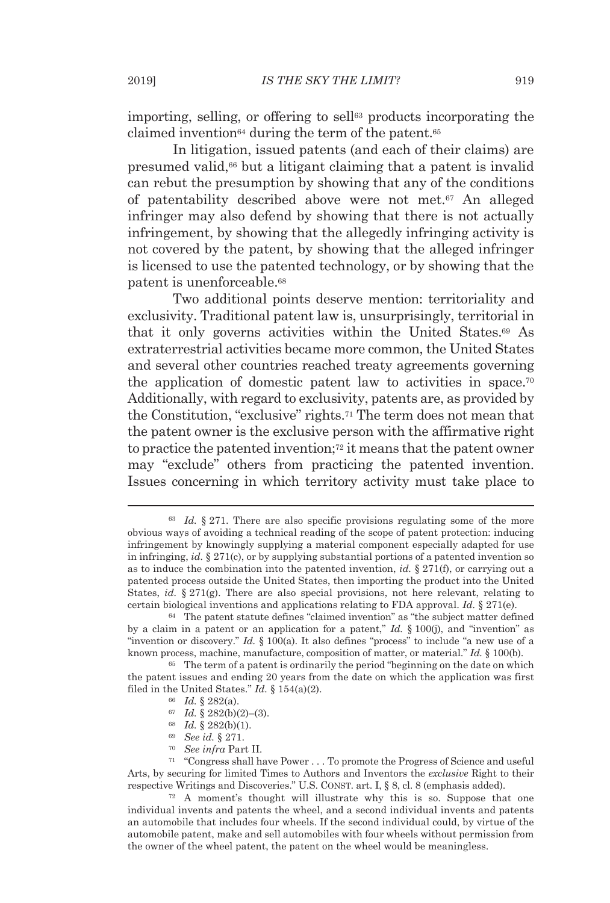importing, selling, or offering to sell[63] products incorporating the claimed invention[64] during the term of the patent.[65]

In litigation, issued patents (and each of their claims) are presumed valid,[66] but a litigant claiming that a patent is invalid can rebut the presumption by showing that any of the conditions of patentability described above were not met.[67] An alleged infringer may also defend by showing that there is not actually infringement, by showing that the allegedly infringing activity is not covered by the patent, by showing that the alleged infringer is licensed to use the patented technology, or by showing that the patent is unenforceable.[68]

Two additional points deserve mention: territoriality and exclusivity. Traditional patent law is, unsurprisingly, territorial in that it only governs activities within the United States.[69] As extraterrestrial activities became more common, the United States and several other countries reached treaty agreements governing the application of domestic patent law to activities in space.[70] Additionally, with regard to exclusivity, patents are, as provided by the Constitution, "exclusive" rights.[71] The term does not mean that the patent owner is the exclusive person with the affirmative right to practice the patented invention;[72] it means that the patent owner may "exclude" others from practicing the patented invention. Issues concerning in which territory activity must take place to

---

[63] *Id.* § 271. There are also specific provisions regulating some of the more obvious ways of avoiding a technical reading of the scope of patent protection: inducing infringement by knowingly supplying a material component especially adapted for use in infringing, *id.* § 271(c), or by supplying substantial portions of a patented invention so as to induce the combination into the patented invention, *id.* § 271(f), or carrying out a patented process outside the United States, then importing the product into the United States, *id.* § 271(g). There are also special provisions, not here relevant, relating to certain biological inventions and applications relating to FDA approval. *Id.* § 271(e).

[64] The patent statute defines "claimed invention" as "the subject matter defined by a claim in a patent or an application for a patent," *Id.* § 100(j), and "invention" as "invention or discovery." *Id.* § 100(a). It also defines "process" to include "a new use of a known process, machine, manufacture, composition of matter, or material." *Id.* § 100(b).

[65] The term of a patent is ordinarily the period "beginning on the date on which the patent issues and ending 20 years from the date on which the application was first filed in the United States." *Id.* § 154(a)(2).

[66] *Id.* § 282(a).

[67] *Id.* § 282(b)(2)–(3).

[68] *Id.* § 282(b)(1).

[69] *See id.* § 271.

[70] *See infra* Part II.

[71] "Congress shall have Power . . . To promote the Progress of Science and useful Arts, by securing for limited Times to Authors and Inventors the *exclusive* Right to their respective Writings and Discoveries." U.S. CONST. art. I, § 8, cl. 8 (emphasis added).

[72] A moment's thought will illustrate why this is so. Suppose that one individual invents and patents the wheel, and a second individual invents and patents an automobile that includes four wheels. If the second individual could, by virtue of the automobile patent, make and sell automobiles with four wheels without permission from the owner of the wheel patent, the patent on the wheel would be meaningless.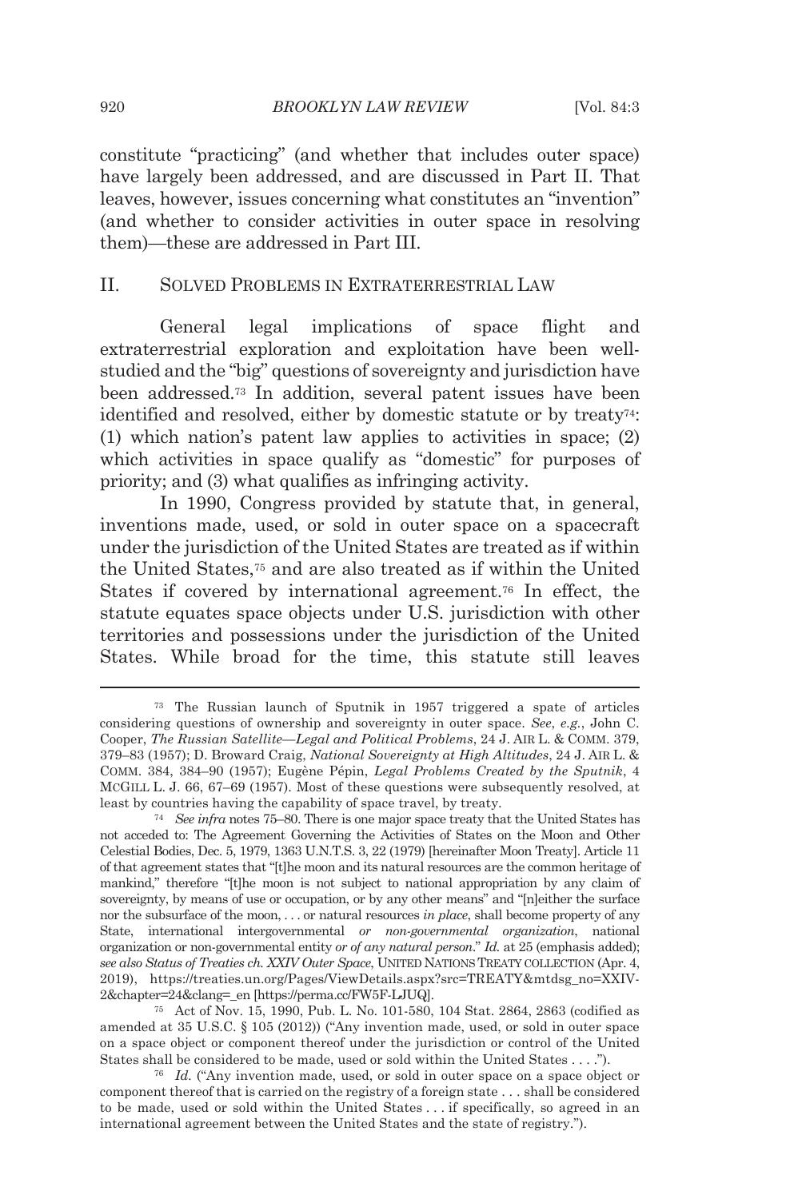constitute "practicing" (and whether that includes outer space) have largely been addressed, and are discussed in Part II. That leaves, however, issues concerning what constitutes an "invention" (and whether to consider activities in outer space in resolving them)—these are addressed in Part III.

## II. SOLVED PROBLEMS IN EXTRATERRESTRIAL LAW

General legal implications of space flight and extraterrestrial exploration and exploitation have been well-studied and the "big" questions of sovereignty and jurisdiction have been addressed.[73] In addition, several patent issues have been identified and resolved, either by domestic statute or by treaty[74]: (1) which nation's patent law applies to activities in space; (2) which activities in space qualify as "domestic" for purposes of priority; and (3) what qualifies as infringing activity.

In 1990, Congress provided by statute that, in general, inventions made, used, or sold in outer space on a spacecraft under the jurisdiction of the United States are treated as if within the United States,[75] and are also treated as if within the United States if covered by international agreement.[76] In effect, the statute equates space objects under U.S. jurisdiction with other territories and possessions under the jurisdiction of the United States. While broad for the time, this statute still leaves

---

[73] The Russian launch of Sputnik in 1957 triggered a spate of articles considering questions of ownership and sovereignty in outer space. *See, e.g.*, John C. Cooper, *The Russian Satellite—Legal and Political Problems*, 24 J. AIR L. & COMM. 379, 379–83 (1957); D. Broward Craig, *National Sovereignty at High Altitudes*, 24 J. AIR L. & COMM. 384, 384–90 (1957); Eugène Pépin, *Legal Problems Created by the Sputnik*, 4 MCGILL L. J. 66, 67–69 (1957). Most of these questions were subsequently resolved, at least by countries having the capability of space travel, by treaty.

[74] *See infra* notes 75–80. There is one major space treaty that the United States has not acceded to: The Agreement Governing the Activities of States on the Moon and Other Celestial Bodies, Dec. 5, 1979, 1363 U.N.T.S. 3, 22 (1979) [hereinafter Moon Treaty]. Article 11 of that agreement states that "[t]he moon and its natural resources are the common heritage of mankind," therefore "[t]he moon is not subject to national appropriation by any claim of sovereignty, by means of use or occupation, or by any other means" and "[n]either the surface nor the subsurface of the moon, . . . or natural resources *in place*, shall become property of any State, international intergovernmental *or non-governmental organization*, national organization or non-governmental entity *or of any natural person*." *Id.* at 25 (emphasis added); *see also Status of Treaties ch. XXIV Outer Space*, UNITED NATIONS TREATY COLLECTION (Apr. 4, 2019), https://treaties.un.org/Pages/ViewDetails.aspx?src=TREATY&mtdsg_no=XXIV-2&chapter=24&clang=_en [https://perma.cc/FW5F-LJUQ].

[75] Act of Nov. 15, 1990, Pub. L. No. 101-580, 104 Stat. 2864, 2863 (codified as amended at 35 U.S.C. § 105 (2012)) ("Any invention made, used, or sold in outer space on a space object or component thereof under the jurisdiction or control of the United States shall be considered to be made, used or sold within the United States . . . .").

[76] *Id.* ("Any invention made, used, or sold in outer space on a space object or component thereof that is carried on the registry of a foreign state . . . shall be considered to be made, used or sold within the United States . . . if specifically, so agreed in an international agreement between the United States and the state of registry.").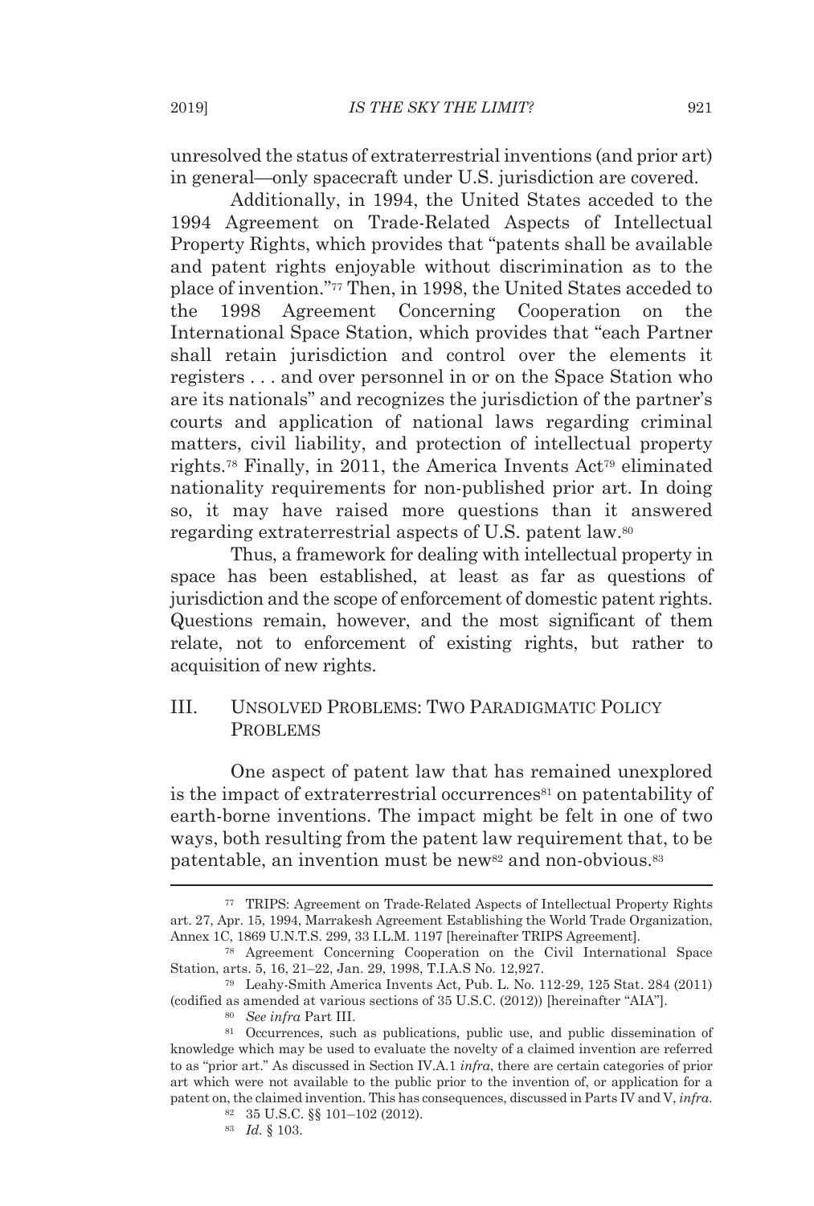unresolved the status of extraterrestrial inventions (and prior art) in general—only spacecraft under U.S. jurisdiction are covered.

Additionally, in 1994, the United States acceded to the 1994 Agreement on Trade-Related Aspects of Intellectual Property Rights, which provides that "patents shall be available and patent rights enjoyable without discrimination as to the place of invention."[77] Then, in 1998, the United States acceded to the 1998 Agreement Concerning Cooperation on the International Space Station, which provides that "each Partner shall retain jurisdiction and control over the elements it registers . . . and over personnel in or on the Space Station who are its nationals" and recognizes the jurisdiction of the partner's courts and application of national laws regarding criminal matters, civil liability, and protection of intellectual property rights.[78] Finally, in 2011, the America Invents Act[79] eliminated nationality requirements for non-published prior art. In doing so, it may have raised more questions than it answered regarding extraterrestrial aspects of U.S. patent law.[80]

Thus, a framework for dealing with intellectual property in space has been established, at least as far as questions of jurisdiction and the scope of enforcement of domestic patent rights. Questions remain, however, and the most significant of them relate, not to enforcement of existing rights, but rather to acquisition of new rights.

## III. UNSOLVED PROBLEMS: TWO PARADIGMATIC POLICY PROBLEMS

One aspect of patent law that has remained unexplored is the impact of extraterrestrial occurrences[81] on patentability of earth-borne inventions. The impact might be felt in one of two ways, both resulting from the patent law requirement that, to be patentable, an invention must be new[82] and non-obvious.[83]

---

[77] TRIPS: Agreement on Trade-Related Aspects of Intellectual Property Rights art. 27, Apr. 15, 1994, Marrakesh Agreement Establishing the World Trade Organization, Annex 1C, 1869 U.N.T.S. 299, 33 I.L.M. 1197 [hereinafter TRIPS Agreement].

[78] Agreement Concerning Cooperation on the Civil International Space Station, arts. 5, 16, 21–22, Jan. 29, 1998, T.I.A.S No. 12,927.

[79] Leahy-Smith America Invents Act, Pub. L. No. 112-29, 125 Stat. 284 (2011) (codified as amended at various sections of 35 U.S.C. (2012)) [hereinafter "AIA"].

[80] *See infra* Part III.

[81] Occurrences, such as publications, public use, and public dissemination of knowledge which may be used to evaluate the novelty of a claimed invention are referred to as "prior art." As discussed in Section IV.A.1 *infra*, there are certain categories of prior art which were not available to the public prior to the invention of, or application for a patent on, the claimed invention. This has consequences, discussed in Parts IV and V, *infra*.

[82] 35 U.S.C. §§ 101–102 (2012).

[83] *Id.* § 103.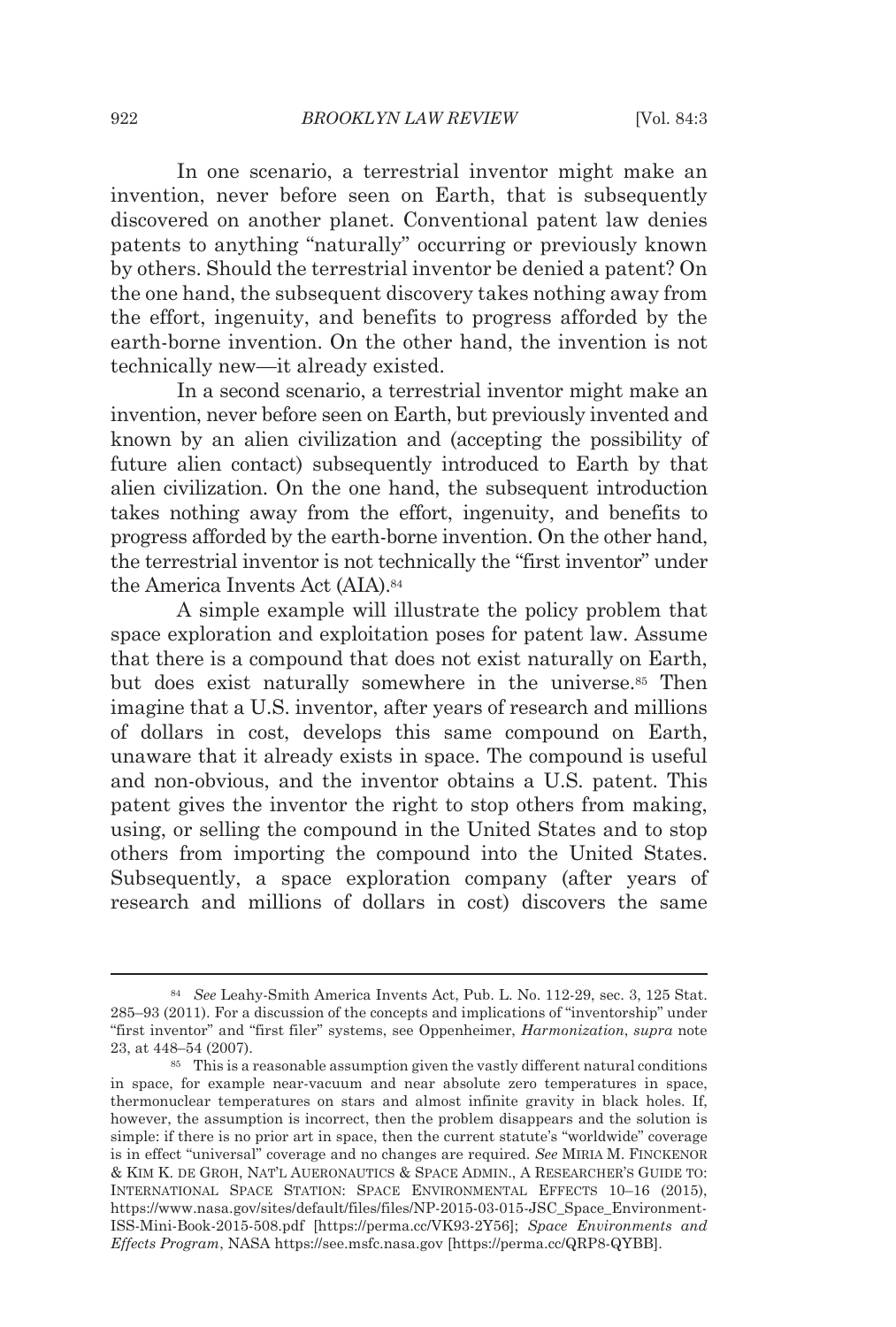In one scenario, a terrestrial inventor might make an invention, never before seen on Earth, that is subsequently discovered on another planet. Conventional patent law denies patents to anything "naturally" occurring or previously known by others. Should the terrestrial inventor be denied a patent? On the one hand, the subsequent discovery takes nothing away from the effort, ingenuity, and benefits to progress afforded by the earth-borne invention. On the other hand, the invention is not technically new—it already existed.

In a second scenario, a terrestrial inventor might make an invention, never before seen on Earth, but previously invented and known by an alien civilization and (accepting the possibility of future alien contact) subsequently introduced to Earth by that alien civilization. On the one hand, the subsequent introduction takes nothing away from the effort, ingenuity, and benefits to progress afforded by the earth-borne invention. On the other hand, the terrestrial inventor is not technically the "first inventor" under the America Invents Act (AIA).[84]

A simple example will illustrate the policy problem that space exploration and exploitation poses for patent law. Assume that there is a compound that does not exist naturally on Earth, but does exist naturally somewhere in the universe.[85] Then imagine that a U.S. inventor, after years of research and millions of dollars in cost, develops this same compound on Earth, unaware that it already exists in space. The compound is useful and non-obvious, and the inventor obtains a U.S. patent. This patent gives the inventor the right to stop others from making, using, or selling the compound in the United States and to stop others from importing the compound into the United States. Subsequently, a space exploration company (after years of research and millions of dollars in cost) discovers the same

---

[84] *See* Leahy-Smith America Invents Act, Pub. L. No. 112-29, sec. 3, 125 Stat. 285–93 (2011). For a discussion of the concepts and implications of "inventorship" under "first inventor" and "first filer" systems, see Oppenheimer, *Harmonization*, *supra* note 23, at 448–54 (2007).

[85] This is a reasonable assumption given the vastly different natural conditions in space, for example near-vacuum and near absolute zero temperatures in space, thermonuclear temperatures on stars and almost infinite gravity in black holes. If, however, the assumption is incorrect, then the problem disappears and the solution is simple: if there is no prior art in space, then the current statute's "worldwide" coverage is in effect "universal" coverage and no changes are required. *See* MIRIA M. FINCKENOR & KIM K. DE GROH, NAT'L AUERONAUTICS & SPACE ADMIN., A RESEARCHER'S GUIDE TO: INTERNATIONAL SPACE STATION: SPACE ENVIRONMENTAL EFFECTS 10–16 (2015), https://www.nasa.gov/sites/default/files/files/NP-2015-03-015-JSC_Space_Environment-ISS-Mini-Book-2015-508.pdf [https://perma.cc/VK93-2Y56]; *Space Environments and Effects Program*, NASA https://see.msfc.nasa.gov [https://perma.cc/QRP8-QYBB].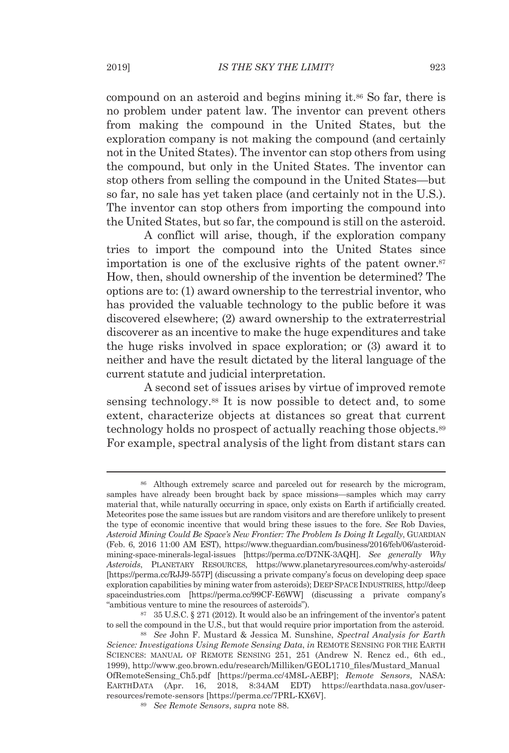compound on an asteroid and begins mining it.[86] So far, there is no problem under patent law. The inventor can prevent others from making the compound in the United States, but the exploration company is not making the compound (and certainly not in the United States). The inventor can stop others from using the compound, but only in the United States. The inventor can stop others from selling the compound in the United States—but so far, no sale has yet taken place (and certainly not in the U.S.). The inventor can stop others from importing the compound into the United States, but so far, the compound is still on the asteroid.

A conflict will arise, though, if the exploration company tries to import the compound into the United States since importation is one of the exclusive rights of the patent owner.[87] How, then, should ownership of the invention be determined? The options are to: (1) award ownership to the terrestrial inventor, who has provided the valuable technology to the public before it was discovered elsewhere; (2) award ownership to the extraterrestrial discoverer as an incentive to make the huge expenditures and take the huge risks involved in space exploration; or (3) award it to neither and have the result dictated by the literal language of the current statute and judicial interpretation.

A second set of issues arises by virtue of improved remote sensing technology.[88] It is now possible to detect and, to some extent, characterize objects at distances so great that current technology holds no prospect of actually reaching those objects.[89] For example, spectral analysis of the light from distant stars can

---

[86] Although extremely scarce and parceled out for research by the microgram, samples have already been brought back by space missions—samples which may carry material that, while naturally occurring in space, only exists on Earth if artificially created. Meteorites pose the same issues but are random visitors and are therefore unlikely to present the type of economic incentive that would bring these issues to the fore. *See* Rob Davies, *Asteroid Mining Could Be Space's New Frontier: The Problem Is Doing It Legally*, GUARDIAN (Feb. 6, 2016 11:00 AM EST), https://www.theguardian.com/business/2016/feb/06/asteroid-mining-space-minerals-legal-issues [https://perma.cc/D7NK-3AQH]. *See generally Why Asteroids*, PLANETARY RESOURCES, https://www.planetaryresources.com/why-asteroids/ [https://perma.cc/RJJ9-557P] (discussing a private company's focus on developing deep space exploration capabilities by mining water from asteroids); DEEP SPACE INDUSTRIES, http://deepspaceindustries.com [https://perma.cc/99CF-E6WW] (discussing a private company's "ambitious venture to mine the resources of asteroids").

[87] 35 U.S.C. § 271 (2012). It would also be an infringement of the inventor's patent to sell the compound in the U.S., but that would require prior importation from the asteroid.

[88] *See* John F. Mustard & Jessica M. Sunshine, *Spectral Analysis for Earth Science: Investigations Using Remote Sensing Data*, *in* REMOTE SENSING FOR THE EARTH SCIENCES: MANUAL OF REMOTE SENSING 251, 251 (Andrew N. Rencz ed., 6th ed., 1999), http://www.geo.brown.edu/research/Milliken/GEOL1710_files/Mustard_ManualOfRemoteSensing_Ch5.pdf [https://perma.cc/4M8L-AEBP]; *Remote Sensors*, NASA: EARTHDATA (Apr. 16, 2018, 8:34AM EDT) https://earthdata.nasa.gov/user-resources/remote-sensors [https://perma.cc/7PRL-KX6V].

[89] *See Remote Sensors*, *supra* note 88.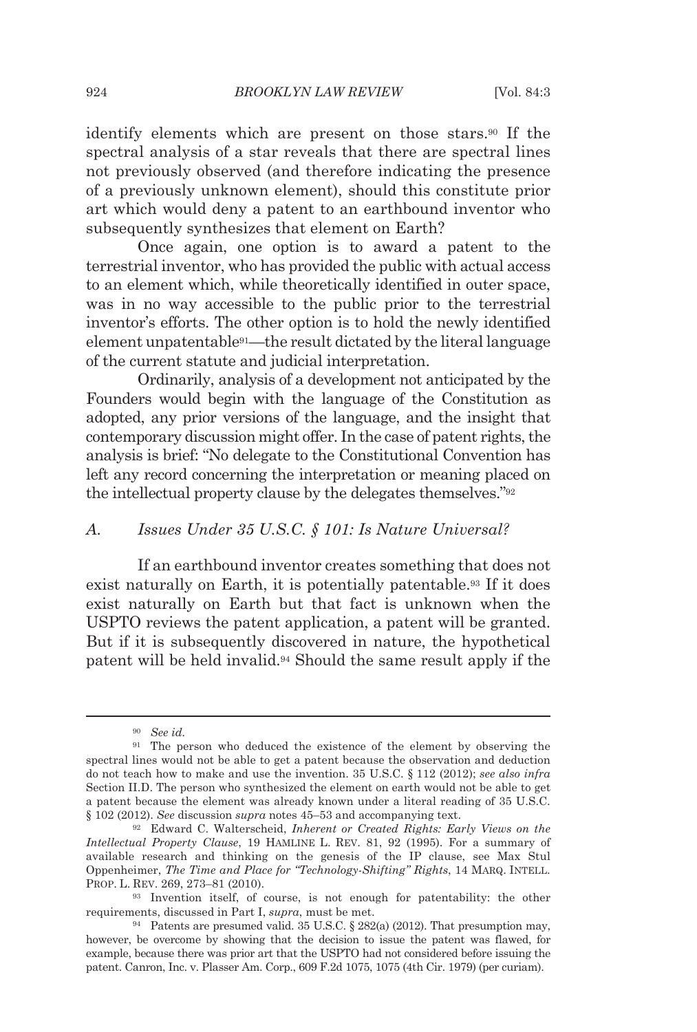identify elements which are present on those stars.[90] If the spectral analysis of a star reveals that there are spectral lines not previously observed (and therefore indicating the presence of a previously unknown element), should this constitute prior art which would deny a patent to an earthbound inventor who subsequently synthesizes that element on Earth?

Once again, one option is to award a patent to the terrestrial inventor, who has provided the public with actual access to an element which, while theoretically identified in outer space, was in no way accessible to the public prior to the terrestrial inventor's efforts. The other option is to hold the newly identified element unpatentable[91]—the result dictated by the literal language of the current statute and judicial interpretation.

Ordinarily, analysis of a development not anticipated by the Founders would begin with the language of the Constitution as adopted, any prior versions of the language, and the insight that contemporary discussion might offer. In the case of patent rights, the analysis is brief: "No delegate to the Constitutional Convention has left any record concerning the interpretation or meaning placed on the intellectual property clause by the delegates themselves."[92]

### *A. Issues Under 35 U.S.C. § 101: Is Nature Universal?*

If an earthbound inventor creates something that does not exist naturally on Earth, it is potentially patentable.[93] If it does exist naturally on Earth but that fact is unknown when the USPTO reviews the patent application, a patent will be granted. But if it is subsequently discovered in nature, the hypothetical patent will be held invalid.[94] Should the same result apply if the

---

[90] *See id.*

[91] The person who deduced the existence of the element by observing the spectral lines would not be able to get a patent because the observation and deduction do not teach how to make and use the invention. 35 U.S.C. § 112 (2012); *see also infra* Section II.D. The person who synthesized the element on earth would not be able to get a patent because the element was already known under a literal reading of 35 U.S.C. § 102 (2012). *See* discussion *supra* notes 45–53 and accompanying text.

[92] Edward C. Walterscheid, *Inherent or Created Rights: Early Views on the Intellectual Property Clause*, 19 HAMLINE L. REV. 81, 92 (1995). For a summary of available research and thinking on the genesis of the IP clause, see Max Stul Oppenheimer, *The Time and Place for "Technology-Shifting" Rights*, 14 MARQ. INTELL. PROP. L. REV. 269, 273–81 (2010).

[93] Invention itself, of course, is not enough for patentability: the other requirements, discussed in Part I, *supra*, must be met.

[94] Patents are presumed valid. 35 U.S.C. § 282(a) (2012). That presumption may, however, be overcome by showing that the decision to issue the patent was flawed, for example, because there was prior art that the USPTO had not considered before issuing the patent. Canron, Inc. v. Plasser Am. Corp., 609 F.2d 1075, 1075 (4th Cir. 1979) (per curiam).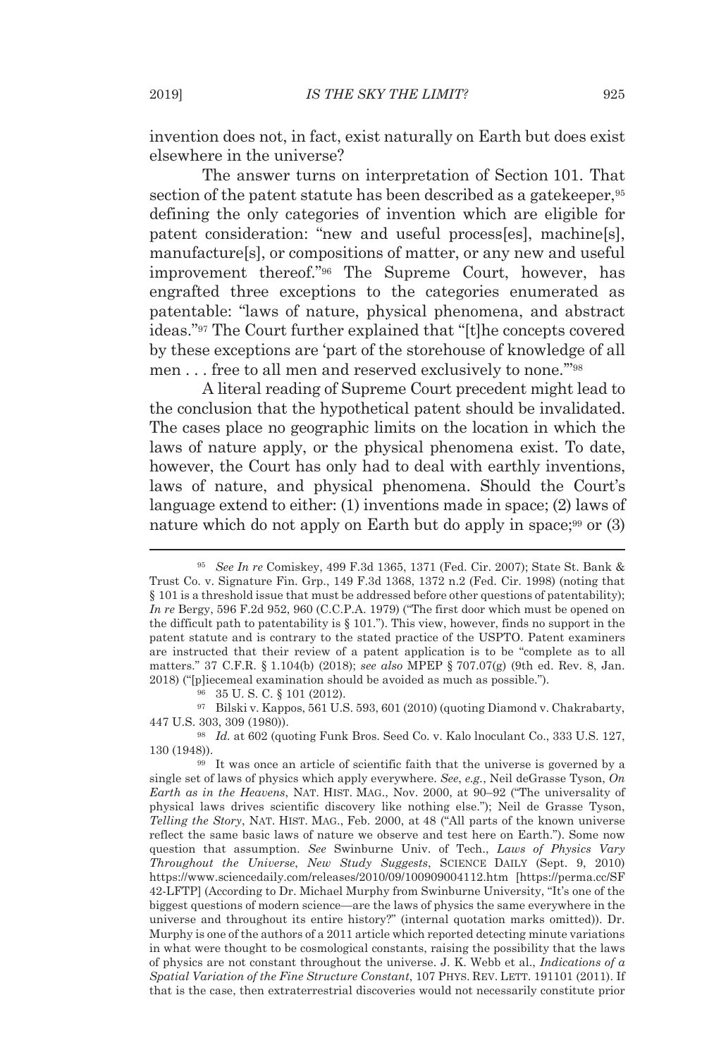invention does not, in fact, exist naturally on Earth but does exist elsewhere in the universe?

The answer turns on interpretation of Section 101. That section of the patent statute has been described as a gatekeeper,[95] defining the only categories of invention which are eligible for patent consideration: "new and useful process[es], machine[s], manufacture[s], or compositions of matter, or any new and useful improvement thereof."[96] The Supreme Court, however, has engrafted three exceptions to the categories enumerated as patentable: "laws of nature, physical phenomena, and abstract ideas."[97] The Court further explained that "[t]he concepts covered by these exceptions are 'part of the storehouse of knowledge of all men . . . free to all men and reserved exclusively to none.'"[98]

A literal reading of Supreme Court precedent might lead to the conclusion that the hypothetical patent should be invalidated. The cases place no geographic limits on the location in which the laws of nature apply, or the physical phenomena exist. To date, however, the Court has only had to deal with earthly inventions, laws of nature, and physical phenomena. Should the Court's language extend to either: (1) inventions made in space; (2) laws of nature which do not apply on Earth but do apply in space;[99] or (3)

---

[95] *See In re* Comiskey, 499 F.3d 1365, 1371 (Fed. Cir. 2007); State St. Bank & Trust Co. v. Signature Fin. Grp., 149 F.3d 1368, 1372 n.2 (Fed. Cir. 1998) (noting that § 101 is a threshold issue that must be addressed before other questions of patentability); *In re* Bergy, 596 F.2d 952, 960 (C.C.P.A. 1979) ("The first door which must be opened on the difficult path to patentability is § 101."). This view, however, finds no support in the patent statute and is contrary to the stated practice of the USPTO. Patent examiners are instructed that their review of a patent application is to be "complete as to all matters." 37 C.F.R. § 1.104(b) (2018); *see also* MPEP § 707.07(g) (9th ed. Rev. 8, Jan. 2018) ("[p]iecemeal examination should be avoided as much as possible.").

[96] 35 U. S. C. § 101 (2012).

[97] Bilski v. Kappos, 561 U.S. 593, 601 (2010) (quoting Diamond v. Chakrabarty, 447 U.S. 303, 309 (1980)).

[98] *Id.* at 602 (quoting Funk Bros. Seed Co. v. Kalo lnoculant Co., 333 U.S. 127, 130 (1948)).

[99] It was once an article of scientific faith that the universe is governed by a single set of laws of physics which apply everywhere. *See, e.g.*, Neil deGrasse Tyson, *On Earth as in the Heavens*, NAT. HIST. MAG., Nov. 2000, at 90–92 ("The universality of physical laws drives scientific discovery like nothing else."); Neil de Grasse Tyson, *Telling the Story*, NAT. HIST. MAG., Feb. 2000, at 48 ("All parts of the known universe reflect the same basic laws of nature we observe and test here on Earth."). Some now question that assumption. *See* Swinburne Univ. of Tech., *Laws of Physics Vary Throughout the Universe, New Study Suggests*, SCIENCE DAILY (Sept. 9, 2010) https://www.sciencedaily.com/releases/2010/09/100909004112.htm [https://perma.cc/SF42-LFTP] (According to Dr. Michael Murphy from Swinburne University, "It's one of the biggest questions of modern science—are the laws of physics the same everywhere in the universe and throughout its entire history?" (internal quotation marks omitted)). Dr. Murphy is one of the authors of a 2011 article which reported detecting minute variations in what were thought to be cosmological constants, raising the possibility that the laws of physics are not constant throughout the universe. J. K. Webb et al., *Indications of a Spatial Variation of the Fine Structure Constant*, 107 PHYS. REV. LETT. 191101 (2011). If that is the case, then extraterrestrial discoveries would not necessarily constitute prior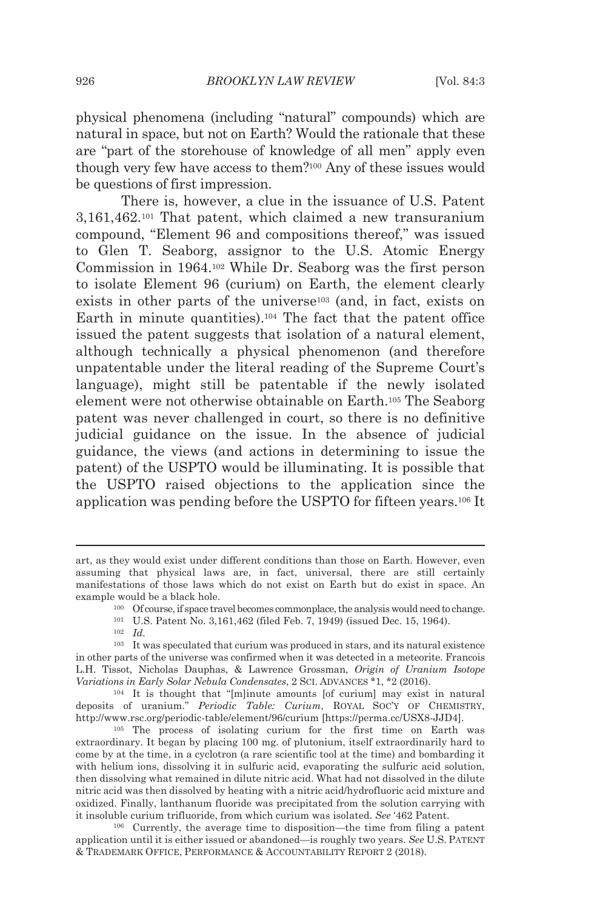physical phenomena (including "natural" compounds) which are natural in space, but not on Earth? Would the rationale that these are "part of the storehouse of knowledge of all men" apply even though very few have access to them?[100] Any of these issues would be questions of first impression.

There is, however, a clue in the issuance of U.S. Patent 3,161,462.[101] That patent, which claimed a new transuranium compound, "Element 96 and compositions thereof," was issued to Glen T. Seaborg, assignor to the U.S. Atomic Energy Commission in 1964.[102] While Dr. Seaborg was the first person to isolate Element 96 (curium) on Earth, the element clearly exists in other parts of the universe[103] (and, in fact, exists on Earth in minute quantities).[104] The fact that the patent office issued the patent suggests that isolation of a natural element, although technically a physical phenomenon (and therefore unpatentable under the literal reading of the Supreme Court's language), might still be patentable if the newly isolated element were not otherwise obtainable on Earth.[105] The Seaborg patent was never challenged in court, so there is no definitive judicial guidance on the issue. In the absence of judicial guidance, the views (and actions in determining to issue the patent) of the USPTO would be illuminating. It is possible that the USPTO raised objections to the application since the application was pending before the USPTO for fifteen years.[106] It

---

art, as they would exist under different conditions than those on Earth. However, even assuming that physical laws are, in fact, universal, there are still certainly manifestations of those laws which do not exist on Earth but do exist in space. An example would be a black hole.

[100] Of course, if space travel becomes commonplace, the analysis would need to change.

[101] U.S. Patent No. 3,161,462 (filed Feb. 7, 1949) (issued Dec. 15, 1964).

[102] *Id.*

[103] It was speculated that curium was produced in stars, and its natural existence in other parts of the universe was confirmed when it was detected in a meteorite. Francois L.H. Tissot, Nicholas Dauphas, & Lawrence Grossman, *Origin of Uranium Isotope Variations in Early Solar Nebula Condensates*, 2 SCI. ADVANCES *1, *2 (2016).

[104] It is thought that "[m]inute amounts [of curium] may exist in natural deposits of uranium." *Periodic Table: Curium*, ROYAL SOC'Y OF CHEMISTRY, http://www.rsc.org/periodic-table/element/96/curium [https://perma.cc/USX8-JJD4].

[105] The process of isolating curium for the first time on Earth was extraordinary. It began by placing 100 mg. of plutonium, itself extraordinarily hard to come by at the time, in a cyclotron (a rare scientific tool at the time) and bombarding it with helium ions, dissolving it in sulfuric acid, evaporating the sulfuric acid solution, then dissolving what remained in dilute nitric acid. What had not dissolved in the dilute nitric acid was then dissolved by heating with a nitric acid/hydrofluoric acid mixture and oxidized. Finally, lanthanum fluoride was precipitated from the solution carrying with it insoluble curium trifluoride, from which curium was isolated. *See* '462 Patent.

[106] Currently, the average time to disposition—the time from filing a patent application until it is either issued or abandoned—is roughly two years. *See* U.S. PATENT & TRADEMARK OFFICE, PERFORMANCE & ACCOUNTABILITY REPORT 2 (2018).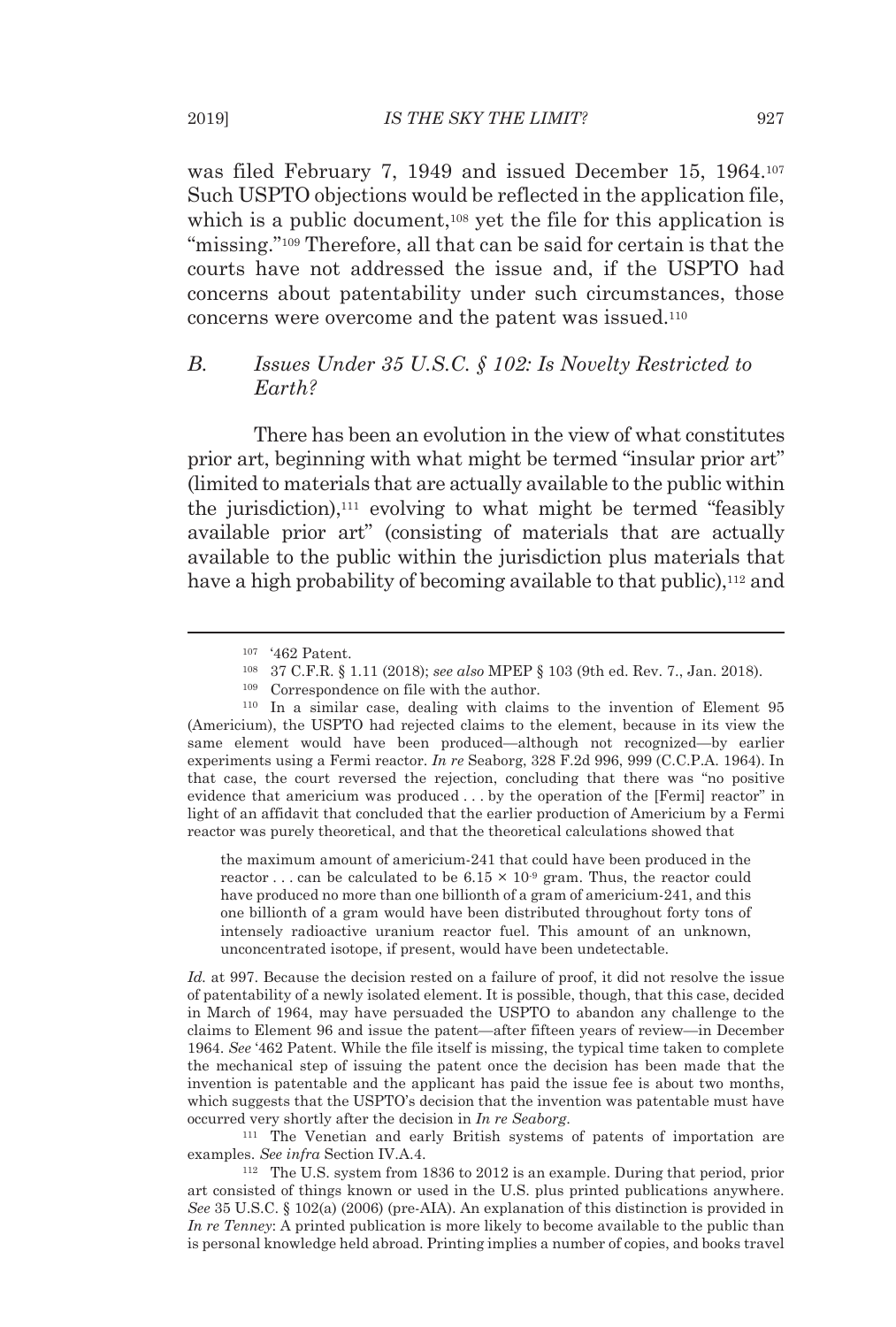was filed February 7, 1949 and issued December 15, 1964.[107] Such USPTO objections would be reflected in the application file, which is a public document,[108] yet the file for this application is "missing."[109] Therefore, all that can be said for certain is that the courts have not addressed the issue and, if the USPTO had concerns about patentability under such circumstances, those concerns were overcome and the patent was issued.[110]

### *B. Issues Under 35 U.S.C. § 102: Is Novelty Restricted to Earth?*

There has been an evolution in the view of what constitutes prior art, beginning with what might be termed "insular prior art" (limited to materials that are actually available to the public within the jurisdiction),[111] evolving to what might be termed "feasibly available prior art" (consisting of materials that are actually available to the public within the jurisdiction plus materials that have a high probability of becoming available to that public),[112] and

---

[107] '462 Patent.

[108] 37 C.F.R. § 1.11 (2018); *see also* MPEP § 103 (9th ed. Rev. 7., Jan. 2018).

[109] Correspondence on file with the author.

[110] In a similar case, dealing with claims to the invention of Element 95 (Americium), the USPTO had rejected claims to the element, because in its view the same element would have been produced—although not recognized—by earlier experiments using a Fermi reactor. *In re* Seaborg, 328 F.2d 996, 999 (C.C.P.A. 1964). In that case, the court reversed the rejection, concluding that there was "no positive evidence that americium was produced . . . by the operation of the [Fermi] reactor" in light of an affidavit that concluded that the earlier production of Americium by a Fermi reactor was purely theoretical, and that the theoretical calculations showed that

> the maximum amount of americium-241 that could have been produced in the reactor . . . can be calculated to be $6.15 \times 10^{-9}$ gram. Thus, the reactor could have produced no more than one billionth of a gram of americium-241, and this one billionth of a gram would have been distributed throughout forty tons of intensely radioactive uranium reactor fuel. This amount of an unknown, unconcentrated isotope, if present, would have been undetectable.

*Id.* at 997. Because the decision rested on a failure of proof, it did not resolve the issue of patentability of a newly isolated element. It is possible, though, that this case, decided in March of 1964, may have persuaded the USPTO to abandon any challenge to the claims to Element 96 and issue the patent—after fifteen years of review—in December 1964. *See* '462 Patent. While the file itself is missing, the typical time taken to complete the mechanical step of issuing the patent once the decision has been made that the invention is patentable and the applicant has paid the issue fee is about two months, which suggests that the USPTO's decision that the invention was patentable must have occurred very shortly after the decision in *In re Seaborg*.

[111] The Venetian and early British systems of patents of importation are examples. *See infra* Section IV.A.4.

[112] The U.S. system from 1836 to 2012 is an example. During that period, prior art consisted of things known or used in the U.S. plus printed publications anywhere. *See* 35 U.S.C. § 102(a) (2006) (pre-AIA). An explanation of this distinction is provided in *In re Tenney*: A printed publication is more likely to become available to the public than is personal knowledge held abroad. Printing implies a number of copies, and books travel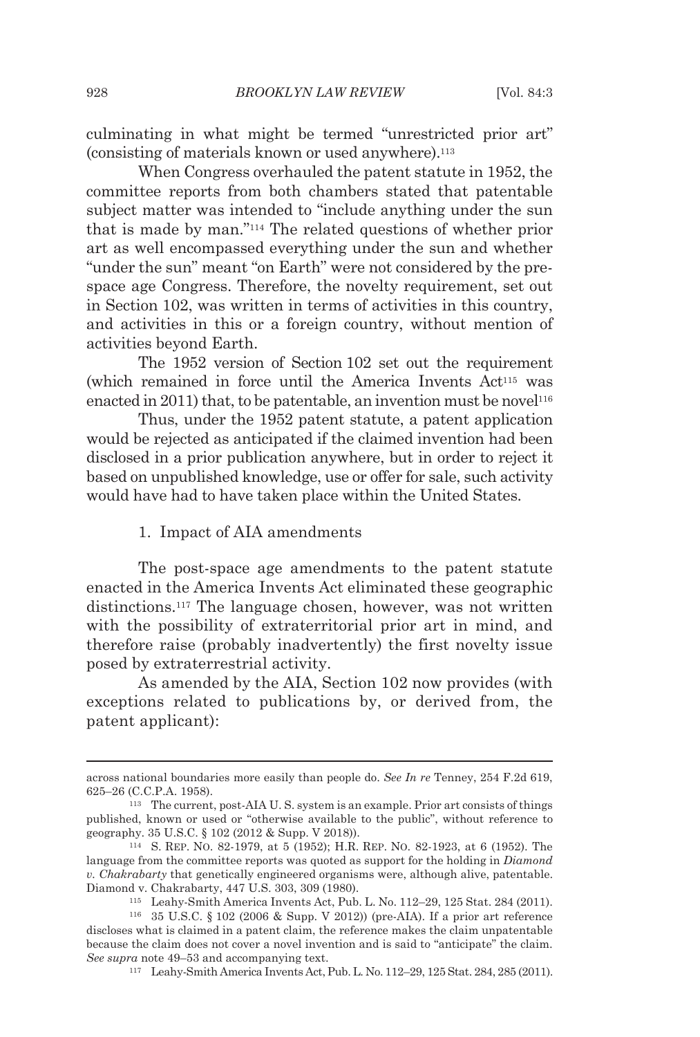culminating in what might be termed "unrestricted prior art" (consisting of materials known or used anywhere).[113]

When Congress overhauled the patent statute in 1952, the committee reports from both chambers stated that patentable subject matter was intended to "include anything under the sun that is made by man."[114] The related questions of whether prior art as well encompassed everything under the sun and whether "under the sun" meant "on Earth" were not considered by the pre-space age Congress. Therefore, the novelty requirement, set out in Section 102, was written in terms of activities in this country, and activities in this or a foreign country, without mention of activities beyond Earth.

The 1952 version of Section 102 set out the requirement (which remained in force until the America Invents Act[115] was enacted in 2011) that, to be patentable, an invention must be novel[116]

Thus, under the 1952 patent statute, a patent application would be rejected as anticipated if the claimed invention had been disclosed in a prior publication anywhere, but in order to reject it based on unpublished knowledge, use or offer for sale, such activity would have had to have taken place within the United States.

### 1. Impact of AIA amendments

The post-space age amendments to the patent statute enacted in the America Invents Act eliminated these geographic distinctions.[117] The language chosen, however, was not written with the possibility of extraterritorial prior art in mind, and therefore raise (probably inadvertently) the first novelty issue posed by extraterrestrial activity.

As amended by the AIA, Section 102 now provides (with exceptions related to publications by, or derived from, the patent applicant):

---

across national boundaries more easily than people do. *See In re* Tenney, 254 F.2d 619, 625–26 (C.C.P.A. 1958).

[113] The current, post-AIA U. S. system is an example. Prior art consists of things published, known or used or "otherwise available to the public", without reference to geography. 35 U.S.C. § 102 (2012 & Supp. V 2018)).

[114] S. REP. NO. 82-1979, at 5 (1952); H.R. REP. NO. 82-1923, at 6 (1952). The language from the committee reports was quoted as support for the holding in *Diamond v. Chakrabarty* that genetically engineered organisms were, although alive, patentable. Diamond v. Chakrabarty, 447 U.S. 303, 309 (1980).

[115] Leahy-Smith America Invents Act, Pub. L. No. 112–29, 125 Stat. 284 (2011).

[116] 35 U.S.C. § 102 (2006 & Supp. V 2012)) (pre-AIA). If a prior art reference discloses what is claimed in a patent claim, the reference makes the claim unpatentable because the claim does not cover a novel invention and is said to "anticipate" the claim. *See supra* note 49–53 and accompanying text.

[117] Leahy-Smith America Invents Act, Pub. L. No. 112–29, 125 Stat. 284, 285 (2011).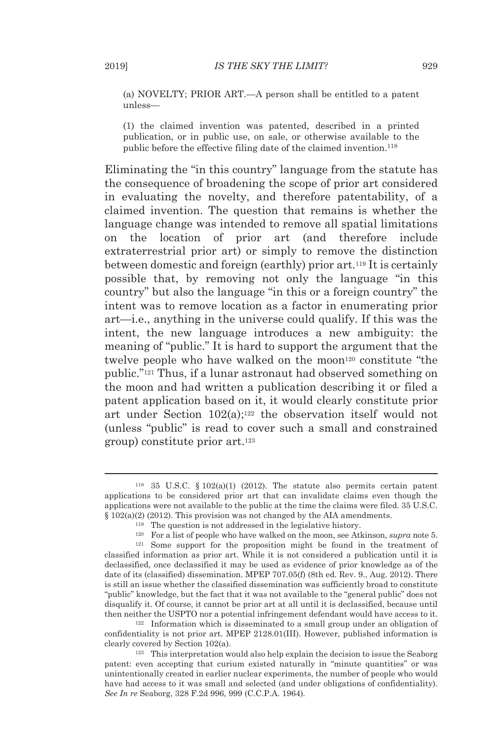> (a) NOVELTY; PRIOR ART.—A person shall be entitled to a patent unless—
>
> (1) the claimed invention was patented, described in a printed publication, or in public use, on sale, or otherwise available to the public before the effective filing date of the claimed invention.[118]

Eliminating the "in this country" language from the statute has the consequence of broadening the scope of prior art considered in evaluating the novelty, and therefore patentability, of a claimed invention. The question that remains is whether the language change was intended to remove all spatial limitations on the location of prior art (and therefore include extraterrestrial prior art) or simply to remove the distinction between domestic and foreign (earthly) prior art.[119] It is certainly possible that, by removing not only the language "in this country" but also the language "in this or a foreign country" the intent was to remove location as a factor in enumerating prior art—i.e., anything in the universe could qualify. If this was the intent, the new language introduces a new ambiguity: the meaning of "public." It is hard to support the argument that the twelve people who have walked on the moon[120] constitute "the public."[121] Thus, if a lunar astronaut had observed something on the moon and had written a publication describing it or filed a patent application based on it, it would clearly constitute prior art under Section 102(a);[122] the observation itself would not (unless "public" is read to cover such a small and constrained group) constitute prior art.[123]

---

[118] 35 U.S.C. § 102(a)(1) (2012). The statute also permits certain patent applications to be considered prior art that can invalidate claims even though the applications were not available to the public at the time the claims were filed. 35 U.S.C. § 102(a)(2) (2012). This provision was not changed by the AIA amendments.

[119] The question is not addressed in the legislative history.

[120] For a list of people who have walked on the moon, see Atkinson, *supra* note 5.

[121] Some support for the proposition might be found in the treatment of classified information as prior art. While it is not considered a publication until it is declassified, once declassified it may be used as evidence of prior knowledge as of the date of its (classified) dissemination. MPEP 707.05(f) (8th ed. Rev. 9., Aug. 2012). There is still an issue whether the classified dissemination was sufficiently broad to constitute "public" knowledge, but the fact that it was not available to the "general public" does not disqualify it. Of course, it cannot be prior art at all until it is declassified, because until then neither the USPTO nor a potential infringement defendant would have access to it.

[122] Information which is disseminated to a small group under an obligation of confidentiality is not prior art. MPEP 2128.01(III). However, published information is clearly covered by Section 102(a).

[123] This interpretation would also help explain the decision to issue the Seaborg patent: even accepting that curium existed naturally in "minute quantities" or was unintentionally created in earlier nuclear experiments, the number of people who would have had access to it was small and selected (and under obligations of confidentiality). *See In re* Seaborg, 328 F.2d 996, 999 (C.C.P.A. 1964).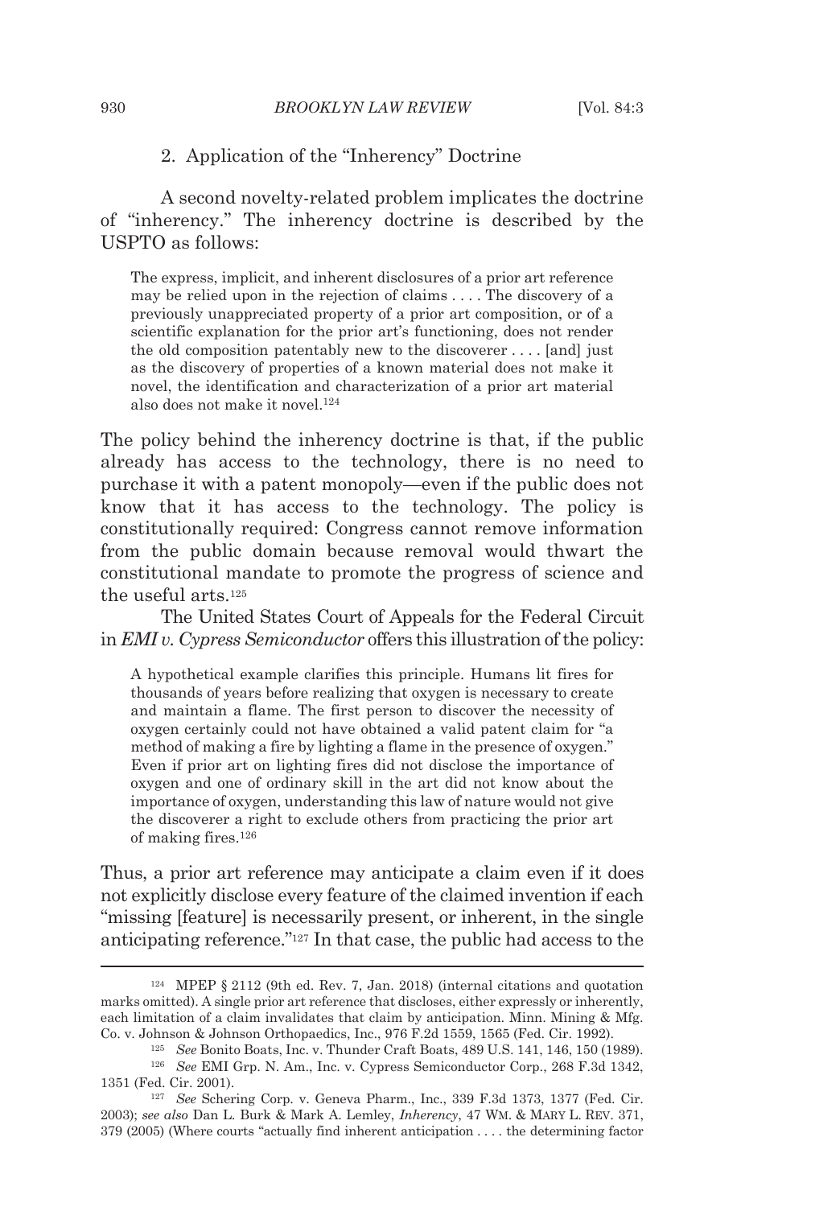### 2. Application of the "Inherency" Doctrine

A second novelty-related problem implicates the doctrine of "inherency." The inherency doctrine is described by the USPTO as follows:

> The express, implicit, and inherent disclosures of a prior art reference may be relied upon in the rejection of claims . . . . The discovery of a previously unappreciated property of a prior art composition, or of a scientific explanation for the prior art's functioning, does not render the old composition patentably new to the discoverer . . . . [and] just as the discovery of properties of a known material does not make it novel, the identification and characterization of a prior art material also does not make it novel.[124]

The policy behind the inherency doctrine is that, if the public already has access to the technology, there is no need to purchase it with a patent monopoly—even if the public does not know that it has access to the technology. The policy is constitutionally required: Congress cannot remove information from the public domain because removal would thwart the constitutional mandate to promote the progress of science and the useful arts.[125]

The United States Court of Appeals for the Federal Circuit in *EMI v. Cypress Semiconductor* offers this illustration of the policy:

> A hypothetical example clarifies this principle. Humans lit fires for thousands of years before realizing that oxygen is necessary to create and maintain a flame. The first person to discover the necessity of oxygen certainly could not have obtained a valid patent claim for "a method of making a fire by lighting a flame in the presence of oxygen." Even if prior art on lighting fires did not disclose the importance of oxygen and one of ordinary skill in the art did not know about the importance of oxygen, understanding this law of nature would not give the discoverer a right to exclude others from practicing the prior art of making fires.[126]

Thus, a prior art reference may anticipate a claim even if it does not explicitly disclose every feature of the claimed invention if each "missing [feature] is necessarily present, or inherent, in the single anticipating reference."[127] In that case, the public had access to the

---

[124] MPEP § 2112 (9th ed. Rev. 7, Jan. 2018) (internal citations and quotation marks omitted). A single prior art reference that discloses, either expressly or inherently, each limitation of a claim invalidates that claim by anticipation. Minn. Mining & Mfg. Co. v. Johnson & Johnson Orthopaedics, Inc., 976 F.2d 1559, 1565 (Fed. Cir. 1992).

[125] *See* Bonito Boats, Inc. v. Thunder Craft Boats, 489 U.S. 141, 146, 150 (1989).

[126] *See* EMI Grp. N. Am., Inc. v. Cypress Semiconductor Corp., 268 F.3d 1342, 1351 (Fed. Cir. 2001).

[127] *See* Schering Corp. v. Geneva Pharm., Inc., 339 F.3d 1373, 1377 (Fed. Cir. 2003); *see also* Dan L. Burk & Mark A. Lemley, *Inherency*, 47 WM. & MARY L. REV. 371, 379 (2005) (Where courts "actually find inherent anticipation . . . . the determining factor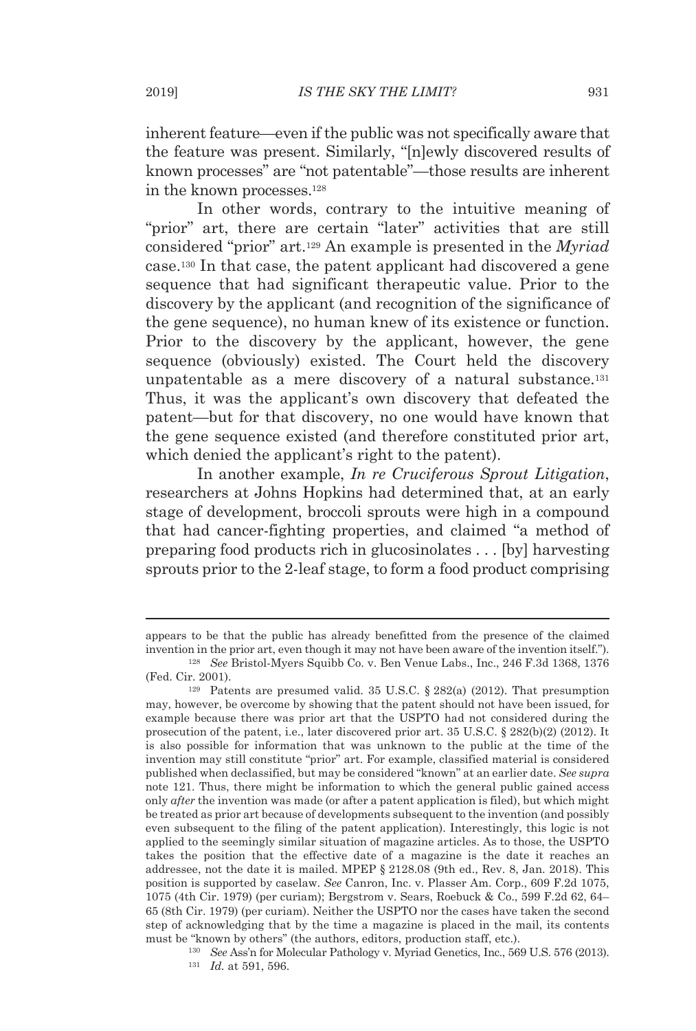inherent feature—even if the public was not specifically aware that the feature was present. Similarly, "[n]ewly discovered results of known processes" are "not patentable"—those results are inherent in the known processes.[128]

In other words, contrary to the intuitive meaning of "prior" art, there are certain "later" activities that are still considered "prior" art.[129] An example is presented in the *Myriad* case.[130] In that case, the patent applicant had discovered a gene sequence that had significant therapeutic value. Prior to the discovery by the applicant (and recognition of the significance of the gene sequence), no human knew of its existence or function. Prior to the discovery by the applicant, however, the gene sequence (obviously) existed. The Court held the discovery unpatentable as a mere discovery of a natural substance.[131] Thus, it was the applicant's own discovery that defeated the patent—but for that discovery, no one would have known that the gene sequence existed (and therefore constituted prior art, which denied the applicant's right to the patent).

In another example, *In re Cruciferous Sprout Litigation*, researchers at Johns Hopkins had determined that, at an early stage of development, broccoli sprouts were high in a compound that had cancer-fighting properties, and claimed "a method of preparing food products rich in glucosinolates . . . [by] harvesting sprouts prior to the 2-leaf stage, to form a food product comprising

---

appears to be that the public has already benefitted from the presence of the claimed invention in the prior art, even though it may not have been aware of the invention itself.").

[128] *See* Bristol-Myers Squibb Co. v. Ben Venue Labs., Inc., 246 F.3d 1368, 1376 (Fed. Cir. 2001).

[129] Patents are presumed valid. 35 U.S.C. § 282(a) (2012). That presumption may, however, be overcome by showing that the patent should not have been issued, for example because there was prior art that the USPTO had not considered during the prosecution of the patent, i.e., later discovered prior art. 35 U.S.C. § 282(b)(2) (2012). It is also possible for information that was unknown to the public at the time of the invention may still constitute "prior" art. For example, classified material is considered published when declassified, but may be considered "known" at an earlier date. *See supra* note 121. Thus, there might be information to which the general public gained access only *after* the invention was made (or after a patent application is filed), but which might be treated as prior art because of developments subsequent to the invention (and possibly even subsequent to the filing of the patent application). Interestingly, this logic is not applied to the seemingly similar situation of magazine articles. As to those, the USPTO takes the position that the effective date of a magazine is the date it reaches an addressee, not the date it is mailed. MPEP § 2128.08 (9th ed., Rev. 8, Jan. 2018). This position is supported by caselaw. *See* Canron, Inc. v. Plasser Am. Corp., 609 F.2d 1075, 1075 (4th Cir. 1979) (per curiam); Bergstrom v. Sears, Roebuck & Co., 599 F.2d 62, 64–65 (8th Cir. 1979) (per curiam). Neither the USPTO nor the cases have taken the second step of acknowledging that by the time a magazine is placed in the mail, its contents must be "known by others" (the authors, editors, production staff, etc.).

[130] *See* Ass'n for Molecular Pathology v. Myriad Genetics, Inc., 569 U.S. 576 (2013).

[131] *Id.* at 591, 596.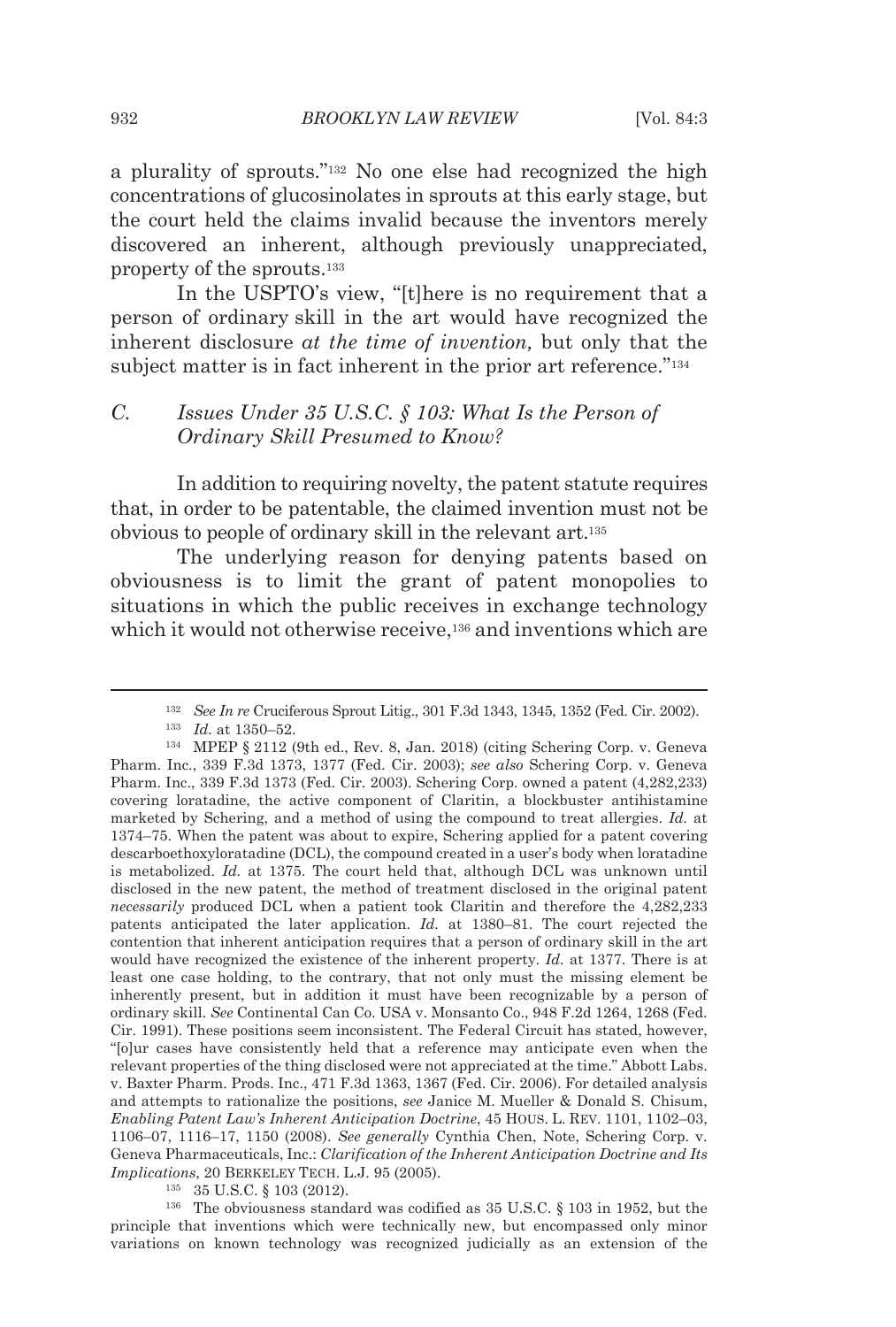a plurality of sprouts."[132] No one else had recognized the high concentrations of glucosinolates in sprouts at this early stage, but the court held the claims invalid because the inventors merely discovered an inherent, although previously unappreciated, property of the sprouts.[133]

In the USPTO's view, "[t]here is no requirement that a person of ordinary skill in the art would have recognized the inherent disclosure *at the time of invention,* but only that the subject matter is in fact inherent in the prior art reference."[134]

### C. Issues Under 35 U.S.C. § 103: What Is the Person of Ordinary Skill Presumed to Know?

In addition to requiring novelty, the patent statute requires that, in order to be patentable, the claimed invention must not be obvious to people of ordinary skill in the relevant art.[135]

The underlying reason for denying patents based on obviousness is to limit the grant of patent monopolies to situations in which the public receives in exchange technology which it would not otherwise receive,[136] and inventions which are

---

[132] *See In re* Cruciferous Sprout Litig., 301 F.3d 1343, 1345, 1352 (Fed. Cir. 2002).

[133] *Id.* at 1350–52.

[134] MPEP § 2112 (9th ed., Rev. 8, Jan. 2018) (citing Schering Corp. v. Geneva Pharm. Inc., 339 F.3d 1373, 1377 (Fed. Cir. 2003); *see also* Schering Corp. v. Geneva Pharm. Inc., 339 F.3d 1373 (Fed. Cir. 2003). Schering Corp. owned a patent (4,282,233) covering loratadine, the active component of Claritin, a blockbuster antihistamine marketed by Schering, and a method of using the compound to treat allergies. *Id.* at 1374–75. When the patent was about to expire, Schering applied for a patent covering descarboethoxyloratadine (DCL), the compound created in a user's body when loratadine is metabolized. *Id.* at 1375. The court held that, although DCL was unknown until disclosed in the new patent, the method of treatment disclosed in the original patent *necessarily* produced DCL when a patient took Claritin and therefore the 4,282,233 patents anticipated the later application. *Id.* at 1380–81. The court rejected the contention that inherent anticipation requires that a person of ordinary skill in the art would have recognized the existence of the inherent property. *Id.* at 1377. There is at least one case holding, to the contrary, that not only must the missing element be inherently present, but in addition it must have been recognizable by a person of ordinary skill. *See* Continental Can Co. USA v. Monsanto Co., 948 F.2d 1264, 1268 (Fed. Cir. 1991). These positions seem inconsistent. The Federal Circuit has stated, however, "[o]ur cases have consistently held that a reference may anticipate even when the relevant properties of the thing disclosed were not appreciated at the time." Abbott Labs. v. Baxter Pharm. Prods. Inc., 471 F.3d 1363, 1367 (Fed. Cir. 2006). For detailed analysis and attempts to rationalize the positions, *see* Janice M. Mueller & Donald S. Chisum, *Enabling Patent Law's Inherent Anticipation Doctrine*, 45 HOUS. L. REV. 1101, 1102–03, 1106–07, 1116–17, 1150 (2008). *See generally* Cynthia Chen, Note, Schering Corp. v. Geneva Pharmaceuticals, Inc.: *Clarification of the Inherent Anticipation Doctrine and Its Implications*, 20 BERKELEY TECH. L.J. 95 (2005).

[135] 35 U.S.C. § 103 (2012).

[136] The obviousness standard was codified as 35 U.S.C. § 103 in 1952, but the principle that inventions which were technically new, but encompassed only minor variations on known technology was recognized judicially as an extension of the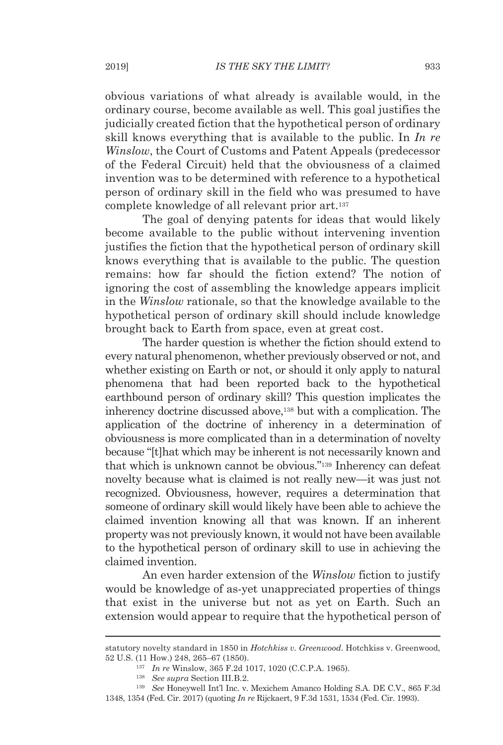obvious variations of what already is available would, in the ordinary course, become available as well. This goal justifies the judicially created fiction that the hypothetical person of ordinary skill knows everything that is available to the public. In *In re Winslow*, the Court of Customs and Patent Appeals (predecessor of the Federal Circuit) held that the obviousness of a claimed invention was to be determined with reference to a hypothetical person of ordinary skill in the field who was presumed to have complete knowledge of all relevant prior art.[137]

The goal of denying patents for ideas that would likely become available to the public without intervening invention justifies the fiction that the hypothetical person of ordinary skill knows everything that is available to the public. The question remains: how far should the fiction extend? The notion of ignoring the cost of assembling the knowledge appears implicit in the *Winslow* rationale, so that the knowledge available to the hypothetical person of ordinary skill should include knowledge brought back to Earth from space, even at great cost.

The harder question is whether the fiction should extend to every natural phenomenon, whether previously observed or not, and whether existing on Earth or not, or should it only apply to natural phenomena that had been reported back to the hypothetical earthbound person of ordinary skill? This question implicates the inherency doctrine discussed above,[138] but with a complication. The application of the doctrine of inherency in a determination of obviousness is more complicated than in a determination of novelty because "[t]hat which may be inherent is not necessarily known and that which is unknown cannot be obvious."[139] Inherency can defeat novelty because what is claimed is not really new—it was just not recognized. Obviousness, however, requires a determination that someone of ordinary skill would likely have been able to achieve the claimed invention knowing all that was known. If an inherent property was not previously known, it would not have been available to the hypothetical person of ordinary skill to use in achieving the claimed invention.

An even harder extension of the *Winslow* fiction to justify would be knowledge of as-yet unappreciated properties of things that exist in the universe but not as yet on Earth. Such an extension would appear to require that the hypothetical person of

---

statutory novelty standard in 1850 in *Hotchkiss v. Greenwood*. Hotchkiss v. Greenwood, 52 U.S. (11 How.) 248, 265–67 (1850).

[137] *In re* Winslow, 365 F.2d 1017, 1020 (C.C.P.A. 1965).

[138] *See supra* Section III.B.2.

[139] *See* Honeywell Int'l Inc. v. Mexichem Amanco Holding S.A. DE C.V., 865 F.3d 1348, 1354 (Fed. Cir. 2017) (quoting *In re* Rijckaert, 9 F.3d 1531, 1534 (Fed. Cir. 1993).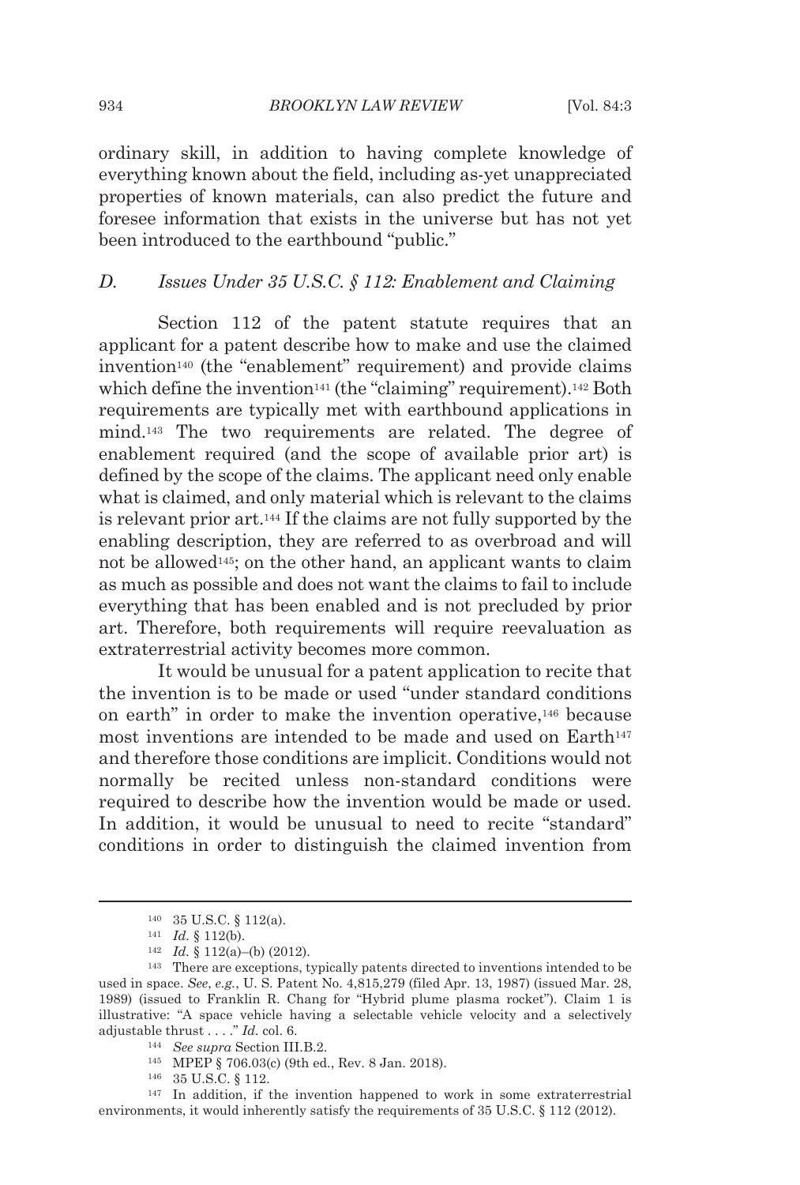ordinary skill, in addition to having complete knowledge of everything known about the field, including as-yet unappreciated properties of known materials, can also predict the future and foresee information that exists in the universe but has not yet been introduced to the earthbound "public."

### *D. Issues Under 35 U.S.C. § 112: Enablement and Claiming*

Section 112 of the patent statute requires that an applicant for a patent describe how to make and use the claimed invention[140] (the "enablement" requirement) and provide claims which define the invention[141] (the "claiming" requirement).[142] Both requirements are typically met with earthbound applications in mind.[143] The two requirements are related. The degree of enablement required (and the scope of available prior art) is defined by the scope of the claims. The applicant need only enable what is claimed, and only material which is relevant to the claims is relevant prior art.[144] If the claims are not fully supported by the enabling description, they are referred to as overbroad and will not be allowed[145]; on the other hand, an applicant wants to claim as much as possible and does not want the claims to fail to include everything that has been enabled and is not precluded by prior art. Therefore, both requirements will require reevaluation as extraterrestrial activity becomes more common.

It would be unusual for a patent application to recite that the invention is to be made or used "under standard conditions on earth" in order to make the invention operative,[146] because most inventions are intended to be made and used on Earth[147] and therefore those conditions are implicit. Conditions would not normally be recited unless non-standard conditions were required to describe how the invention would be made or used. In addition, it would be unusual to need to recite "standard" conditions in order to distinguish the claimed invention from

---

[140] 35 U.S.C. § 112(a).

[141] *Id.* § 112(b).

[142] *Id.* § 112(a)–(b) (2012).

[143] There are exceptions, typically patents directed to inventions intended to be used in space. *See*, *e.g.*, U. S. Patent No. 4,815,279 (filed Apr. 13, 1987) (issued Mar. 28, 1989) (issued to Franklin R. Chang for "Hybrid plume plasma rocket"). Claim 1 is illustrative: "A space vehicle having a selectable vehicle velocity and a selectively adjustable thrust . . . ." *Id.* col. 6.

[144] *See supra* Section III.B.2.

[145] MPEP § 706.03(c) (9th ed., Rev. 8 Jan. 2018).

[146] 35 U.S.C. § 112.

[147] In addition, if the invention happened to work in some extraterrestrial environments, it would inherently satisfy the requirements of 35 U.S.C. § 112 (2012).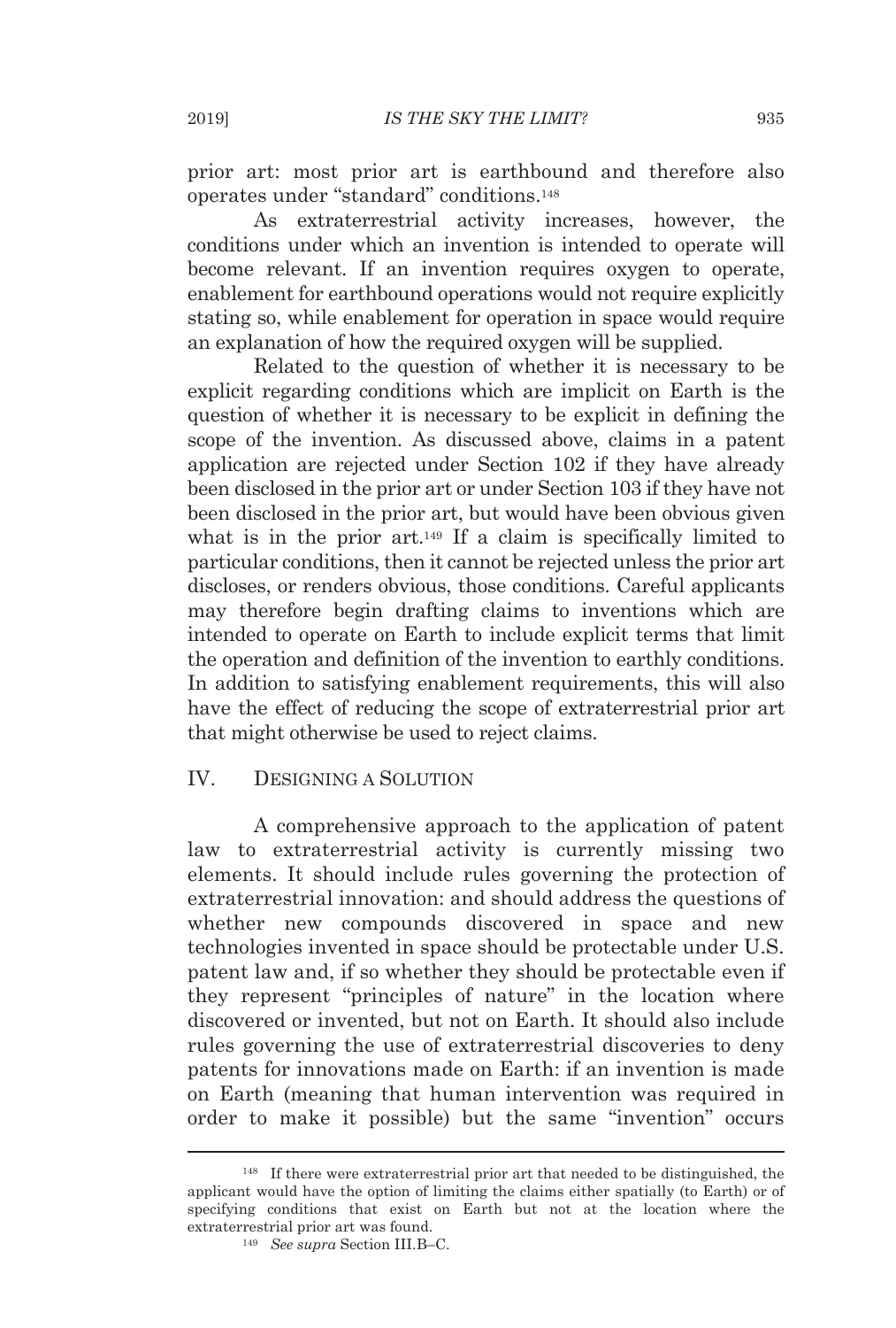prior art: most prior art is earthbound and therefore also operates under "standard" conditions.[148]

As extraterrestrial activity increases, however, the conditions under which an invention is intended to operate will become relevant. If an invention requires oxygen to operate, enablement for earthbound operations would not require explicitly stating so, while enablement for operation in space would require an explanation of how the required oxygen will be supplied.

Related to the question of whether it is necessary to be explicit regarding conditions which are implicit on Earth is the question of whether it is necessary to be explicit in defining the scope of the invention. As discussed above, claims in a patent application are rejected under Section 102 if they have already been disclosed in the prior art or under Section 103 if they have not been disclosed in the prior art, but would have been obvious given what is in the prior art.[149] If a claim is specifically limited to particular conditions, then it cannot be rejected unless the prior art discloses, or renders obvious, those conditions. Careful applicants may therefore begin drafting claims to inventions which are intended to operate on Earth to include explicit terms that limit the operation and definition of the invention to earthly conditions. In addition to satisfying enablement requirements, this will also have the effect of reducing the scope of extraterrestrial prior art that might otherwise be used to reject claims.

## IV. DESIGNING A SOLUTION

A comprehensive approach to the application of patent law to extraterrestrial activity is currently missing two elements. It should include rules governing the protection of extraterrestrial innovation: and should address the questions of whether new compounds discovered in space and new technologies invented in space should be protectable under U.S. patent law and, if so whether they should be protectable even if they represent "principles of nature" in the location where discovered or invented, but not on Earth. It should also include rules governing the use of extraterrestrial discoveries to deny patents for innovations made on Earth: if an invention is made on Earth (meaning that human intervention was required in order to make it possible) but the same "invention" occurs

---

[148] If there were extraterrestrial prior art that needed to be distinguished, the applicant would have the option of limiting the claims either spatially (to Earth) or of specifying conditions that exist on Earth but not at the location where the extraterrestrial prior art was found.

[149] *See supra* Section III.B–C.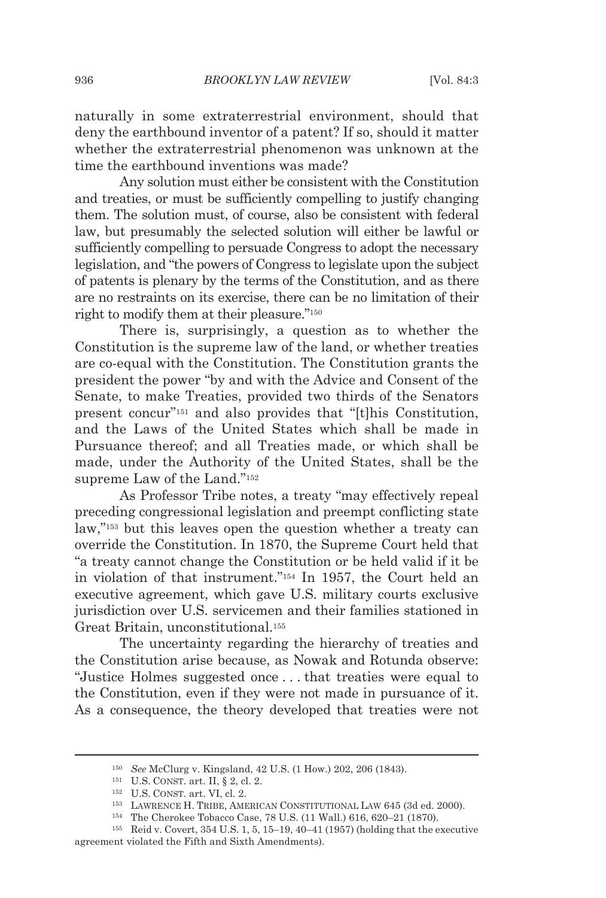naturally in some extraterrestrial environment, should that deny the earthbound inventor of a patent? If so, should it matter whether the extraterrestrial phenomenon was unknown at the time the earthbound inventions was made?

Any solution must either be consistent with the Constitution and treaties, or must be sufficiently compelling to justify changing them. The solution must, of course, also be consistent with federal law, but presumably the selected solution will either be lawful or sufficiently compelling to persuade Congress to adopt the necessary legislation, and "the powers of Congress to legislate upon the subject of patents is plenary by the terms of the Constitution, and as there are no restraints on its exercise, there can be no limitation of their right to modify them at their pleasure."[150]

There is, surprisingly, a question as to whether the Constitution is the supreme law of the land, or whether treaties are co-equal with the Constitution. The Constitution grants the president the power "by and with the Advice and Consent of the Senate, to make Treaties, provided two thirds of the Senators present concur"[151] and also provides that "[t]his Constitution, and the Laws of the United States which shall be made in Pursuance thereof; and all Treaties made, or which shall be made, under the Authority of the United States, shall be the supreme Law of the Land."[152]

As Professor Tribe notes, a treaty "may effectively repeal preceding congressional legislation and preempt conflicting state law,"[153] but this leaves open the question whether a treaty can override the Constitution. In 1870, the Supreme Court held that "a treaty cannot change the Constitution or be held valid if it be in violation of that instrument."[154] In 1957, the Court held an executive agreement, which gave U.S. military courts exclusive jurisdiction over U.S. servicemen and their families stationed in Great Britain, unconstitutional.[155]

The uncertainty regarding the hierarchy of treaties and the Constitution arise because, as Nowak and Rotunda observe: "Justice Holmes suggested once . . . that treaties were equal to the Constitution, even if they were not made in pursuance of it. As a consequence, the theory developed that treaties were not

---

[150] *See* McClurg v. Kingsland, 42 U.S. (1 How.) 202, 206 (1843).

[151] U.S. CONST. art. II, § 2, cl. 2.

[152] U.S. CONST. art. VI, cl. 2.

[153] LAWRENCE H. TRIBE, AMERICAN CONSTITUTIONAL LAW 645 (3d ed. 2000).

[154] The Cherokee Tobacco Case, 78 U.S. (11 Wall.) 616, 620–21 (1870).

[155] Reid v. Covert, 354 U.S. 1, 5, 15–19, 40–41 (1957) (holding that the executive agreement violated the Fifth and Sixth Amendments).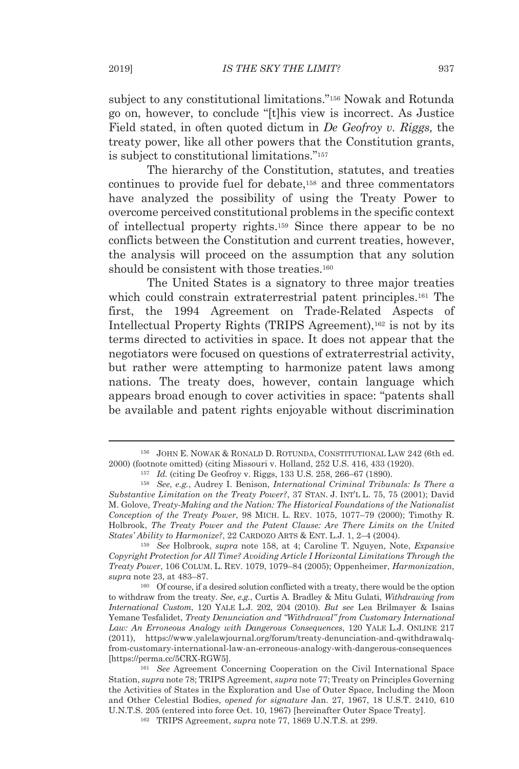subject to any constitutional limitations."[156] Nowak and Rotunda go on, however, to conclude "[t]his view is incorrect. As Justice Field stated, in often quoted dictum in *De Geofroy v. Riggs,* the treaty power, like all other powers that the Constitution grants, is subject to constitutional limitations."[157]

The hierarchy of the Constitution, statutes, and treaties continues to provide fuel for debate,[158] and three commentators have analyzed the possibility of using the Treaty Power to overcome perceived constitutional problems in the specific context of intellectual property rights.[159] Since there appear to be no conflicts between the Constitution and current treaties, however, the analysis will proceed on the assumption that any solution should be consistent with those treaties.[160]

The United States is a signatory to three major treaties which could constrain extraterrestrial patent principles.[161] The first, the 1994 Agreement on Trade-Related Aspects of Intellectual Property Rights (TRIPS Agreement),[162] is not by its terms directed to activities in space. It does not appear that the negotiators were focused on questions of extraterrestrial activity, but rather were attempting to harmonize patent laws among nations. The treaty does, however, contain language which appears broad enough to cover activities in space: "patents shall be available and patent rights enjoyable without discrimination

---

[156] JOHN E. NOWAK & RONALD D. ROTUNDA, CONSTITUTIONAL LAW 242 (6th ed. 2000) (footnote omitted) (citing Missouri v. Holland, 252 U.S. 416, 433 (1920).

[157] *Id.* (citing De Geofroy v. Riggs, 133 U.S. 258, 266–67 (1890).

[158] *See*, *e.g.*, Audrey I. Benison, *International Criminal Tribunals: Is There a Substantive Limitation on the Treaty Power?*, 37 STAN. J. INT'L L. 75, 75 (2001); David M. Golove, *Treaty-Making and the Nation: The Historical Foundations of the Nationalist Conception of the Treaty Power*, 98 MICH. L. REV. 1075, 1077–79 (2000); Timothy R. Holbrook, *The Treaty Power and the Patent Clause: Are There Limits on the United States' Ability to Harmonize?*, 22 CARDOZO ARTS & ENT. L.J. 1, 2–4 (2004).

[159] *See* Holbrook, *supra* note 158, at 4; Caroline T. Nguyen, Note, *Expansive Copyright Protection for All Time? Avoiding Article I Horizontal Limitations Through the Treaty Power*, 106 COLUM. L. REV. 1079, 1079–84 (2005); Oppenheimer, *Harmonization*, *supra* note 23, at 483–87.

[160] Of course, if a desired solution conflicted with a treaty, there would be the option to withdraw from the treaty. *See*, *e.g.*, Curtis A. Bradley & Mitu Gulati, *Withdrawing from International Custom*, 120 YALE L.J. 202, 204 (2010). *But see* Lea Brilmayer & Isaias Yemane Tesfalidet, *Treaty Denunciation and "Withdrawal" from Customary International Law: An Erroneous Analogy with Dangerous Consequences*, 120 YALE L.J. ONLINE 217 (2011), https://www.yalelawjournal.org/forum/treaty-denunciation-and-qwithdrawalq-from-customary-international-law-an-erroneous-analogy-with-dangerous-consequences [https://perma.cc/5CRX-RGW5].

[161] *See* Agreement Concerning Cooperation on the Civil International Space Station, *supra* note 78; TRIPS Agreement, *supra* note 77; Treaty on Principles Governing the Activities of States in the Exploration and Use of Outer Space, Including the Moon and Other Celestial Bodies, *opened for signature* Jan. 27, 1967, 18 U.S.T. 2410, 610 U.N.T.S. 205 (entered into force Oct. 10, 1967) [hereinafter Outer Space Treaty].

[162] TRIPS Agreement, *supra* note 77, 1869 U.N.T.S. at 299.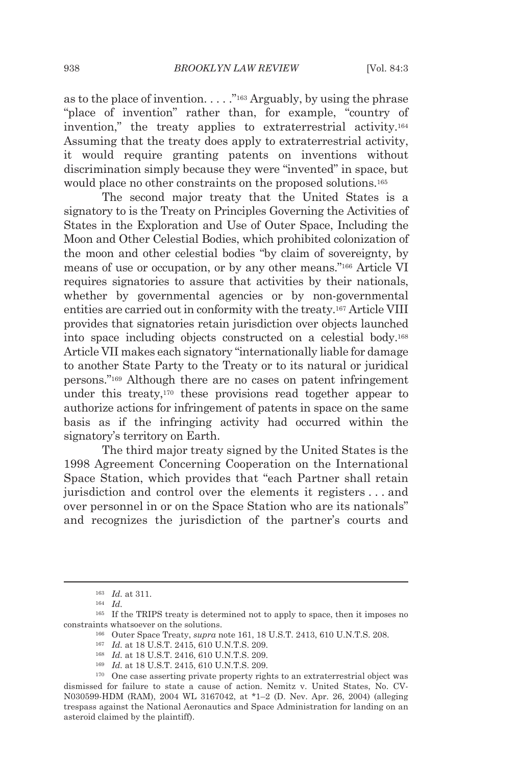as to the place of invention. . . . ."[163] Arguably, by using the phrase "place of invention" rather than, for example, "country of invention," the treaty applies to extraterrestrial activity.[164] Assuming that the treaty does apply to extraterrestrial activity, it would require granting patents on inventions without discrimination simply because they were "invented" in space, but would place no other constraints on the proposed solutions.[165]

The second major treaty that the United States is a signatory to is the Treaty on Principles Governing the Activities of States in the Exploration and Use of Outer Space, Including the Moon and Other Celestial Bodies, which prohibited colonization of the moon and other celestial bodies "by claim of sovereignty, by means of use or occupation, or by any other means."[166] Article VI requires signatories to assure that activities by their nationals, whether by governmental agencies or by non-governmental entities are carried out in conformity with the treaty.[167] Article VIII provides that signatories retain jurisdiction over objects launched into space including objects constructed on a celestial body.[168] Article VII makes each signatory "internationally liable for damage to another State Party to the Treaty or to its natural or juridical persons."[169] Although there are no cases on patent infringement under this treaty,[170] these provisions read together appear to authorize actions for infringement of patents in space on the same basis as if the infringing activity had occurred within the signatory's territory on Earth.

The third major treaty signed by the United States is the 1998 Agreement Concerning Cooperation on the International Space Station, which provides that "each Partner shall retain jurisdiction and control over the elements it registers . . . and over personnel in or on the Space Station who are its nationals" and recognizes the jurisdiction of the partner's courts and

---

[163] *Id.* at 311.

[164] *Id.*

[165] If the TRIPS treaty is determined not to apply to space, then it imposes no constraints whatsoever on the solutions.

[166] Outer Space Treaty, *supra* note 161, 18 U.S.T. 2413, 610 U.N.T.S. 208.

[167] *Id.* at 18 U.S.T. 2415, 610 U.N.T.S. 209.

[168] *Id.* at 18 U.S.T. 2416, 610 U.N.T.S. 209.

[169] *Id.* at 18 U.S.T. 2415, 610 U.N.T.S. 209.

[170] One case asserting private property rights to an extraterrestrial object was dismissed for failure to state a cause of action. Nemitz v. United States, No. CV-N030599-HDM (RAM), 2004 WL 3167042, at *1–2 (D. Nev. Apr. 26, 2004) (alleging trespass against the National Aeronautics and Space Administration for landing on an asteroid claimed by the plaintiff).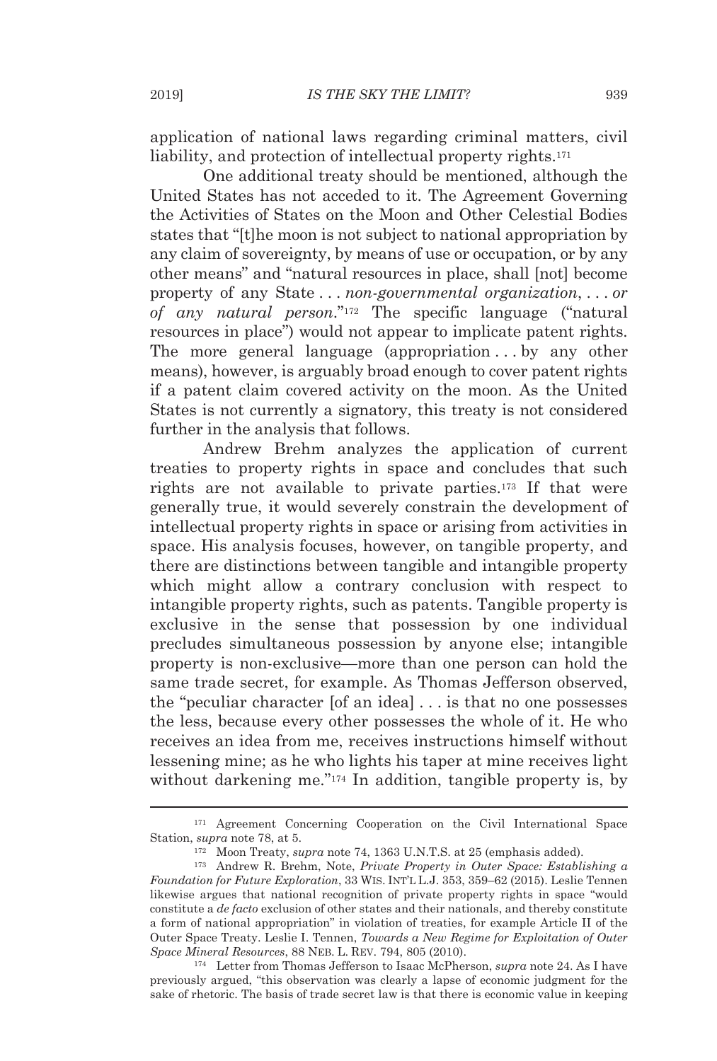application of national laws regarding criminal matters, civil liability, and protection of intellectual property rights.[171]

One additional treaty should be mentioned, although the United States has not acceded to it. The Agreement Governing the Activities of States on the Moon and Other Celestial Bodies states that "[t]he moon is not subject to national appropriation by any claim of sovereignty, by means of use or occupation, or by any other means" and "natural resources in place, shall [not] become property of any State . . . *non-governmental organization*, . . . *or of any natural person*."[172] The specific language ("natural resources in place") would not appear to implicate patent rights. The more general language (appropriation . . . by any other means), however, is arguably broad enough to cover patent rights if a patent claim covered activity on the moon. As the United States is not currently a signatory, this treaty is not considered further in the analysis that follows.

Andrew Brehm analyzes the application of current treaties to property rights in space and concludes that such rights are not available to private parties.[173] If that were generally true, it would severely constrain the development of intellectual property rights in space or arising from activities in space. His analysis focuses, however, on tangible property, and there are distinctions between tangible and intangible property which might allow a contrary conclusion with respect to intangible property rights, such as patents. Tangible property is exclusive in the sense that possession by one individual precludes simultaneous possession by anyone else; intangible property is non-exclusive—more than one person can hold the same trade secret, for example. As Thomas Jefferson observed, the "peculiar character [of an idea] . . . is that no one possesses the less, because every other possesses the whole of it. He who receives an idea from me, receives instructions himself without lessening mine; as he who lights his taper at mine receives light without darkening me."[174] In addition, tangible property is, by

---

[171] Agreement Concerning Cooperation on the Civil International Space Station, *supra* note 78, at 5.

[172] Moon Treaty, *supra* note 74, 1363 U.N.T.S. at 25 (emphasis added).

[173] Andrew R. Brehm, Note, *Private Property in Outer Space: Establishing a Foundation for Future Exploration*, 33 WIS. INT'L L.J. 353, 359–62 (2015). Leslie Tennen likewise argues that national recognition of private property rights in space "would constitute a *de facto* exclusion of other states and their nationals, and thereby constitute a form of national appropriation" in violation of treaties, for example Article II of the Outer Space Treaty. Leslie I. Tennen, *Towards a New Regime for Exploitation of Outer Space Mineral Resources*, 88 NEB. L. REV. 794, 805 (2010).

[174] Letter from Thomas Jefferson to Isaac McPherson, *supra* note 24. As I have previously argued, "this observation was clearly a lapse of economic judgment for the sake of rhetoric. The basis of trade secret law is that there is economic value in keeping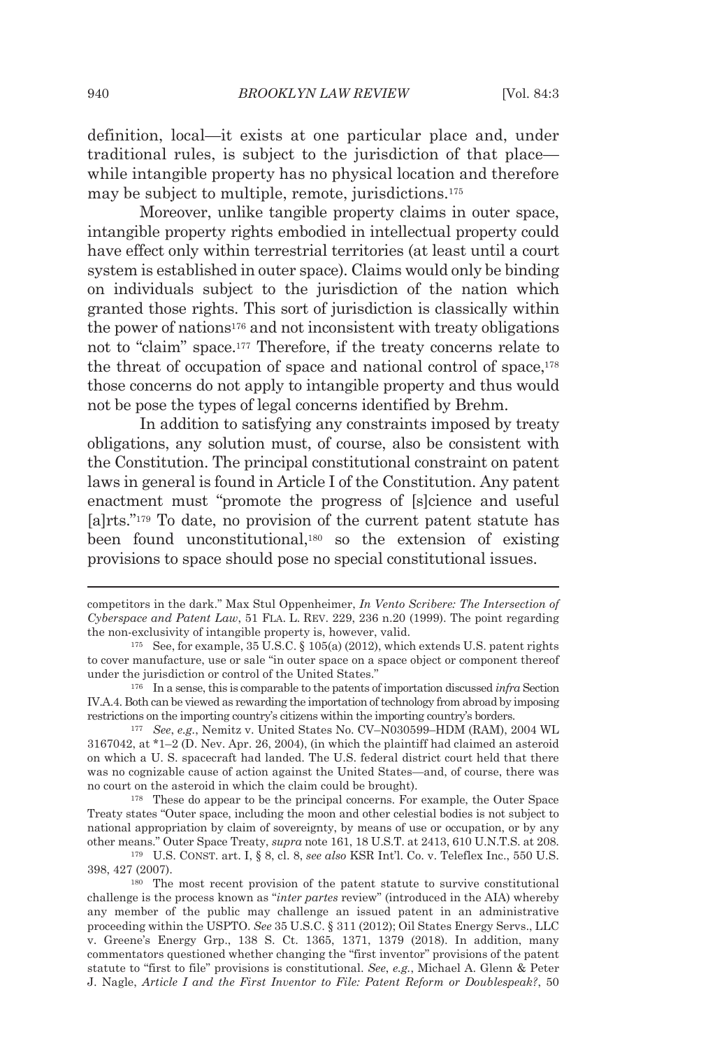definition, local—it exists at one particular place and, under traditional rules, is subject to the jurisdiction of that place—while intangible property has no physical location and therefore may be subject to multiple, remote, jurisdictions.[175]

Moreover, unlike tangible property claims in outer space, intangible property rights embodied in intellectual property could have effect only within terrestrial territories (at least until a court system is established in outer space). Claims would only be binding on individuals subject to the jurisdiction of the nation which granted those rights. This sort of jurisdiction is classically within the power of nations[176] and not inconsistent with treaty obligations not to "claim" space.[177] Therefore, if the treaty concerns relate to the threat of occupation of space and national control of space,[178] those concerns do not apply to intangible property and thus would not be pose the types of legal concerns identified by Brehm.

In addition to satisfying any constraints imposed by treaty obligations, any solution must, of course, also be consistent with the Constitution. The principal constitutional constraint on patent laws in general is found in Article I of the Constitution. Any patent enactment must "promote the progress of [s]cience and useful [a]rts."[179] To date, no provision of the current patent statute has been found unconstitutional,[180] so the extension of existing provisions to space should pose no special constitutional issues.

---

competitors in the dark." Max Stul Oppenheimer, *In Vento Scribere: The Intersection of Cyberspace and Patent Law*, 51 FLA. L. REV. 229, 236 n.20 (1999). The point regarding the non-exclusivity of intangible property is, however, valid.

[175] See, for example, 35 U.S.C. § 105(a) (2012), which extends U.S. patent rights to cover manufacture, use or sale "in outer space on a space object or component thereof under the jurisdiction or control of the United States."

[176] In a sense, this is comparable to the patents of importation discussed *infra* Section IV.A.4. Both can be viewed as rewarding the importation of technology from abroad by imposing restrictions on the importing country's citizens within the importing country's borders.

[177] *See*, *e.g.*, Nemitz v. United States No. CV–N030599–HDM (RAM), 2004 WL 3167042, at *1–2 (D. Nev. Apr. 26, 2004), (in which the plaintiff had claimed an asteroid on which a U. S. spacecraft had landed. The U.S. federal district court held that there was no cognizable cause of action against the United States—and, of course, there was no court on the asteroid in which the claim could be brought).

[178] These do appear to be the principal concerns. For example, the Outer Space Treaty states "Outer space, including the moon and other celestial bodies is not subject to national appropriation by claim of sovereignty, by means of use or occupation, or by any other means." Outer Space Treaty, *supra* note 161, 18 U.S.T. at 2413, 610 U.N.T.S. at 208.

[179] U.S. CONST. art. I, § 8, cl. 8, *see also* KSR Int'l. Co. v. Teleflex Inc., 550 U.S. 398, 427 (2007).

[180] The most recent provision of the patent statute to survive constitutional challenge is the process known as "*inter partes* review" (introduced in the AIA) whereby any member of the public may challenge an issued patent in an administrative proceeding within the USPTO. *See* 35 U.S.C. § 311 (2012); Oil States Energy Servs., LLC v. Greene's Energy Grp., 138 S. Ct. 1365, 1371, 1379 (2018). In addition, many commentators questioned whether changing the "first inventor" provisions of the patent statute to "first to file" provisions is constitutional. *See*, *e.g.*, Michael A. Glenn & Peter J. Nagle, *Article I and the First Inventor to File: Patent Reform or Doublespeak?*, 50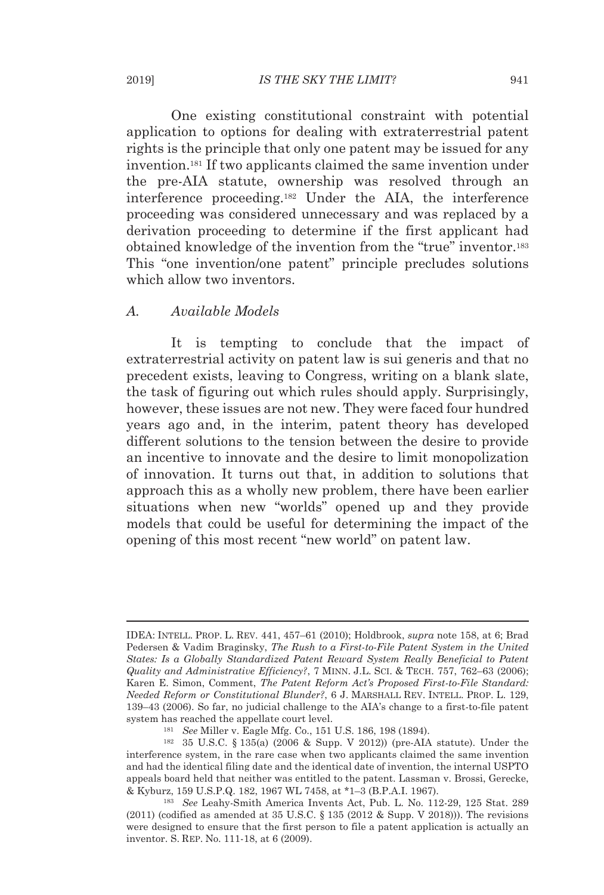One existing constitutional constraint with potential application to options for dealing with extraterrestrial patent rights is the principle that only one patent may be issued for any invention.[181] If two applicants claimed the same invention under the pre-AIA statute, ownership was resolved through an interference proceeding.[182] Under the AIA, the interference proceeding was considered unnecessary and was replaced by a derivation proceeding to determine if the first applicant had obtained knowledge of the invention from the "true" inventor.[183] This "one invention/one patent" principle precludes solutions which allow two inventors.

### *A. Available Models*

It is tempting to conclude that the impact of extraterrestrial activity on patent law is sui generis and that no precedent exists, leaving to Congress, writing on a blank slate, the task of figuring out which rules should apply. Surprisingly, however, these issues are not new. They were faced four hundred years ago and, in the interim, patent theory has developed different solutions to the tension between the desire to provide an incentive to innovate and the desire to limit monopolization of innovation. It turns out that, in addition to solutions that approach this as a wholly new problem, there have been earlier situations when new "worlds" opened up and they provide models that could be useful for determining the impact of the opening of this most recent "new world" on patent law.

---

IDEA: INTELL. PROP. L. REV. 441, 457–61 (2010); Holdbrook, *supra* note 158, at 6; Brad Pedersen & Vadim Braginsky, *The Rush to a First-to-File Patent System in the United States: Is a Globally Standardized Patent Reward System Really Beneficial to Patent Quality and Administrative Efficiency?*, 7 MINN. J.L. SCI. & TECH. 757, 762–63 (2006); Karen E. Simon, Comment, *The Patent Reform Act's Proposed First-to-File Standard: Needed Reform or Constitutional Blunder?*, 6 J. MARSHALL REV. INTELL. PROP. L. 129, 139–43 (2006). So far, no judicial challenge to the AIA's change to a first-to-file patent system has reached the appellate court level.

[181] *See* Miller v. Eagle Mfg. Co., 151 U.S. 186, 198 (1894).

[182] 35 U.S.C. § 135(a) (2006 & Supp. V 2012)) (pre-AIA statute). Under the interference system, in the rare case when two applicants claimed the same invention and had the identical filing date and the identical date of invention, the internal USPTO appeals board held that neither was entitled to the patent. Lassman v. Brossi, Gerecke, & Kyburz, 159 U.S.P.Q. 182, 1967 WL 7458, at *1–3 (B.P.A.I. 1967).

[183] *See* Leahy-Smith America Invents Act, Pub. L. No. 112-29, 125 Stat. 289 (2011) (codified as amended at 35 U.S.C. § 135 (2012 & Supp. V 2018))). The revisions were designed to ensure that the first person to file a patent application is actually an inventor. S. REP. No. 111-18, at 6 (2009).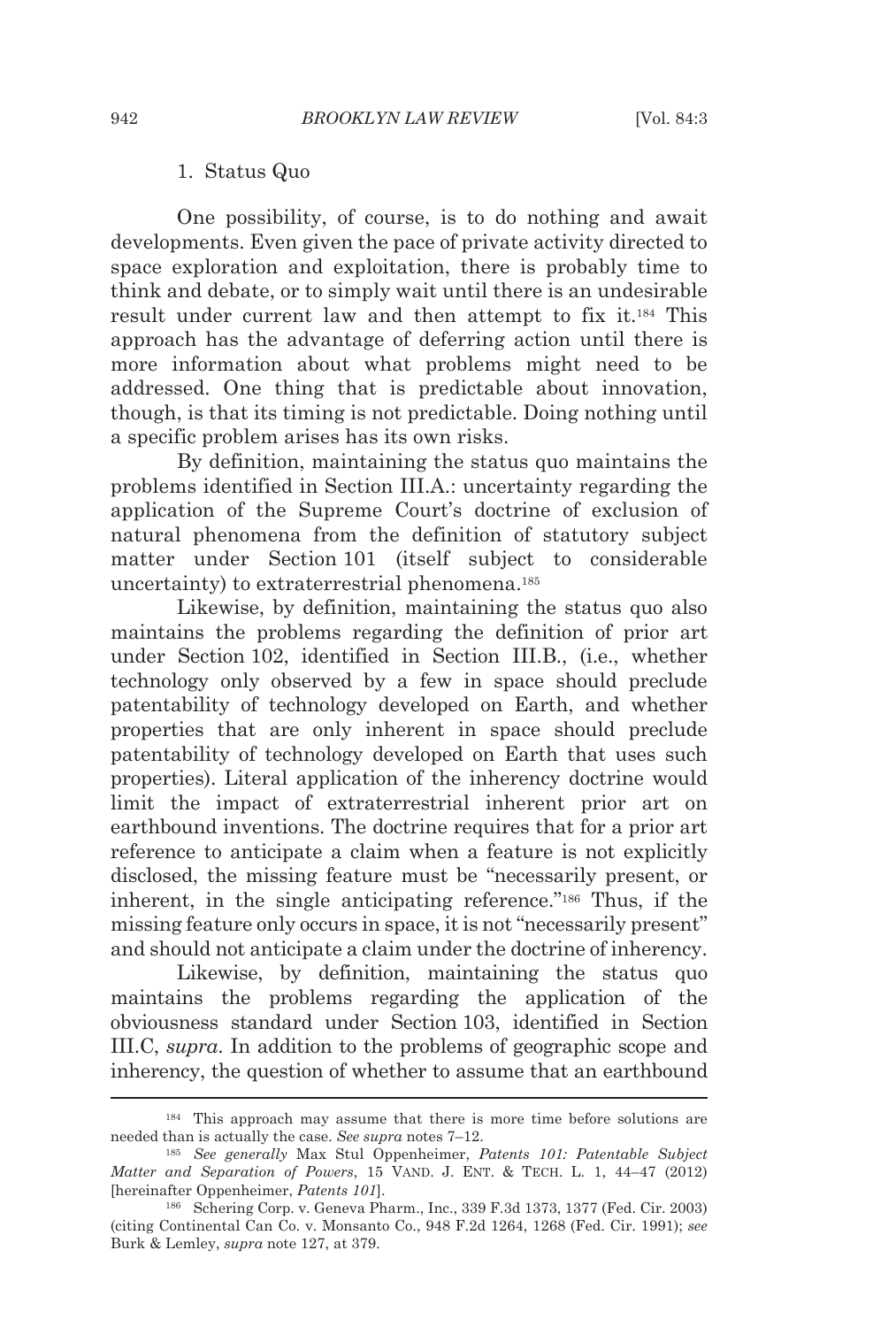### 1. Status Quo

One possibility, of course, is to do nothing and await developments. Even given the pace of private activity directed to space exploration and exploitation, there is probably time to think and debate, or to simply wait until there is an undesirable result under current law and then attempt to fix it.[184] This approach has the advantage of deferring action until there is more information about what problems might need to be addressed. One thing that is predictable about innovation, though, is that its timing is not predictable. Doing nothing until a specific problem arises has its own risks.

By definition, maintaining the status quo maintains the problems identified in Section III.A.: uncertainty regarding the application of the Supreme Court's doctrine of exclusion of natural phenomena from the definition of statutory subject matter under Section 101 (itself subject to considerable uncertainty) to extraterrestrial phenomena.[185]

Likewise, by definition, maintaining the status quo also maintains the problems regarding the definition of prior art under Section 102, identified in Section III.B., (i.e., whether technology only observed by a few in space should preclude patentability of technology developed on Earth, and whether properties that are only inherent in space should preclude patentability of technology developed on Earth that uses such properties). Literal application of the inherency doctrine would limit the impact of extraterrestrial inherent prior art on earthbound inventions. The doctrine requires that for a prior art reference to anticipate a claim when a feature is not explicitly disclosed, the missing feature must be "necessarily present, or inherent, in the single anticipating reference."[186] Thus, if the missing feature only occurs in space, it is not "necessarily present" and should not anticipate a claim under the doctrine of inherency.

Likewise, by definition, maintaining the status quo maintains the problems regarding the application of the obviousness standard under Section 103, identified in Section III.C, *supra*. In addition to the problems of geographic scope and inherency, the question of whether to assume that an earthbound

---

[184] This approach may assume that there is more time before solutions are needed than is actually the case. *See supra* notes 7–12.

[185] *See generally* Max Stul Oppenheimer, *Patents 101: Patentable Subject Matter and Separation of Powers*, 15 VAND. J. ENT. & TECH. L. 1, 44–47 (2012) [hereinafter Oppenheimer, *Patents 101*].

[186] Schering Corp. v. Geneva Pharm., Inc., 339 F.3d 1373, 1377 (Fed. Cir. 2003) (citing Continental Can Co. v. Monsanto Co., 948 F.2d 1264, 1268 (Fed. Cir. 1991); *see* Burk & Lemley, *supra* note 127, at 379.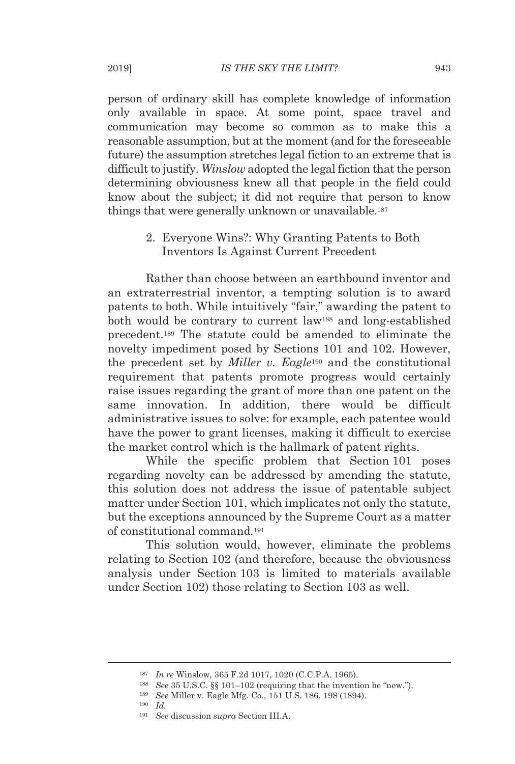person of ordinary skill has complete knowledge of information only available in space. At some point, space travel and communication may become so common as to make this a reasonable assumption, but at the moment (and for the foreseeable future) the assumption stretches legal fiction to an extreme that is difficult to justify. *Winslow* adopted the legal fiction that the person determining obviousness knew all that people in the field could know about the subject; it did not require that person to know things that were generally unknown or unavailable.[187]

### 2. Everyone Wins?: Why Granting Patents to Both Inventors Is Against Current Precedent

Rather than choose between an earthbound inventor and an extraterrestrial inventor, a tempting solution is to award patents to both. While intuitively "fair," awarding the patent to both would be contrary to current law[188] and long-established precedent.[189] The statute could be amended to eliminate the novelty impediment posed by Sections 101 and 102. However, the precedent set by *Miller v. Eagle*[190] and the constitutional requirement that patents promote progress would certainly raise issues regarding the grant of more than one patent on the same innovation. In addition, there would be difficult administrative issues to solve: for example, each patentee would have the power to grant licenses, making it difficult to exercise the market control which is the hallmark of patent rights.

While the specific problem that Section 101 poses regarding novelty can be addressed by amending the statute, this solution does not address the issue of patentable subject matter under Section 101, which implicates not only the statute, but the exceptions announced by the Supreme Court as a matter of constitutional command.[191]

This solution would, however, eliminate the problems relating to Section 102 (and therefore, because the obviousness analysis under Section 103 is limited to materials available under Section 102) those relating to Section 103 as well.

---

[187] *In re* Winslow, 365 F.2d 1017, 1020 (C.C.P.A. 1965).

[188] *See* 35 U.S.C. §§ 101–102 (requiring that the invention be "new.").

[189] *See* Miller v. Eagle Mfg. Co., 151 U.S. 186, 198 (1894).

[190] *Id.*

[191] *See* discussion *supra* Section III.A.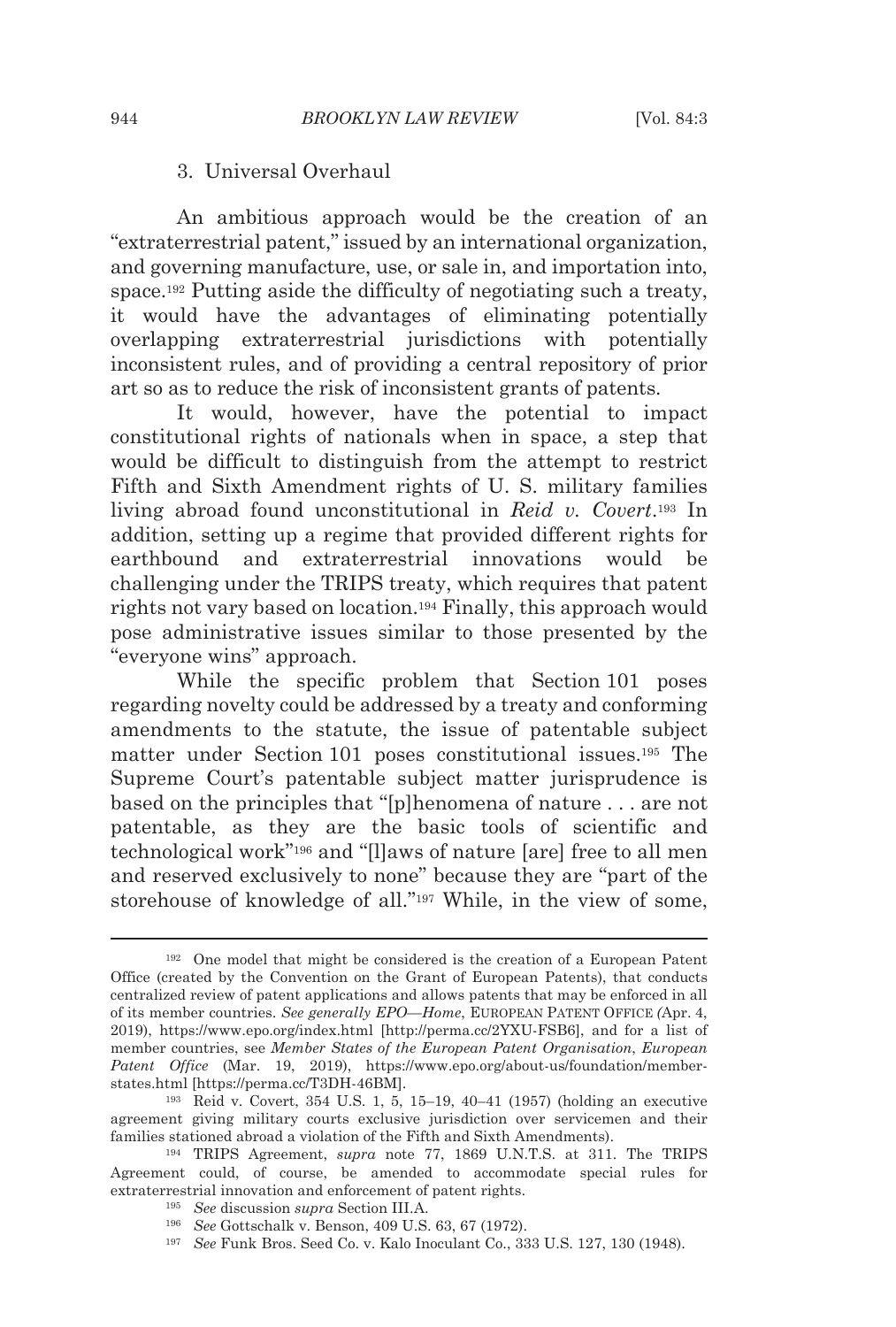### 3. Universal Overhaul

An ambitious approach would be the creation of an "extraterrestrial patent," issued by an international organization, and governing manufacture, use, or sale in, and importation into, space.[192] Putting aside the difficulty of negotiating such a treaty, it would have the advantages of eliminating potentially overlapping extraterrestrial jurisdictions with potentially inconsistent rules, and of providing a central repository of prior art so as to reduce the risk of inconsistent grants of patents.

It would, however, have the potential to impact constitutional rights of nationals when in space, a step that would be difficult to distinguish from the attempt to restrict Fifth and Sixth Amendment rights of U. S. military families living abroad found unconstitutional in *Reid v. Covert*.[193] In addition, setting up a regime that provided different rights for earthbound and extraterrestrial innovations would be challenging under the TRIPS treaty, which requires that patent rights not vary based on location.[194] Finally, this approach would pose administrative issues similar to those presented by the "everyone wins" approach.

While the specific problem that Section 101 poses regarding novelty could be addressed by a treaty and conforming amendments to the statute, the issue of patentable subject matter under Section 101 poses constitutional issues.[195] The Supreme Court's patentable subject matter jurisprudence is based on the principles that "[p]henomena of nature . . . are not patentable, as they are the basic tools of scientific and technological work"[196] and "[l]aws of nature [are] free to all men and reserved exclusively to none" because they are "part of the storehouse of knowledge of all."[197] While, in the view of some,

---

[192] One model that might be considered is the creation of a European Patent Office (created by the Convention on the Grant of European Patents), that conducts centralized review of patent applications and allows patents that may be enforced in all of its member countries. *See generally EPO—Home*, EUROPEAN PATENT OFFICE (Apr. 4, 2019), https://www.epo.org/index.html [http://perma.cc/2YXU-FSB6], and for a list of member countries, see *Member States of the European Patent Organisation*, *European Patent Office* (Mar. 19, 2019), https://www.epo.org/about-us/foundation/member-states.html [https://perma.cc/T3DH-46BM].

[193] Reid v. Covert, 354 U.S. 1, 5, 15–19, 40–41 (1957) (holding an executive agreement giving military courts exclusive jurisdiction over servicemen and their families stationed abroad a violation of the Fifth and Sixth Amendments).

[194] TRIPS Agreement, *supra* note 77, 1869 U.N.T.S. at 311. The TRIPS Agreement could, of course, be amended to accommodate special rules for extraterrestrial innovation and enforcement of patent rights.

[195] *See* discussion *supra* Section III.A.

[196] *See* Gottschalk v. Benson, 409 U.S. 63, 67 (1972).

[197] *See* Funk Bros. Seed Co. v. Kalo Inoculant Co., 333 U.S. 127, 130 (1948).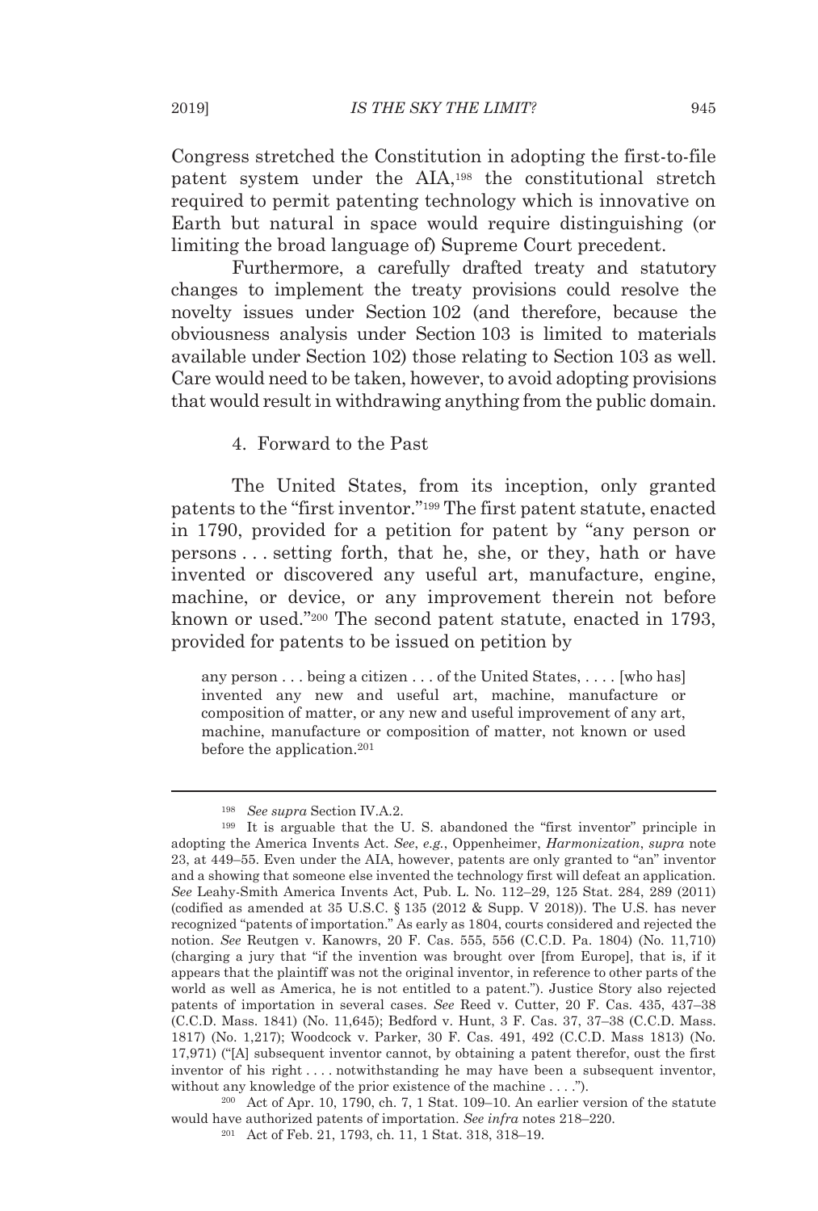Congress stretched the Constitution in adopting the first-to-file patent system under the AIA,[198] the constitutional stretch required to permit patenting technology which is innovative on Earth but natural in space would require distinguishing (or limiting the broad language of) Supreme Court precedent.

Furthermore, a carefully drafted treaty and statutory changes to implement the treaty provisions could resolve the novelty issues under Section 102 (and therefore, because the obviousness analysis under Section 103 is limited to materials available under Section 102) those relating to Section 103 as well. Care would need to be taken, however, to avoid adopting provisions that would result in withdrawing anything from the public domain.

#### 4. Forward to the Past

The United States, from its inception, only granted patents to the "first inventor."[199] The first patent statute, enacted in 1790, provided for a petition for patent by "any person or persons . . . setting forth, that he, she, or they, hath or have invented or discovered any useful art, manufacture, engine, machine, or device, or any improvement therein not before known or used."[200] The second patent statute, enacted in 1793, provided for patents to be issued on petition by

> any person . . . being a citizen . . . of the United States, . . . . [who has] invented any new and useful art, machine, manufacture or composition of matter, or any new and useful improvement of any art, machine, manufacture or composition of matter, not known or used before the application.[201]

---

[198] *See supra* Section IV.A.2.

[199] It is arguable that the U. S. abandoned the "first inventor" principle in adopting the America Invents Act. *See*, *e.g.*, Oppenheimer, *Harmonization*, *supra* note 23, at 449–55. Even under the AIA, however, patents are only granted to "an" inventor and a showing that someone else invented the technology first will defeat an application. *See* Leahy-Smith America Invents Act, Pub. L. No. 112–29, 125 Stat. 284, 289 (2011) (codified as amended at 35 U.S.C. § 135 (2012 & Supp. V 2018)). The U.S. has never recognized "patents of importation." As early as 1804, courts considered and rejected the notion. *See* Reutgen v. Kanowrs, 20 F. Cas. 555, 556 (C.C.D. Pa. 1804) (No. 11,710) (charging a jury that "if the invention was brought over [from Europe], that is, if it appears that the plaintiff was not the original inventor, in reference to other parts of the world as well as America, he is not entitled to a patent."). Justice Story also rejected patents of importation in several cases. *See* Reed v. Cutter, 20 F. Cas. 435, 437–38 (C.C.D. Mass. 1841) (No. 11,645); Bedford v. Hunt, 3 F. Cas. 37, 37–38 (C.C.D. Mass. 1817) (No. 1,217); Woodcock v. Parker, 30 F. Cas. 491, 492 (C.C.D. Mass 1813) (No. 17,971) ("[A] subsequent inventor cannot, by obtaining a patent therefor, oust the first inventor of his right . . . . notwithstanding he may have been a subsequent inventor, without any knowledge of the prior existence of the machine . . . .").

[200] Act of Apr. 10, 1790, ch. 7, 1 Stat. 109–10. An earlier version of the statute would have authorized patents of importation. *See infra* notes 218–220.

[201] Act of Feb. 21, 1793, ch. 11, 1 Stat. 318, 318–19.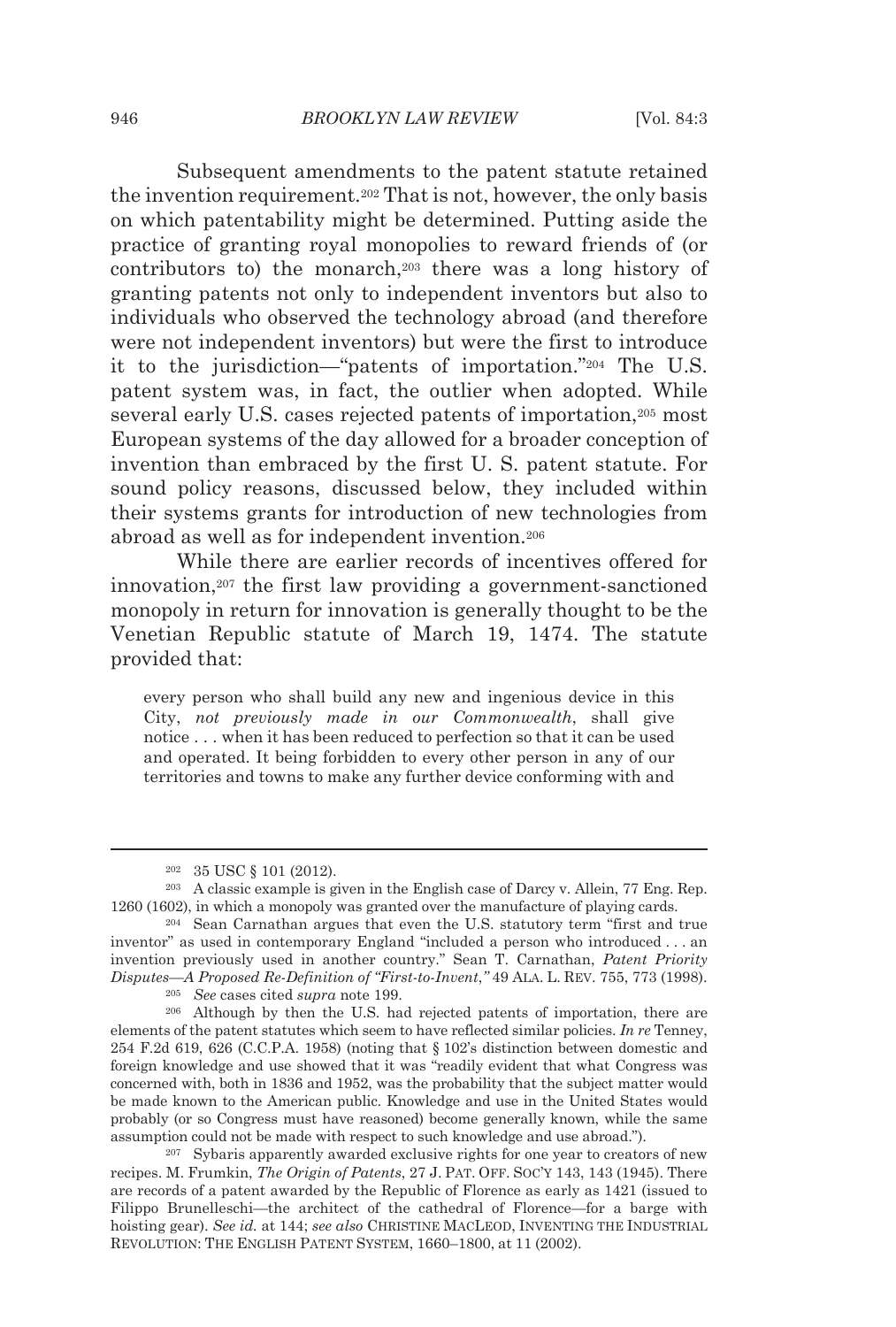Subsequent amendments to the patent statute retained the invention requirement.[202] That is not, however, the only basis on which patentability might be determined. Putting aside the practice of granting royal monopolies to reward friends of (or contributors to) the monarch,[203] there was a long history of granting patents not only to independent inventors but also to individuals who observed the technology abroad (and therefore were not independent inventors) but were the first to introduce it to the jurisdiction—"patents of importation."[204] The U.S. patent system was, in fact, the outlier when adopted. While several early U.S. cases rejected patents of importation,[205] most European systems of the day allowed for a broader conception of invention than embraced by the first U. S. patent statute. For sound policy reasons, discussed below, they included within their systems grants for introduction of new technologies from abroad as well as for independent invention.[206]

While there are earlier records of incentives offered for innovation,[207] the first law providing a government-sanctioned monopoly in return for innovation is generally thought to be the Venetian Republic statute of March 19, 1474. The statute provided that:

> every person who shall build any new and ingenious device in this City, *not previously made in our Commonwealth*, shall give notice . . . when it has been reduced to perfection so that it can be used and operated. It being forbidden to every other person in any of our territories and towns to make any further device conforming with and

---

[202] 35 USC § 101 (2012).

[203] A classic example is given in the English case of Darcy v. Allein, 77 Eng. Rep. 1260 (1602), in which a monopoly was granted over the manufacture of playing cards.

[204] Sean Carnathan argues that even the U.S. statutory term "first and true inventor" as used in contemporary England "included a person who introduced . . . an invention previously used in another country." Sean T. Carnathan, *Patent Priority Disputes—A Proposed Re-Definition of "First-to-Invent*,*"* 49 ALA. L. REV. 755, 773 (1998).

[205] *See* cases cited *supra* note 199.

[206] Although by then the U.S. had rejected patents of importation, there are elements of the patent statutes which seem to have reflected similar policies. *In re* Tenney, 254 F.2d 619, 626 (C.C.P.A. 1958) (noting that § 102's distinction between domestic and foreign knowledge and use showed that it was "readily evident that what Congress was concerned with, both in 1836 and 1952, was the probability that the subject matter would be made known to the American public. Knowledge and use in the United States would probably (or so Congress must have reasoned) become generally known, while the same assumption could not be made with respect to such knowledge and use abroad.").

[207] Sybaris apparently awarded exclusive rights for one year to creators of new recipes. M. Frumkin, *The Origin of Patents*, 27 J. PAT. OFF. SOC'Y 143, 143 (1945). There are records of a patent awarded by the Republic of Florence as early as 1421 (issued to Filippo Brunelleschi—the architect of the cathedral of Florence—for a barge with hoisting gear). *See id.* at 144; *see also* CHRISTINE MACLEOD, INVENTING THE INDUSTRIAL REVOLUTION: THE ENGLISH PATENT SYSTEM, 1660–1800, at 11 (2002).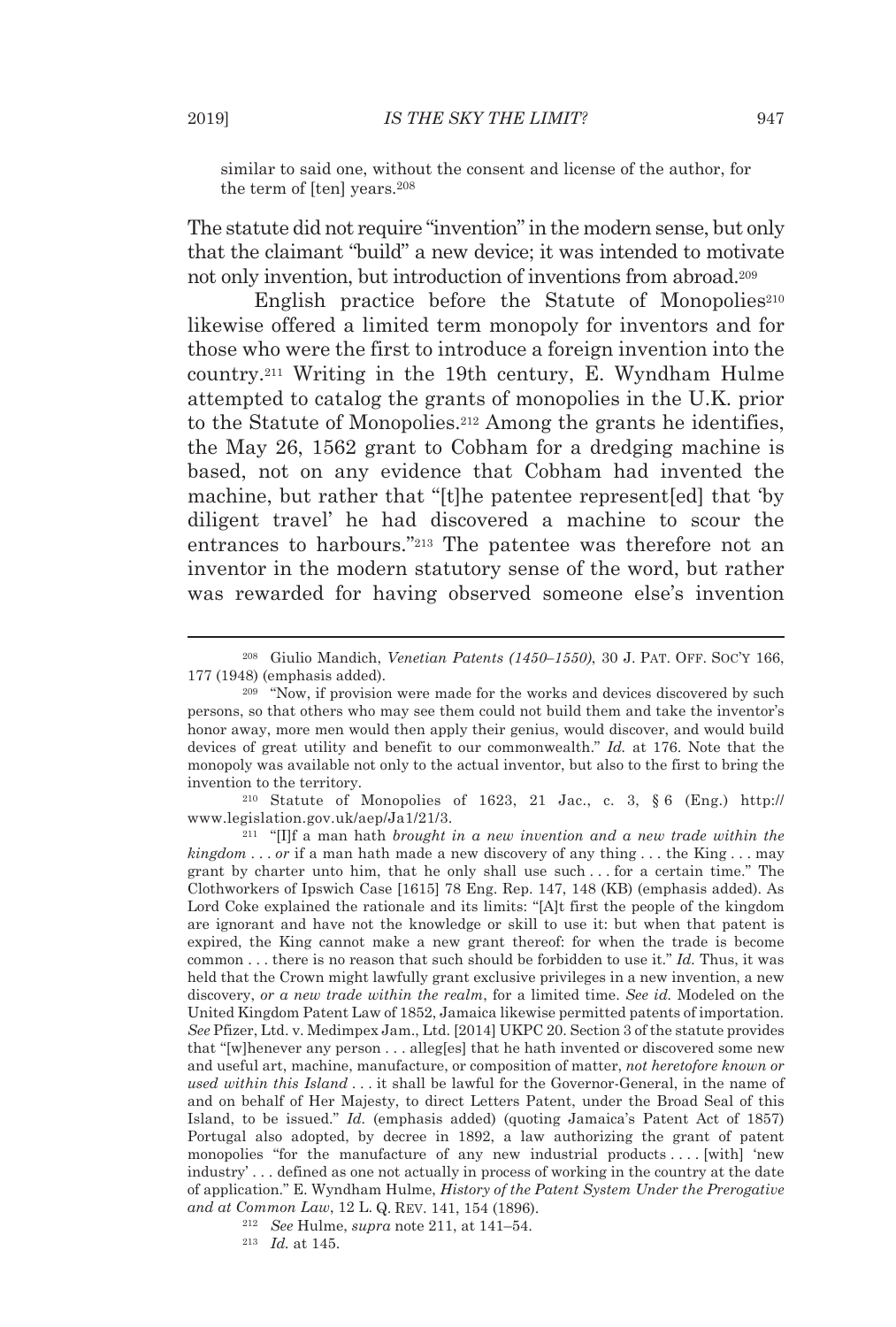similar to said one, without the consent and license of the author, for the term of [ten] years.[208]

The statute did not require "invention" in the modern sense, but only that the claimant "build" a new device; it was intended to motivate not only invention, but introduction of inventions from abroad.[209]

English practice before the Statute of Monopolies[210] likewise offered a limited term monopoly for inventors and for those who were the first to introduce a foreign invention into the country.[211] Writing in the 19th century, E. Wyndham Hulme attempted to catalog the grants of monopolies in the U.K. prior to the Statute of Monopolies.[212] Among the grants he identifies, the May 26, 1562 grant to Cobham for a dredging machine is based, not on any evidence that Cobham had invented the machine, but rather that "[t]he patentee represent[ed] that 'by diligent travel' he had discovered a machine to scour the entrances to harbours."[213] The patentee was therefore not an inventor in the modern statutory sense of the word, but rather was rewarded for having observed someone else's invention

---

[208] Giulio Mandich, *Venetian Patents (1450–1550)*, 30 J. PAT. OFF. SOC'Y 166, 177 (1948) (emphasis added).

[209] "Now, if provision were made for the works and devices discovered by such persons, so that others who may see them could not build them and take the inventor's honor away, more men would then apply their genius, would discover, and would build devices of great utility and benefit to our commonwealth." *Id.* at 176. Note that the monopoly was available not only to the actual inventor, but also to the first to bring the invention to the territory.

[210] Statute of Monopolies of 1623, 21 Jac., c. 3, § 6 (Eng.) http://www.legislation.gov.uk/aep/Ja1/21/3.

[211] "[I]f a man hath *brought in a new invention and a new trade within the kingdom* . . . *or* if a man hath made a new discovery of any thing . . . the King . . . may grant by charter unto him, that he only shall use such . . . for a certain time." The Clothworkers of Ipswich Case [1615] 78 Eng. Rep. 147, 148 (KB) (emphasis added). As Lord Coke explained the rationale and its limits: "[A]t first the people of the kingdom are ignorant and have not the knowledge or skill to use it: but when that patent is expired, the King cannot make a new grant thereof: for when the trade is become common . . . there is no reason that such should be forbidden to use it." *Id.* Thus, it was held that the Crown might lawfully grant exclusive privileges in a new invention, a new discovery, *or a new trade within the realm*, for a limited time. *See id.* Modeled on the United Kingdom Patent Law of 1852, Jamaica likewise permitted patents of importation. *See* Pfizer, Ltd. v. Medimpex Jam., Ltd. [2014] UKPC 20. Section 3 of the statute provides that "[w]henever any person . . . alleg[es] that he hath invented or discovered some new and useful art, machine, manufacture, or composition of matter, *not heretofore known or used within this Island* . . . it shall be lawful for the Governor-General, in the name of and on behalf of Her Majesty, to direct Letters Patent, under the Broad Seal of this Island, to be issued." *Id.* (emphasis added) (quoting Jamaica's Patent Act of 1857) Portugal also adopted, by decree in 1892, a law authorizing the grant of patent monopolies "for the manufacture of any new industrial products . . . . [with] 'new industry' . . . defined as one not actually in process of working in the country at the date of application." E. Wyndham Hulme, *History of the Patent System Under the Prerogative and at Common Law*, 12 L. Q. REV. 141, 154 (1896).

[212] *See* Hulme, *supra* note 211, at 141–54.

[213] *Id.* at 145.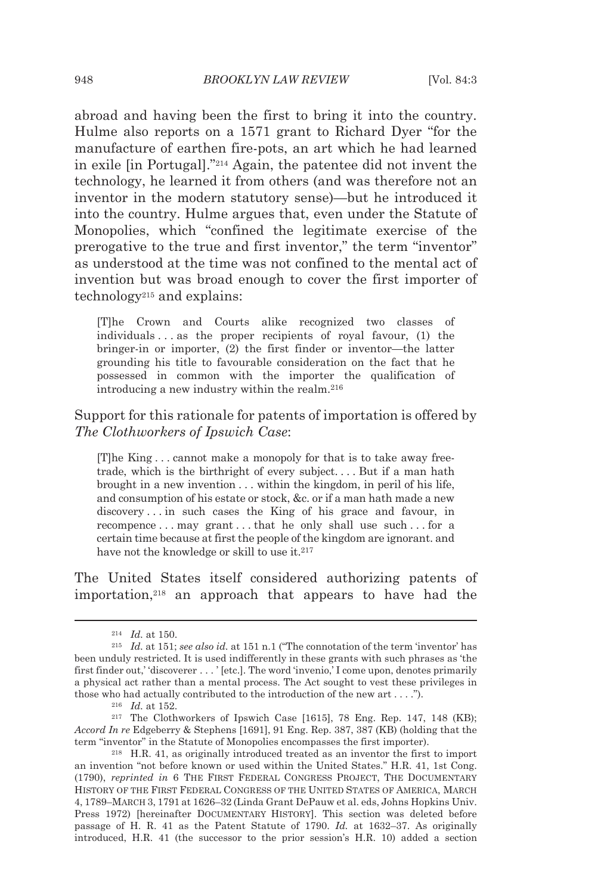abroad and having been the first to bring it into the country. Hulme also reports on a 1571 grant to Richard Dyer "for the manufacture of earthen fire-pots, an art which he had learned in exile [in Portugal]."[214] Again, the patentee did not invent the technology, he learned it from others (and was therefore not an inventor in the modern statutory sense)—but he introduced it into the country. Hulme argues that, even under the Statute of Monopolies, which "confined the legitimate exercise of the prerogative to the true and first inventor," the term "inventor" as understood at the time was not confined to the mental act of invention but was broad enough to cover the first importer of technology[215] and explains:

> [T]he Crown and Courts alike recognized two classes of individuals . . . as the proper recipients of royal favour, (1) the bringer-in or importer, (2) the first finder or inventor—the latter grounding his title to favourable consideration on the fact that he possessed in common with the importer the qualification of introducing a new industry within the realm.[216]

Support for this rationale for patents of importation is offered by *The Clothworkers of Ipswich Case*:

> [T]he King . . . cannot make a monopoly for that is to take away free-trade, which is the birthright of every subject. . . . But if a man hath brought in a new invention . . . within the kingdom, in peril of his life, and consumption of his estate or stock, &c. or if a man hath made a new discovery . . . in such cases the King of his grace and favour, in recompence . . . may grant . . . that he only shall use such . . . for a certain time because at first the people of the kingdom are ignorant. and have not the knowledge or skill to use it.[217]

The United States itself considered authorizing patents of importation,[218] an approach that appears to have had the

---

[214] *Id.* at 150.

[215] *Id.* at 151; *see also id.* at 151 n.1 ("The connotation of the term 'inventor' has been unduly restricted. It is used indifferently in these grants with such phrases as 'the first finder out,' 'discoverer . . . ' [etc.]. The word 'invenio,' I come upon, denotes primarily a physical act rather than a mental process. The Act sought to vest these privileges in those who had actually contributed to the introduction of the new art . . . .").

[216] *Id.* at 152.

[217] The Clothworkers of Ipswich Case [1615], 78 Eng. Rep. 147, 148 (KB); *Accord In re* Edgeberry & Stephens [1691], 91 Eng. Rep. 387, 387 (KB) (holding that the term "inventor" in the Statute of Monopolies encompasses the first importer).

[218] H.R. 41, as originally introduced treated as an inventor the first to import an invention "not before known or used within the United States." H.R. 41, 1st Cong. (1790), *reprinted in* 6 THE FIRST FEDERAL CONGRESS PROJECT, THE DOCUMENTARY HISTORY OF THE FIRST FEDERAL CONGRESS OF THE UNITED STATES OF AMERICA, MARCH 4, 1789–MARCH 3, 1791 at 1626–32 (Linda Grant DePauw et al. eds, Johns Hopkins Univ. Press 1972) [hereinafter DOCUMENTARY HISTORY]. This section was deleted before passage of H. R. 41 as the Patent Statute of 1790. *Id.* at 1632–37. As originally introduced, H.R. 41 (the successor to the prior session's H.R. 10) added a section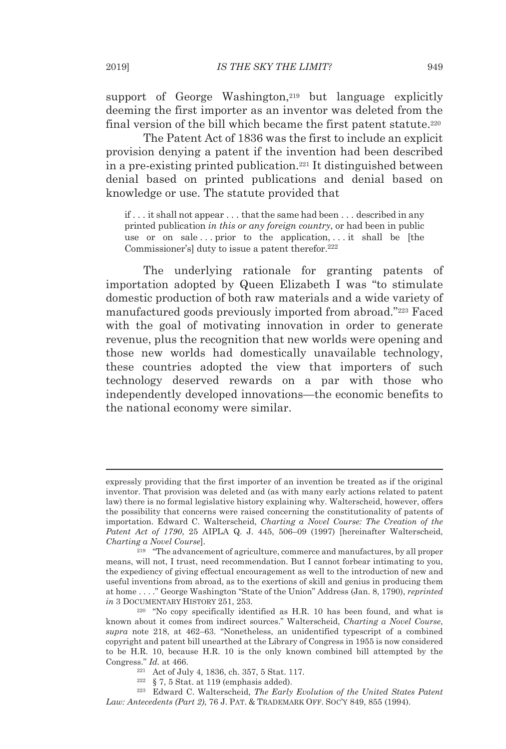support of George Washington,[219] but language explicitly deeming the first importer as an inventor was deleted from the final version of the bill which became the first patent statute.[220]

The Patent Act of 1836 was the first to include an explicit provision denying a patent if the invention had been described in a pre-existing printed publication.[221] It distinguished between denial based on printed publications and denial based on knowledge or use. The statute provided that

> if . . . it shall not appear . . . that the same had been . . . described in any printed publication *in this or any foreign country*, or had been in public use or on sale . . . prior to the application, . . . it shall be [the Commissioner's] duty to issue a patent therefor.[222]

The underlying rationale for granting patents of importation adopted by Queen Elizabeth I was "to stimulate domestic production of both raw materials and a wide variety of manufactured goods previously imported from abroad."[223] Faced with the goal of motivating innovation in order to generate revenue, plus the recognition that new worlds were opening and those new worlds had domestically unavailable technology, these countries adopted the view that importers of such technology deserved rewards on a par with those who independently developed innovations—the economic benefits to the national economy were similar.

---

expressly providing that the first importer of an invention be treated as if the original inventor. That provision was deleted and (as with many early actions related to patent law) there is no formal legislative history explaining why. Walterscheid, however, offers the possibility that concerns were raised concerning the constitutionality of patents of importation. Edward C. Walterscheid, *Charting a Novel Course: The Creation of the Patent Act of 1790*, 25 AIPLA Q. J. 445, 506–09 (1997) [hereinafter Walterscheid, *Charting a Novel Course*].

[219] "The advancement of agriculture, commerce and manufactures, by all proper means, will not, I trust, need recommendation. But I cannot forbear intimating to you, the expediency of giving effectual encouragement as well to the introduction of new and useful inventions from abroad, as to the exertions of skill and genius in producing them at home . . . ." George Washington "State of the Union" Address (Jan. 8, 1790), *reprinted in* 3 DOCUMENTARY HISTORY 251, 253.

[220] "No copy specifically identified as H.R. 10 has been found, and what is known about it comes from indirect sources." Walterscheid, *Charting a Novel Course*, *supra* note 218, at 462–63. "Nonetheless, an unidentified typescript of a combined copyright and patent bill unearthed at the Library of Congress in 1955 is now considered to be H.R. 10, because H.R. 10 is the only known combined bill attempted by the Congress." *Id.* at 466.

[221] Act of July 4, 1836, ch. 357, 5 Stat. 117.

[222] § 7, 5 Stat. at 119 (emphasis added).

[223] Edward C. Walterscheid, *The Early Evolution of the United States Patent Law: Antecedents (Part 2)*, 76 J. PAT. & TRADEMARK OFF. SOC'Y 849, 855 (1994).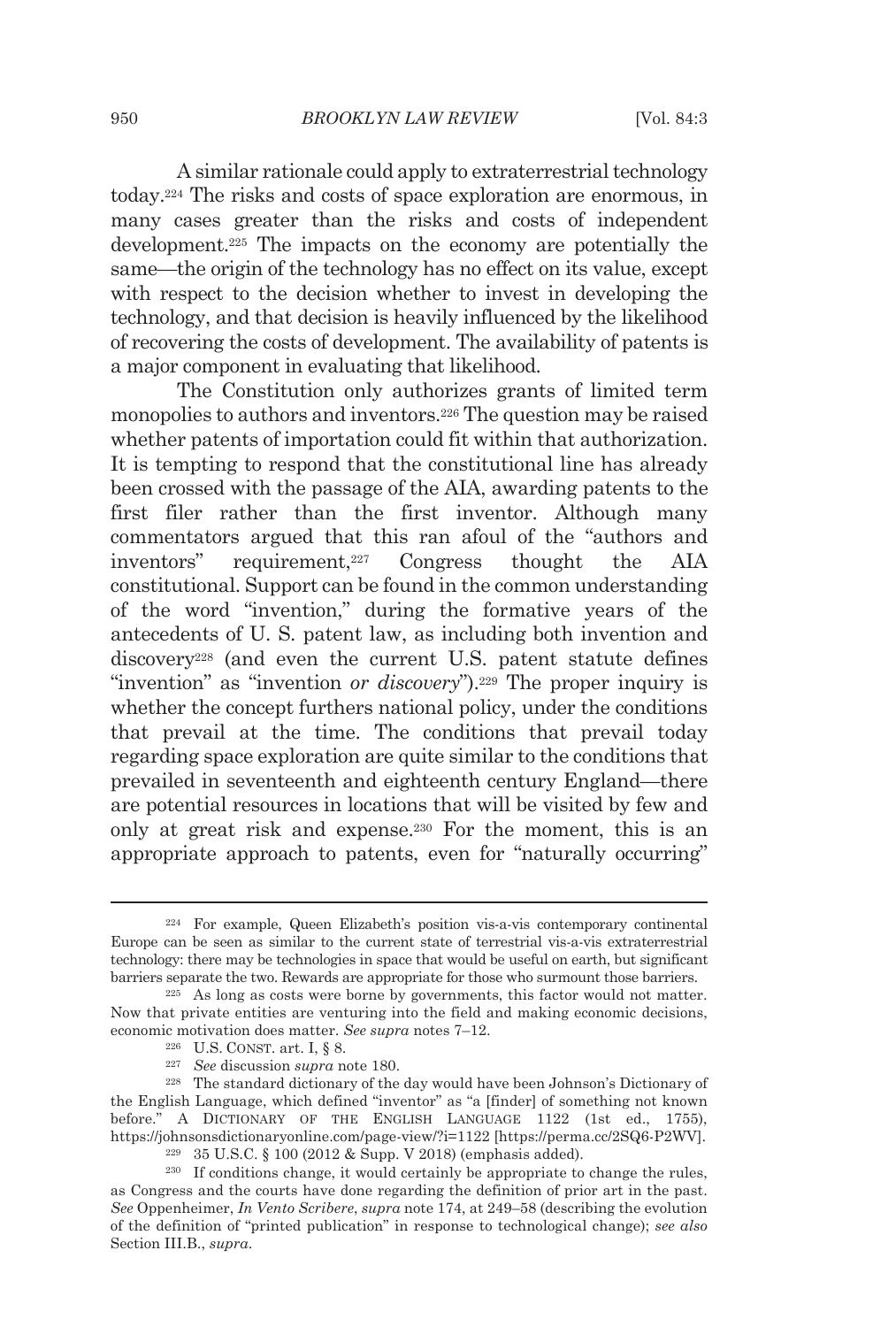A similar rationale could apply to extraterrestrial technology today.[224] The risks and costs of space exploration are enormous, in many cases greater than the risks and costs of independent development.[225] The impacts on the economy are potentially the same—the origin of the technology has no effect on its value, except with respect to the decision whether to invest in developing the technology, and that decision is heavily influenced by the likelihood of recovering the costs of development. The availability of patents is a major component in evaluating that likelihood.

The Constitution only authorizes grants of limited term monopolies to authors and inventors.[226] The question may be raised whether patents of importation could fit within that authorization. It is tempting to respond that the constitutional line has already been crossed with the passage of the AIA, awarding patents to the first filer rather than the first inventor. Although many commentators argued that this ran afoul of the "authors and inventors" requirement,[227] Congress thought the AIA constitutional. Support can be found in the common understanding of the word "invention," during the formative years of the antecedents of U. S. patent law, as including both invention and discovery[228] (and even the current U.S. patent statute defines "invention" as "invention *or discovery*").[229] The proper inquiry is whether the concept furthers national policy, under the conditions that prevail at the time. The conditions that prevail today regarding space exploration are quite similar to the conditions that prevailed in seventeenth and eighteenth century England—there are potential resources in locations that will be visited by few and only at great risk and expense.[230] For the moment, this is an appropriate approach to patents, even for "naturally occurring"

---

[224] For example, Queen Elizabeth's position vis-a-vis contemporary continental Europe can be seen as similar to the current state of terrestrial vis-a-vis extraterrestrial technology: there may be technologies in space that would be useful on earth, but significant barriers separate the two. Rewards are appropriate for those who surmount those barriers.

[225] As long as costs were borne by governments, this factor would not matter. Now that private entities are venturing into the field and making economic decisions, economic motivation does matter. *See supra* notes 7–12.

[226] U.S. CONST. art. I, § 8.

[227] *See* discussion *supra* note 180.

[228] The standard dictionary of the day would have been Johnson's Dictionary of the English Language, which defined "inventor" as "a [finder] of something not known before." A DICTIONARY OF THE ENGLISH LANGUAGE 1122 (1st ed., 1755), https://johnsonsdictionaryonline.com/page-view/?i=1122 [https://perma.cc/2SQ6-P2WV].

[229] 35 U.S.C. § 100 (2012 & Supp. V 2018) (emphasis added).

[230] If conditions change, it would certainly be appropriate to change the rules, as Congress and the courts have done regarding the definition of prior art in the past. *See* Oppenheimer, *In Vento Scribere*, *supra* note 174, at 249–58 (describing the evolution of the definition of "printed publication" in response to technological change); *see also* Section III.B., *supra*.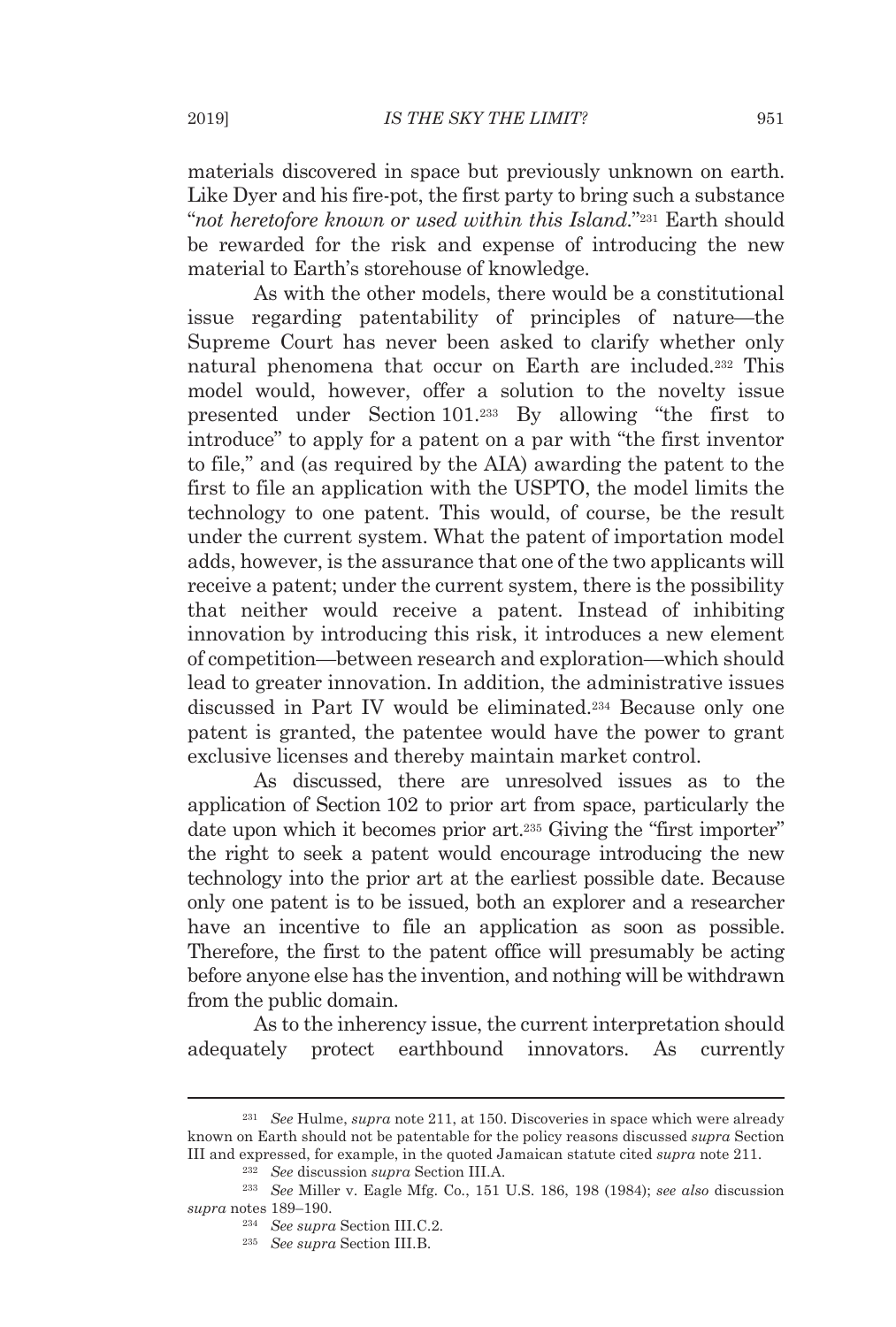materials discovered in space but previously unknown on earth. Like Dyer and his fire-pot, the first party to bring such a substance "*not heretofore known or used within this Island.*"[231] Earth should be rewarded for the risk and expense of introducing the new material to Earth's storehouse of knowledge.

As with the other models, there would be a constitutional issue regarding patentability of principles of nature—the Supreme Court has never been asked to clarify whether only natural phenomena that occur on Earth are included.[232] This model would, however, offer a solution to the novelty issue presented under Section 101.[233] By allowing "the first to introduce" to apply for a patent on a par with "the first inventor to file," and (as required by the AIA) awarding the patent to the first to file an application with the USPTO, the model limits the technology to one patent. This would, of course, be the result under the current system. What the patent of importation model adds, however, is the assurance that one of the two applicants will receive a patent; under the current system, there is the possibility that neither would receive a patent. Instead of inhibiting innovation by introducing this risk, it introduces a new element of competition—between research and exploration—which should lead to greater innovation. In addition, the administrative issues discussed in Part IV would be eliminated.[234] Because only one patent is granted, the patentee would have the power to grant exclusive licenses and thereby maintain market control.

As discussed, there are unresolved issues as to the application of Section 102 to prior art from space, particularly the date upon which it becomes prior art.[235] Giving the "first importer" the right to seek a patent would encourage introducing the new technology into the prior art at the earliest possible date. Because only one patent is to be issued, both an explorer and a researcher have an incentive to file an application as soon as possible. Therefore, the first to the patent office will presumably be acting before anyone else has the invention, and nothing will be withdrawn from the public domain.

As to the inherency issue, the current interpretation should adequately protect earthbound innovators. As currently

---

[231] *See* Hulme, *supra* note 211, at 150. Discoveries in space which were already known on Earth should not be patentable for the policy reasons discussed *supra* Section III and expressed, for example, in the quoted Jamaican statute cited *supra* note 211.

[232] *See* discussion *supra* Section III.A.

[233] *See* Miller v. Eagle Mfg. Co., 151 U.S. 186, 198 (1984); *see also* discussion *supra* notes 189–190.

[234] *See supra* Section III.C.2.

[235] *See supra* Section III.B.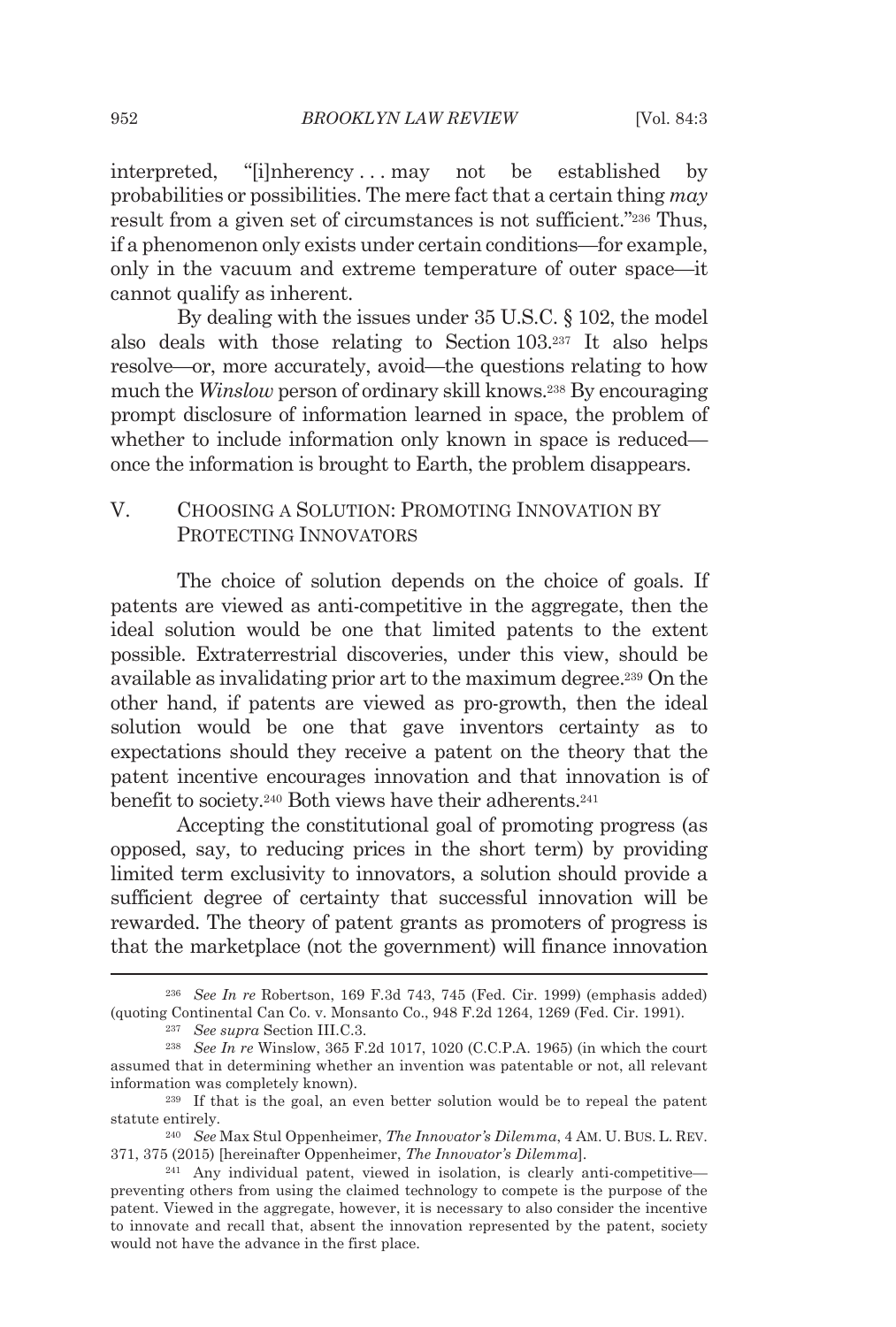interpreted, "[i]nherency . . . may not be established by probabilities or possibilities. The mere fact that a certain thing *may* result from a given set of circumstances is not sufficient."[236] Thus, if a phenomenon only exists under certain conditions—for example, only in the vacuum and extreme temperature of outer space—it cannot qualify as inherent.

By dealing with the issues under 35 U.S.C. § 102, the model also deals with those relating to Section 103.[237] It also helps resolve—or, more accurately, avoid—the questions relating to how much the *Winslow* person of ordinary skill knows.[238] By encouraging prompt disclosure of information learned in space, the problem of whether to include information only known in space is reduced—once the information is brought to Earth, the problem disappears.

## V. Choosing a Solution: Promoting Innovation by Protecting Innovators

The choice of solution depends on the choice of goals. If patents are viewed as anti-competitive in the aggregate, then the ideal solution would be one that limited patents to the extent possible. Extraterrestrial discoveries, under this view, should be available as invalidating prior art to the maximum degree.[239] On the other hand, if patents are viewed as pro-growth, then the ideal solution would be one that gave inventors certainty as to expectations should they receive a patent on the theory that the patent incentive encourages innovation and that innovation is of benefit to society.[240] Both views have their adherents.[241]

Accepting the constitutional goal of promoting progress (as opposed, say, to reducing prices in the short term) by providing limited term exclusivity to innovators, a solution should provide a sufficient degree of certainty that successful innovation will be rewarded. The theory of patent grants as promoters of progress is that the marketplace (not the government) will finance innovation

---

[236] *See In re* Robertson, 169 F.3d 743, 745 (Fed. Cir. 1999) (emphasis added) (quoting Continental Can Co. v. Monsanto Co., 948 F.2d 1264, 1269 (Fed. Cir. 1991).

[237] *See supra* Section III.C.3.

[238] *See In re* Winslow, 365 F.2d 1017, 1020 (C.C.P.A. 1965) (in which the court assumed that in determining whether an invention was patentable or not, all relevant information was completely known).

[239] If that is the goal, an even better solution would be to repeal the patent statute entirely.

[240] *See* Max Stul Oppenheimer, *The Innovator's Dilemma*, 4 AM. U. BUS. L. REV. 371, 375 (2015) [hereinafter Oppenheimer, *The Innovator's Dilemma*].

[241] Any individual patent, viewed in isolation, is clearly anti-competitive—preventing others from using the claimed technology to compete is the purpose of the patent. Viewed in the aggregate, however, it is necessary to also consider the incentive to innovate and recall that, absent the innovation represented by the patent, society would not have the advance in the first place.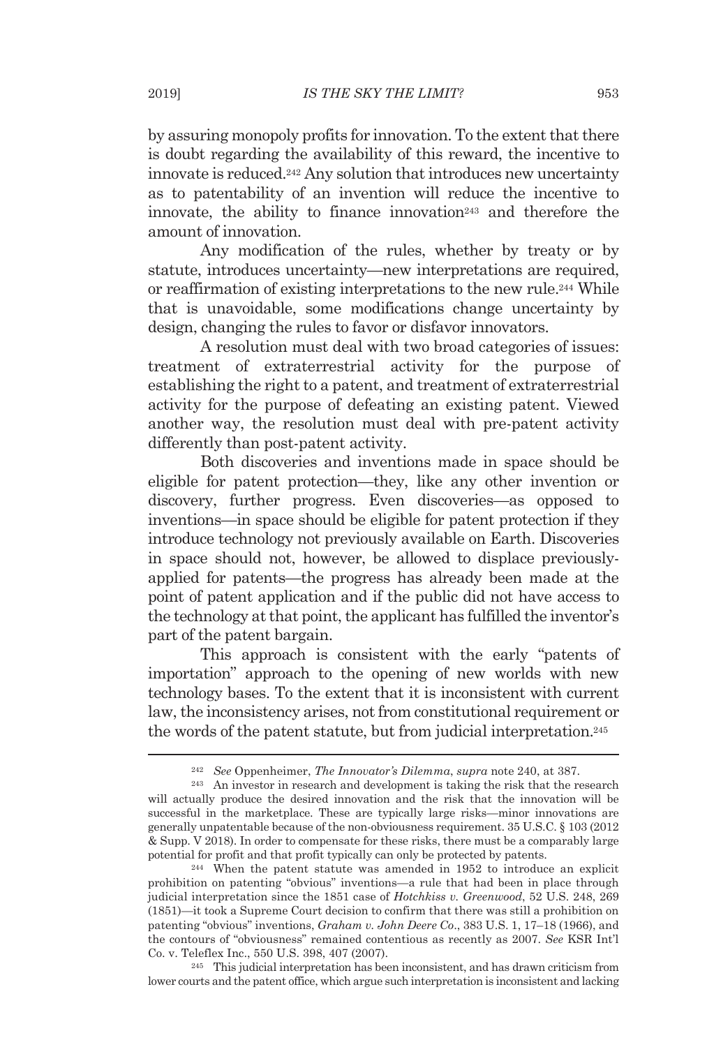by assuring monopoly profits for innovation. To the extent that there is doubt regarding the availability of this reward, the incentive to innovate is reduced.[242] Any solution that introduces new uncertainty as to patentability of an invention will reduce the incentive to innovate, the ability to finance innovation[243] and therefore the amount of innovation.

Any modification of the rules, whether by treaty or by statute, introduces uncertainty—new interpretations are required, or reaffirmation of existing interpretations to the new rule.[244] While that is unavoidable, some modifications change uncertainty by design, changing the rules to favor or disfavor innovators.

A resolution must deal with two broad categories of issues: treatment of extraterrestrial activity for the purpose of establishing the right to a patent, and treatment of extraterrestrial activity for the purpose of defeating an existing patent. Viewed another way, the resolution must deal with pre-patent activity differently than post-patent activity.

Both discoveries and inventions made in space should be eligible for patent protection—they, like any other invention or discovery, further progress. Even discoveries—as opposed to inventions—in space should be eligible for patent protection if they introduce technology not previously available on Earth. Discoveries in space should not, however, be allowed to displace previously-applied for patents—the progress has already been made at the point of patent application and if the public did not have access to the technology at that point, the applicant has fulfilled the inventor's part of the patent bargain.

This approach is consistent with the early "patents of importation" approach to the opening of new worlds with new technology bases. To the extent that it is inconsistent with current law, the inconsistency arises, not from constitutional requirement or the words of the patent statute, but from judicial interpretation.[245]

---

[242] *See* Oppenheimer, *The Innovator's Dilemma*, *supra* note 240, at 387.

[243] An investor in research and development is taking the risk that the research will actually produce the desired innovation and the risk that the innovation will be successful in the marketplace. These are typically large risks—minor innovations are generally unpatentable because of the non-obviousness requirement. 35 U.S.C. § 103 (2012 & Supp. V 2018). In order to compensate for these risks, there must be a comparably large potential for profit and that profit typically can only be protected by patents.

[244] When the patent statute was amended in 1952 to introduce an explicit prohibition on patenting "obvious" inventions—a rule that had been in place through judicial interpretation since the 1851 case of *Hotchkiss v. Greenwood*, 52 U.S. 248, 269 (1851)—it took a Supreme Court decision to confirm that there was still a prohibition on patenting "obvious" inventions, *Graham v. John Deere Co*., 383 U.S. 1, 17–18 (1966), and the contours of "obviousness" remained contentious as recently as 2007. *See* KSR Int'l Co. v. Teleflex Inc., 550 U.S. 398, 407 (2007).

[245] This judicial interpretation has been inconsistent, and has drawn criticism from lower courts and the patent office, which argue such interpretation is inconsistent and lacking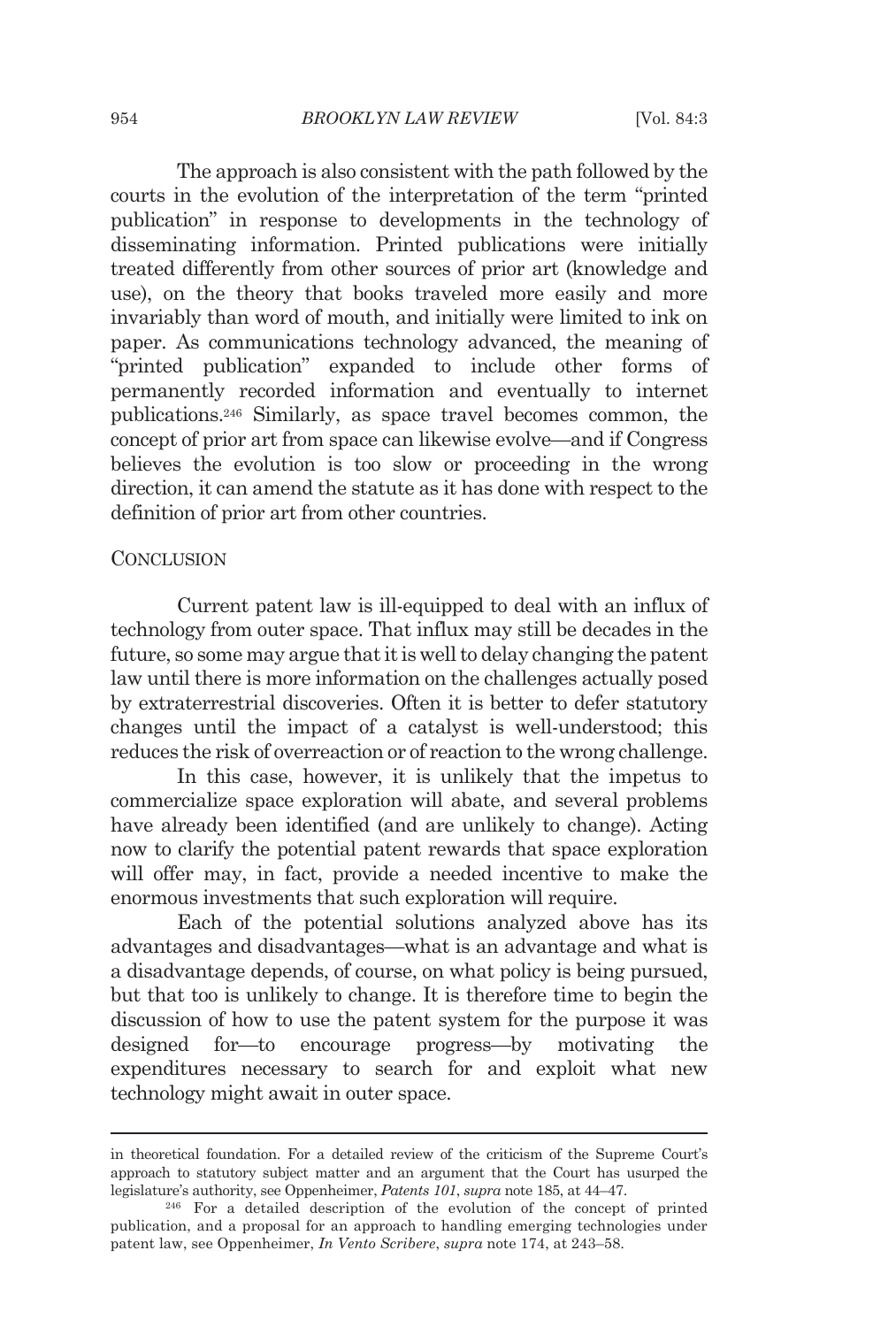The approach is also consistent with the path followed by the courts in the evolution of the interpretation of the term "printed publication" in response to developments in the technology of disseminating information. Printed publications were initially treated differently from other sources of prior art (knowledge and use), on the theory that books traveled more easily and more invariably than word of mouth, and initially were limited to ink on paper. As communications technology advanced, the meaning of "printed publication" expanded to include other forms of permanently recorded information and eventually to internet publications.[246] Similarly, as space travel becomes common, the concept of prior art from space can likewise evolve—and if Congress believes the evolution is too slow or proceeding in the wrong direction, it can amend the statute as it has done with respect to the definition of prior art from other countries.

## CONCLUSION

Current patent law is ill-equipped to deal with an influx of technology from outer space. That influx may still be decades in the future, so some may argue that it is well to delay changing the patent law until there is more information on the challenges actually posed by extraterrestrial discoveries. Often it is better to defer statutory changes until the impact of a catalyst is well-understood; this reduces the risk of overreaction or of reaction to the wrong challenge.

In this case, however, it is unlikely that the impetus to commercialize space exploration will abate, and several problems have already been identified (and are unlikely to change). Acting now to clarify the potential patent rewards that space exploration will offer may, in fact, provide a needed incentive to make the enormous investments that such exploration will require.

Each of the potential solutions analyzed above has its advantages and disadvantages—what is an advantage and what is a disadvantage depends, of course, on what policy is being pursued, but that too is unlikely to change. It is therefore time to begin the discussion of how to use the patent system for the purpose it was designed for—to encourage progress—by motivating the expenditures necessary to search for and exploit what new technology might await in outer space.

---

in theoretical foundation. For a detailed review of the criticism of the Supreme Court's approach to statutory subject matter and an argument that the Court has usurped the legislature's authority, see Oppenheimer, *Patents 101*, *supra* note 185, at 44–47.

[246] For a detailed description of the evolution of the concept of printed publication, and a proposal for an approach to handling emerging technologies under patent law, see Oppenheimer, *In Vento Scribere*, *supra* note 174, at 243–58.